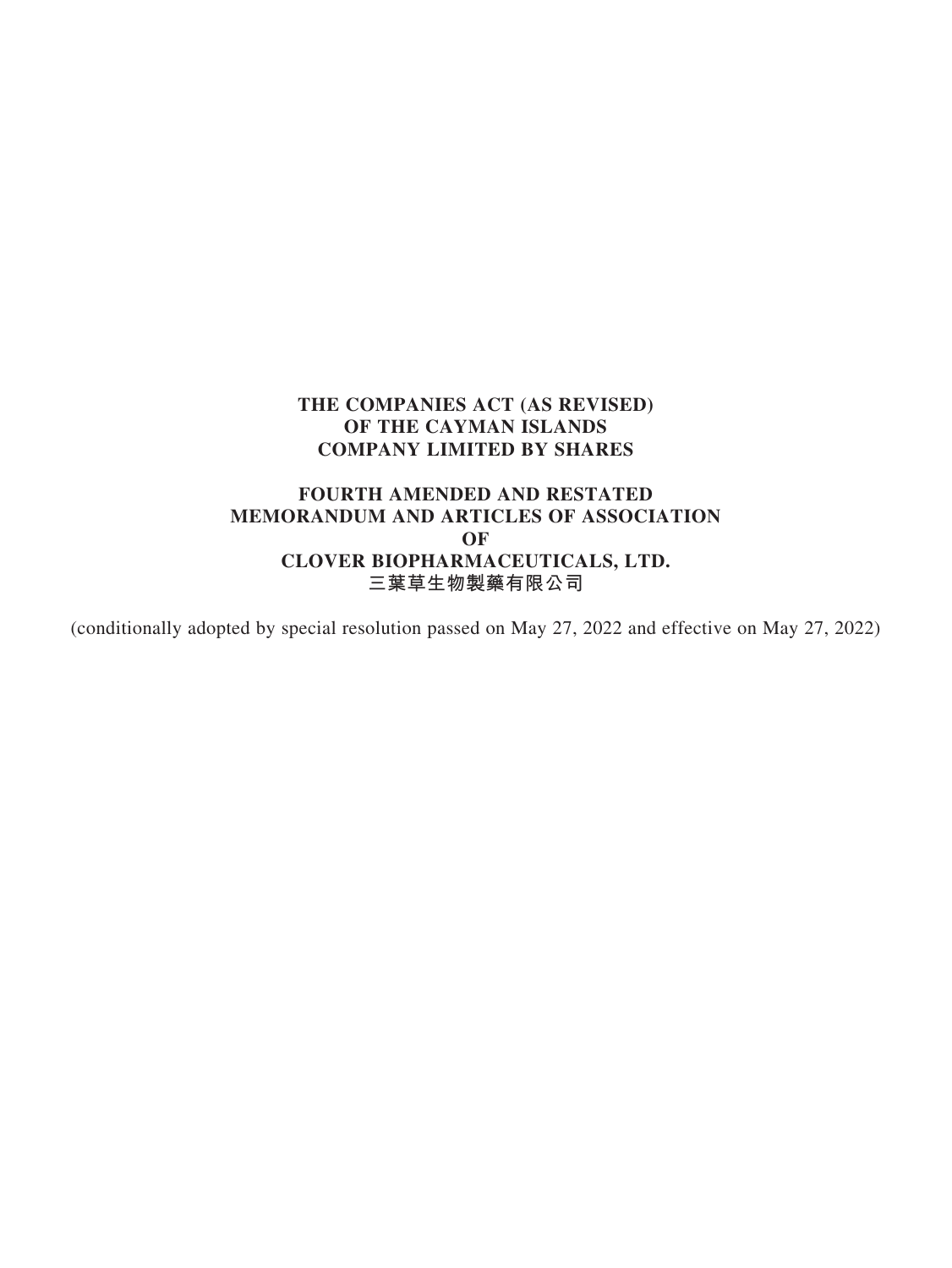**THE COMPANIES ACT (AS REVISED)**
**OF THE CAYMAN ISLANDS**
**COMPANY LIMITED BY SHARES**

# FOURTH AMENDED AND RESTATED MEMORANDUM AND ARTICLES OF ASSOCIATION OF CLOVER BIOPHARMACEUTICALS, LTD.
# 三葉草生物製藥有限公司

(conditionally adopted by special resolution passed on May 27, 2022 and effective on May 27, 2022)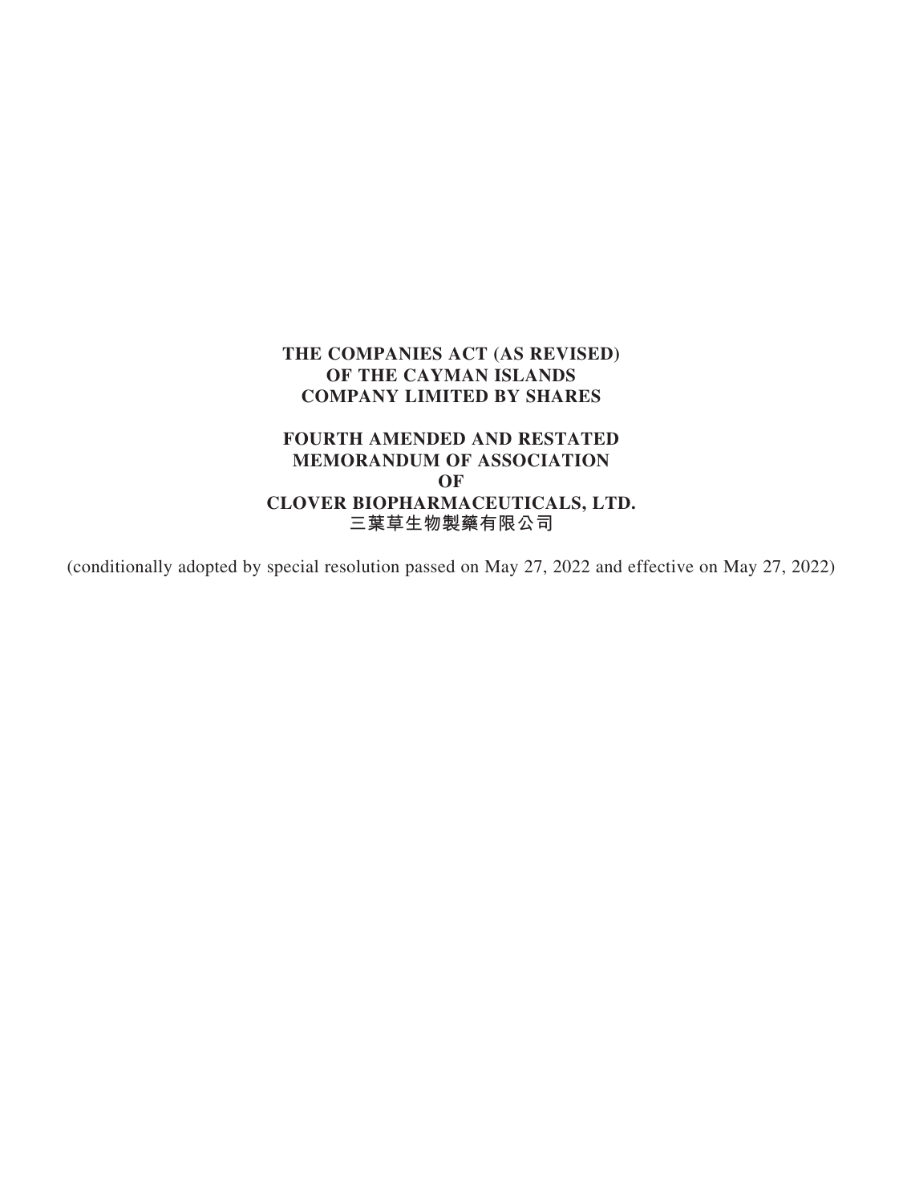**THE COMPANIES ACT (AS REVISED)**
**OF THE CAYMAN ISLANDS**
**COMPANY LIMITED BY SHARES**

# FOURTH AMENDED AND RESTATED MEMORANDUM OF ASSOCIATION OF CLOVER BIOPHARMACEUTICALS, LTD.
# 三葉草生物製藥有限公司

(conditionally adopted by special resolution passed on May 27, 2022 and effective on May 27, 2022)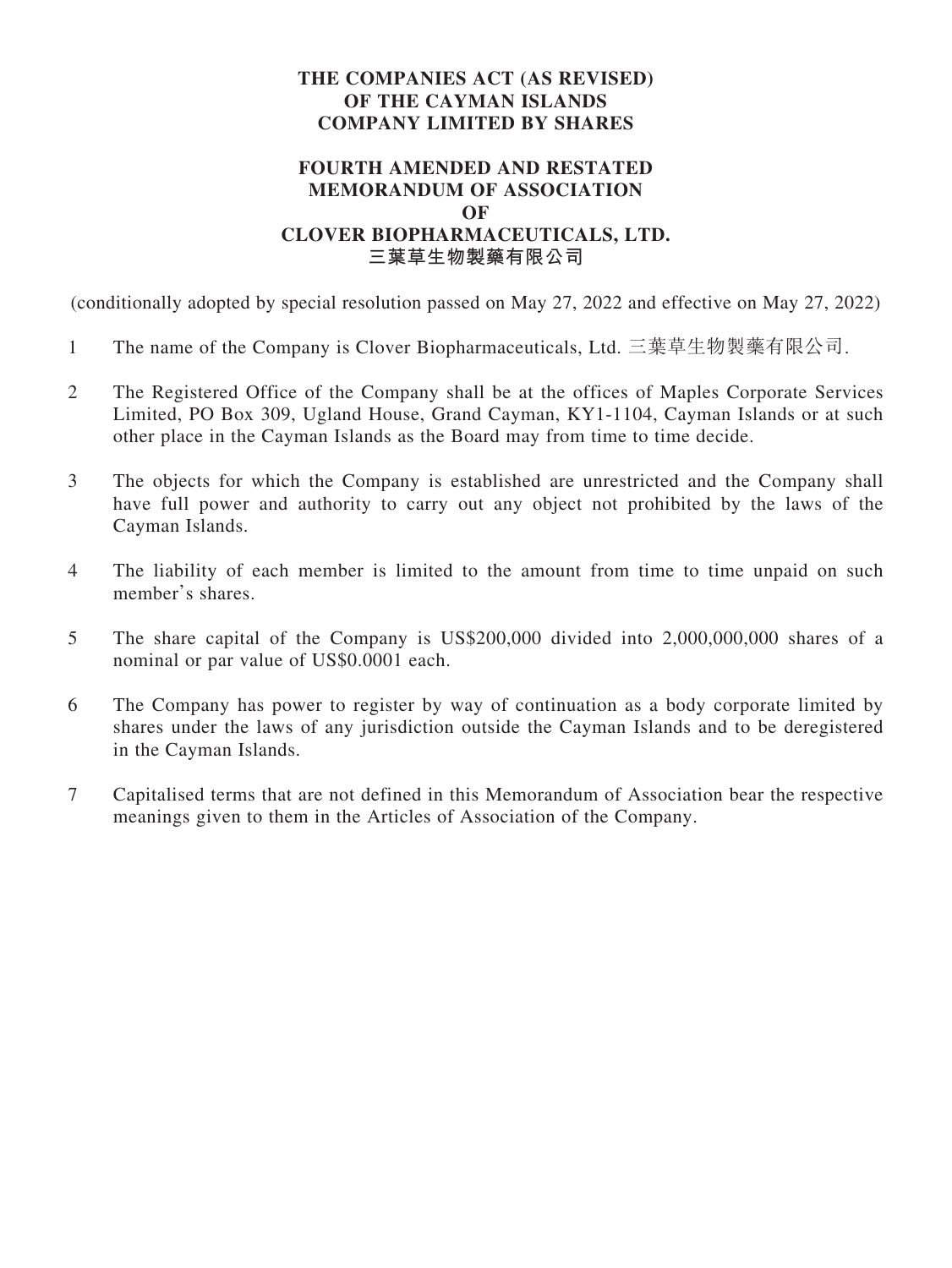**THE COMPANIES ACT (AS REVISED)**
**OF THE CAYMAN ISLANDS**
**COMPANY LIMITED BY SHARES**

# FOURTH AMENDED AND RESTATED MEMORANDUM OF ASSOCIATION OF CLOVER BIOPHARMACEUTICALS, LTD. 三葉草生物製藥有限公司

(conditionally adopted by special resolution passed on May 27, 2022 and effective on May 27, 2022)

1 The name of the Company is Clover Biopharmaceuticals, Ltd. 三葉草生物製藥有限公司.

2 The Registered Office of the Company shall be at the offices of Maples Corporate Services Limited, PO Box 309, Ugland House, Grand Cayman, KY1-1104, Cayman Islands or at such other place in the Cayman Islands as the Board may from time to time decide.

3 The objects for which the Company is established are unrestricted and the Company shall have full power and authority to carry out any object not prohibited by the laws of the Cayman Islands.

4 The liability of each member is limited to the amount from time to time unpaid on such member's shares.

5 The share capital of the Company is US$200,000 divided into 2,000,000,000 shares of a nominal or par value of US$0.0001 each.

6 The Company has power to register by way of continuation as a body corporate limited by shares under the laws of any jurisdiction outside the Cayman Islands and to be deregistered in the Cayman Islands.

7 Capitalised terms that are not defined in this Memorandum of Association bear the respective meanings given to them in the Articles of Association of the Company.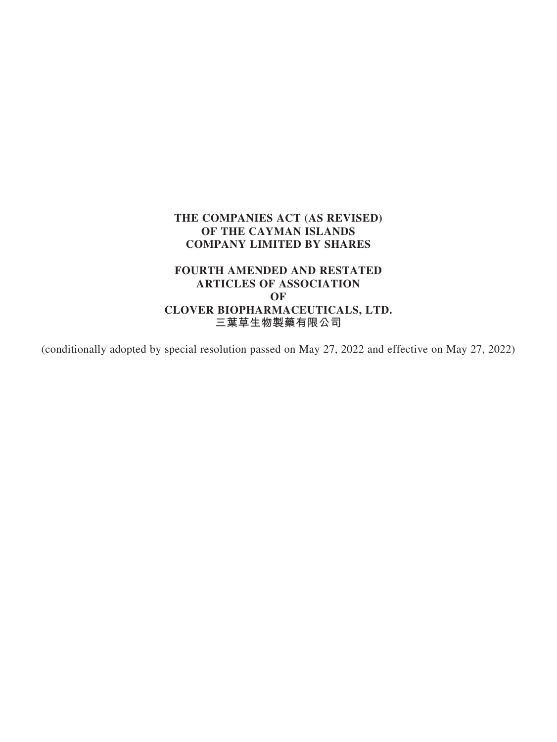**THE COMPANIES ACT (AS REVISED)**
**OF THE CAYMAN ISLANDS**
**COMPANY LIMITED BY SHARES**

**FOURTH AMENDED AND RESTATED**
**ARTICLES OF ASSOCIATION**
**OF**
**CLOVER BIOPHARMACEUTICALS, LTD.**
**三葉草生物製藥有限公司**

(conditionally adopted by special resolution passed on May 27, 2022 and effective on May 27, 2022)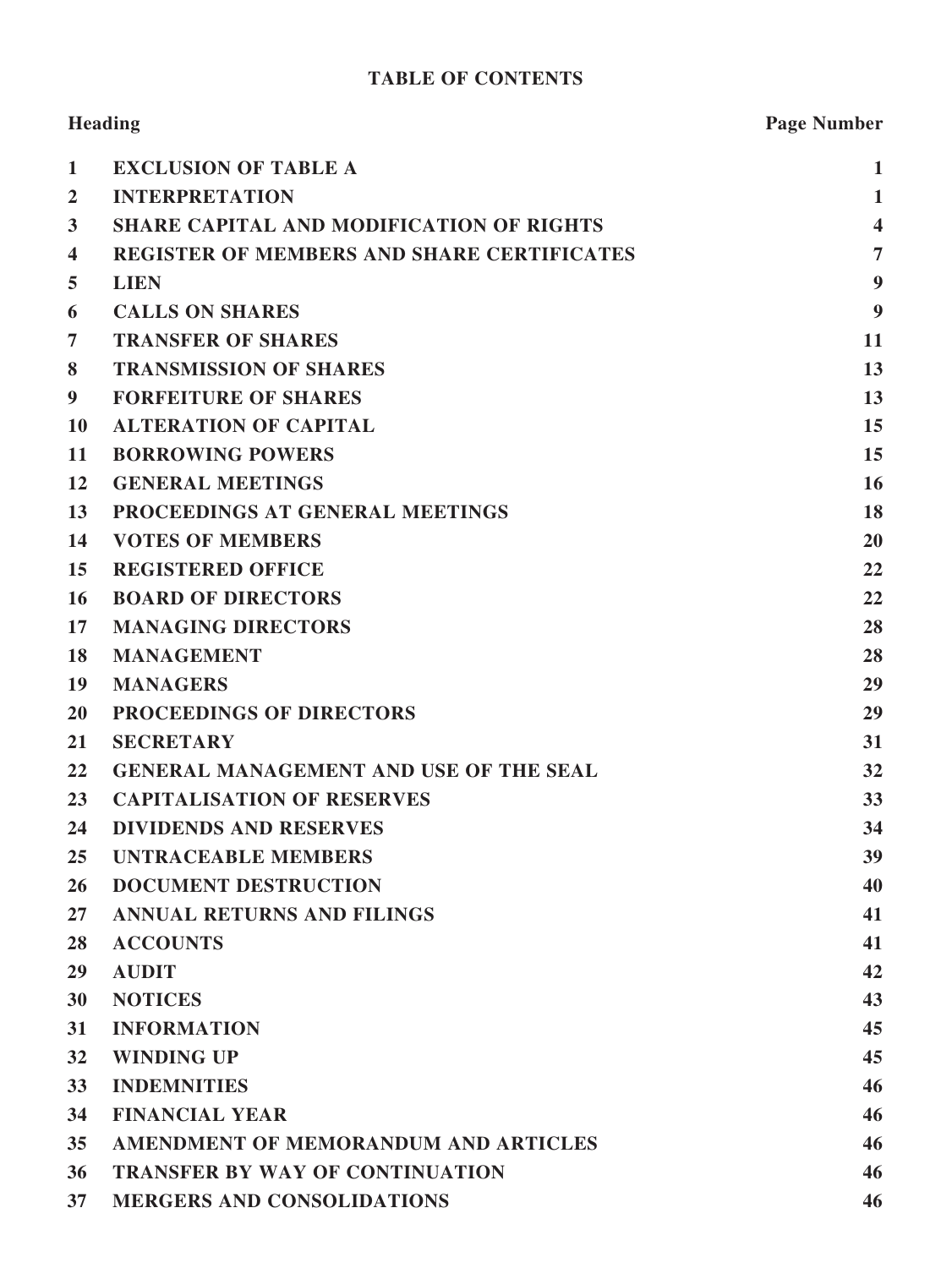# TABLE OF CONTENTS

| Heading | | Page Number |
|---|---|---|
| 1 | EXCLUSION OF TABLE A | 1 |
| 2 | INTERPRETATION | 1 |
| 3 | SHARE CAPITAL AND MODIFICATION OF RIGHTS | 4 |
| 4 | REGISTER OF MEMBERS AND SHARE CERTIFICATES | 7 |
| 5 | LIEN | 9 |
| 6 | CALLS ON SHARES | 9 |
| 7 | TRANSFER OF SHARES | 11 |
| 8 | TRANSMISSION OF SHARES | 13 |
| 9 | FORFEITURE OF SHARES | 13 |
| 10 | ALTERATION OF CAPITAL | 15 |
| 11 | BORROWING POWERS | 15 |
| 12 | GENERAL MEETINGS | 16 |
| 13 | PROCEEDINGS AT GENERAL MEETINGS | 18 |
| 14 | VOTES OF MEMBERS | 20 |
| 15 | REGISTERED OFFICE | 22 |
| 16 | BOARD OF DIRECTORS | 22 |
| 17 | MANAGING DIRECTORS | 28 |
| 18 | MANAGEMENT | 28 |
| 19 | MANAGERS | 29 |
| 20 | PROCEEDINGS OF DIRECTORS | 29 |
| 21 | SECRETARY | 31 |
| 22 | GENERAL MANAGEMENT AND USE OF THE SEAL | 32 |
| 23 | CAPITALISATION OF RESERVES | 33 |
| 24 | DIVIDENDS AND RESERVES | 34 |
| 25 | UNTRACEABLE MEMBERS | 39 |
| 26 | DOCUMENT DESTRUCTION | 40 |
| 27 | ANNUAL RETURNS AND FILINGS | 41 |
| 28 | ACCOUNTS | 41 |
| 29 | AUDIT | 42 |
| 30 | NOTICES | 43 |
| 31 | INFORMATION | 45 |
| 32 | WINDING UP | 45 |
| 33 | INDEMNITIES | 46 |
| 34 | FINANCIAL YEAR | 46 |
| 35 | AMENDMENT OF MEMORANDUM AND ARTICLES | 46 |
| 36 | TRANSFER BY WAY OF CONTINUATION | 46 |
| 37 | MERGERS AND CONSOLIDATIONS | 46 |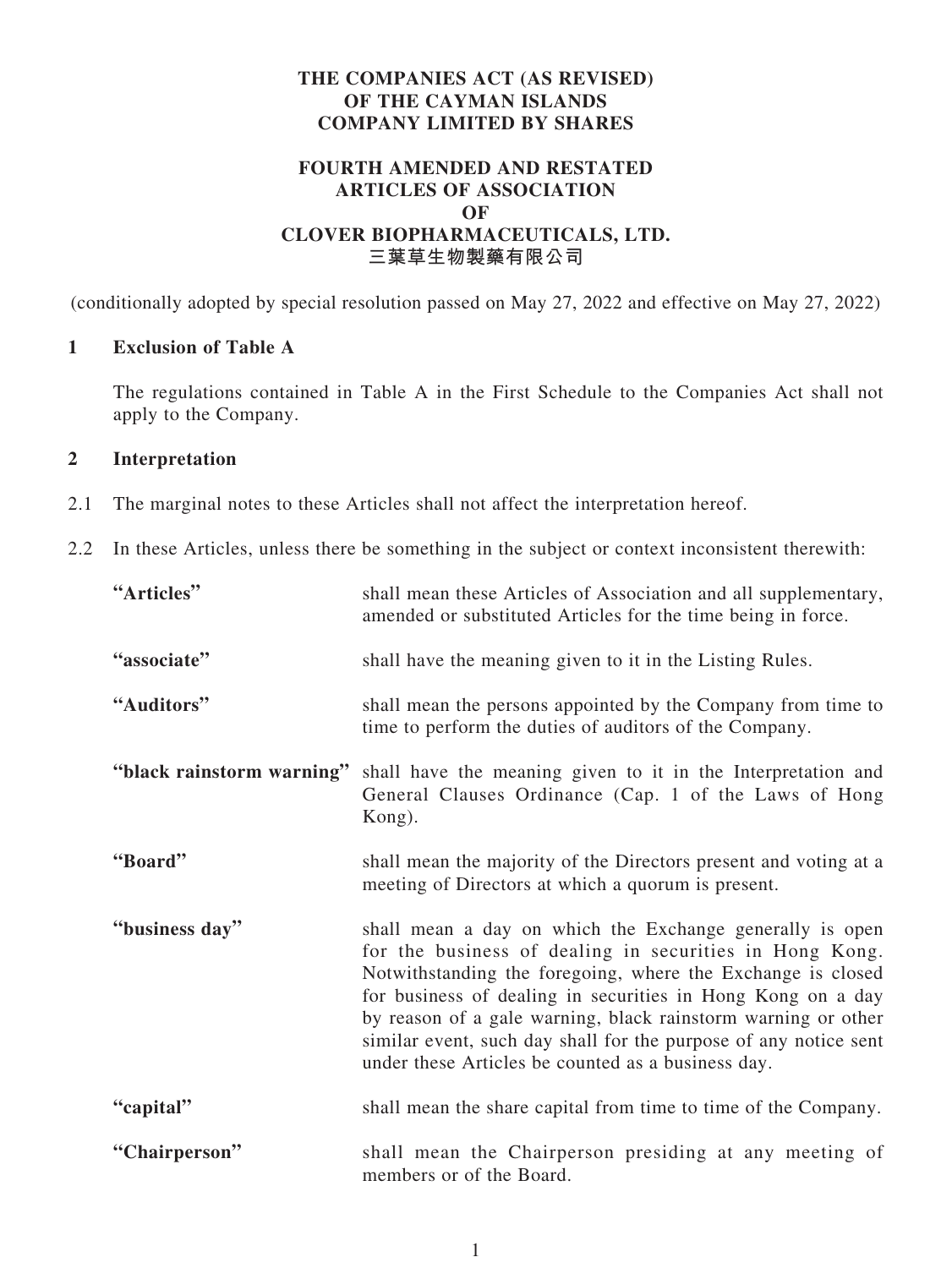**THE COMPANIES ACT (AS REVISED)**
**OF THE CAYMAN ISLANDS**
**COMPANY LIMITED BY SHARES**

# FOURTH AMENDED AND RESTATED ARTICLES OF ASSOCIATION OF CLOVER BIOPHARMACEUTICALS, LTD. 三葉草生物製藥有限公司

(conditionally adopted by special resolution passed on May 27, 2022 and effective on May 27, 2022)

## 1 Exclusion of Table A

The regulations contained in Table A in the First Schedule to the Companies Act shall not apply to the Company.

## 2 Interpretation

2.1 The marginal notes to these Articles shall not affect the interpretation hereof.

2.2 In these Articles, unless there be something in the subject or context inconsistent therewith:

| | |
|---|---|
| **"Articles"** | shall mean these Articles of Association and all supplementary, amended or substituted Articles for the time being in force. |
| **"associate"** | shall have the meaning given to it in the Listing Rules. |
| **"Auditors"** | shall mean the persons appointed by the Company from time to time to perform the duties of auditors of the Company. |
| **"black rainstorm warning"** | shall have the meaning given to it in the Interpretation and General Clauses Ordinance (Cap. 1 of the Laws of Hong Kong). |
| **"Board"** | shall mean the majority of the Directors present and voting at a meeting of Directors at which a quorum is present. |
| **"business day"** | shall mean a day on which the Exchange generally is open for the business of dealing in securities in Hong Kong. Notwithstanding the foregoing, where the Exchange is closed for business of dealing in securities in Hong Kong on a day by reason of a gale warning, black rainstorm warning or other similar event, such day shall for the purpose of any notice sent under these Articles be counted as a business day. |
| **"capital"** | shall mean the share capital from time to time of the Company. |
| **"Chairperson"** | shall mean the Chairperson presiding at any meeting of members or of the Board. |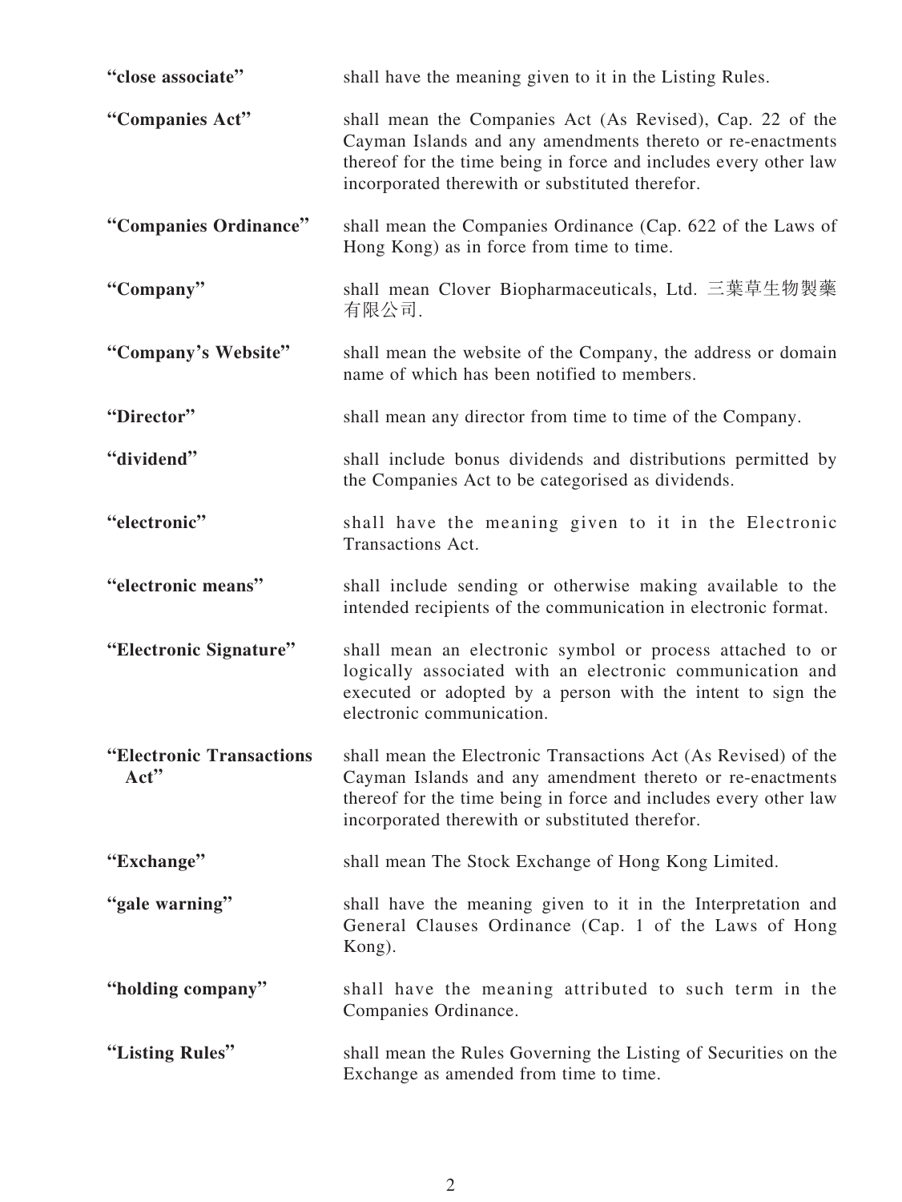| | |
|---|---|
| **"close associate"** | shall have the meaning given to it in the Listing Rules. |
| **"Companies Act"** | shall mean the Companies Act (As Revised), Cap. 22 of the Cayman Islands and any amendments thereto or re-enactments thereof for the time being in force and includes every other law incorporated therewith or substituted therefor. |
| **"Companies Ordinance"** | shall mean the Companies Ordinance (Cap. 622 of the Laws of Hong Kong) as in force from time to time. |
| **"Company"** | shall mean Clover Biopharmaceuticals, Ltd. 三葉草生物製藥有限公司. |
| **"Company's Website"** | shall mean the website of the Company, the address or domain name of which has been notified to members. |
| **"Director"** | shall mean any director from time to time of the Company. |
| **"dividend"** | shall include bonus dividends and distributions permitted by the Companies Act to be categorised as dividends. |
| **"electronic"** | shall have the meaning given to it in the Electronic Transactions Act. |
| **"electronic means"** | shall include sending or otherwise making available to the intended recipients of the communication in electronic format. |
| **"Electronic Signature"** | shall mean an electronic symbol or process attached to or logically associated with an electronic communication and executed or adopted by a person with the intent to sign the electronic communication. |
| **"Electronic Transactions Act"** | shall mean the Electronic Transactions Act (As Revised) of the Cayman Islands and any amendment thereto or re-enactments thereof for the time being in force and includes every other law incorporated therewith or substituted therefor. |
| **"Exchange"** | shall mean The Stock Exchange of Hong Kong Limited. |
| **"gale warning"** | shall have the meaning given to it in the Interpretation and General Clauses Ordinance (Cap. 1 of the Laws of Hong Kong). |
| **"holding company"** | shall have the meaning attributed to such term in the Companies Ordinance. |
| **"Listing Rules"** | shall mean the Rules Governing the Listing of Securities on the Exchange as amended from time to time. |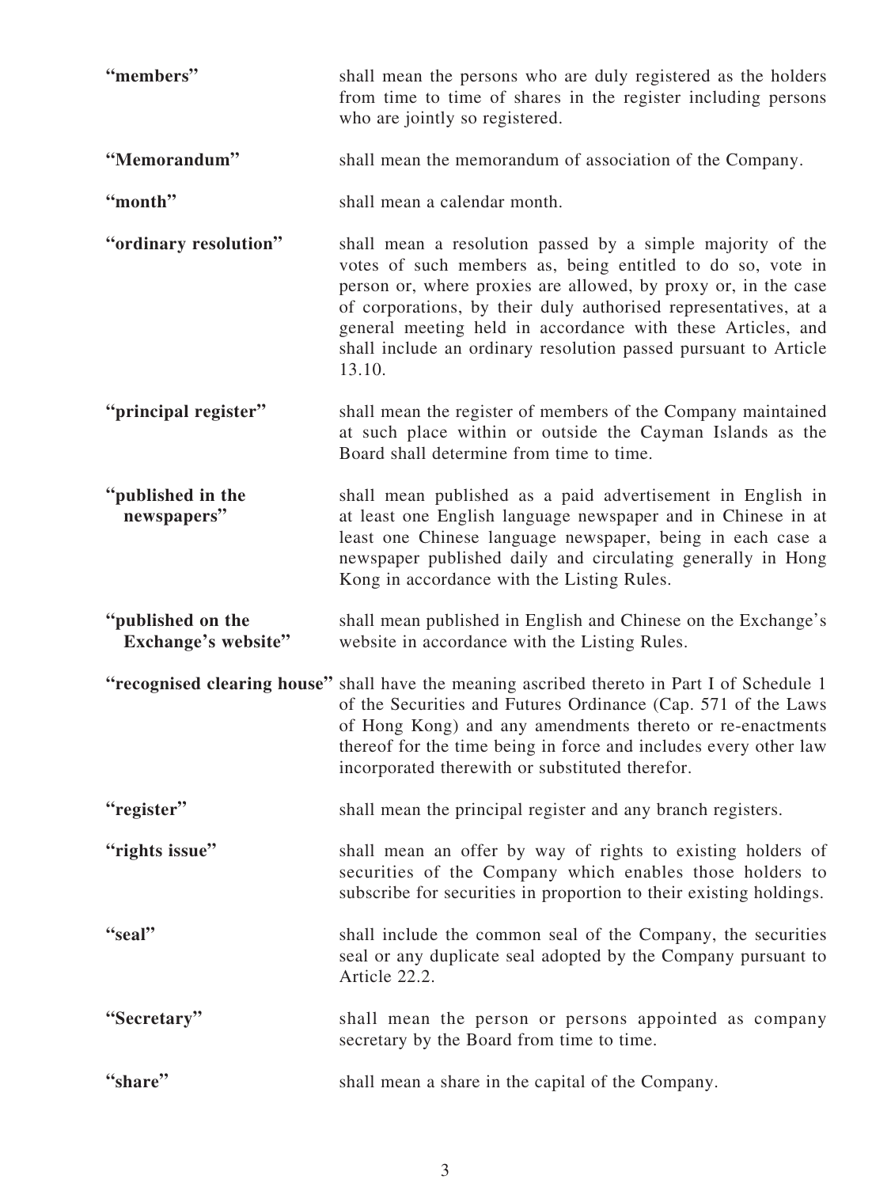| | |
|---|---|
| **"members"** | shall mean the persons who are duly registered as the holders from time to time of shares in the register including persons who are jointly so registered. |
| **"Memorandum"** | shall mean the memorandum of association of the Company. |
| **"month"** | shall mean a calendar month. |
| **"ordinary resolution"** | shall mean a resolution passed by a simple majority of the votes of such members as, being entitled to do so, vote in person or, where proxies are allowed, by proxy or, in the case of corporations, by their duly authorised representatives, at a general meeting held in accordance with these Articles, and shall include an ordinary resolution passed pursuant to Article 13.10. |
| **"principal register"** | shall mean the register of members of the Company maintained at such place within or outside the Cayman Islands as the Board shall determine from time to time. |
| **"published in the newspapers"** | shall mean published as a paid advertisement in English in at least one English language newspaper and in Chinese in at least one Chinese language newspaper, being in each case a newspaper published daily and circulating generally in Hong Kong in accordance with the Listing Rules. |
| **"published on the Exchange's website"** | shall mean published in English and Chinese on the Exchange's website in accordance with the Listing Rules. |
| **"recognised clearing house"** | shall have the meaning ascribed thereto in Part I of Schedule 1 of the Securities and Futures Ordinance (Cap. 571 of the Laws of Hong Kong) and any amendments thereto or re-enactments thereof for the time being in force and includes every other law incorporated therewith or substituted therefor. |
| **"register"** | shall mean the principal register and any branch registers. |
| **"rights issue"** | shall mean an offer by way of rights to existing holders of securities of the Company which enables those holders to subscribe for securities in proportion to their existing holdings. |
| **"seal"** | shall include the common seal of the Company, the securities seal or any duplicate seal adopted by the Company pursuant to Article 22.2. |
| **"Secretary"** | shall mean the person or persons appointed as company secretary by the Board from time to time. |
| **"share"** | shall mean a share in the capital of the Company. |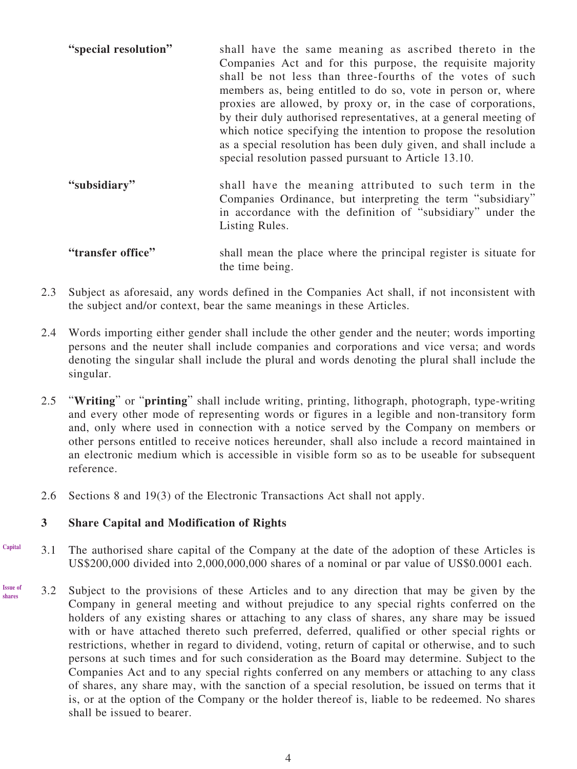**"special resolution"** shall have the same meaning as ascribed thereto in the Companies Act and for this purpose, the requisite majority shall be not less than three-fourths of the votes of such members as, being entitled to do so, vote in person or, where proxies are allowed, by proxy or, in the case of corporations, by their duly authorised representatives, at a general meeting of which notice specifying the intention to propose the resolution as a special resolution has been duly given, and shall include a special resolution passed pursuant to Article 13.10.

**"subsidiary"** shall have the meaning attributed to such term in the Companies Ordinance, but interpreting the term "subsidiary" in accordance with the definition of "subsidiary" under the Listing Rules.

**"transfer office"** shall mean the place where the principal register is situate for the time being.

2.3 Subject as aforesaid, any words defined in the Companies Act shall, if not inconsistent with the subject and/or context, bear the same meanings in these Articles.

2.4 Words importing either gender shall include the other gender and the neuter; words importing persons and the neuter shall include companies and corporations and vice versa; and words denoting the singular shall include the plural and words denoting the plural shall include the singular.

2.5 "**Writing**" or "**printing**" shall include writing, printing, lithograph, photograph, type-writing and every other mode of representing words or figures in a legible and non-transitory form and, only where used in connection with a notice served by the Company on members or other persons entitled to receive notices hereunder, shall also include a record maintained in an electronic medium which is accessible in visible form so as to be useable for subsequent reference.

2.6 Sections 8 and 19(3) of the Electronic Transactions Act shall not apply.

### 3 Share Capital and Modification of Rights

Capital

3.1 The authorised share capital of the Company at the date of the adoption of these Articles is US$200,000 divided into 2,000,000,000 shares of a nominal or par value of US$0.0001 each.

Issue of shares

3.2 Subject to the provisions of these Articles and to any direction that may be given by the Company in general meeting and without prejudice to any special rights conferred on the holders of any existing shares or attaching to any class of shares, any share may be issued with or have attached thereto such preferred, deferred, qualified or other special rights or restrictions, whether in regard to dividend, voting, return of capital or otherwise, and to such persons at such times and for such consideration as the Board may determine. Subject to the Companies Act and to any special rights conferred on any members or attaching to any class of shares, any share may, with the sanction of a special resolution, be issued on terms that it is, or at the option of the Company or the holder thereof is, liable to be redeemed. No shares shall be issued to bearer.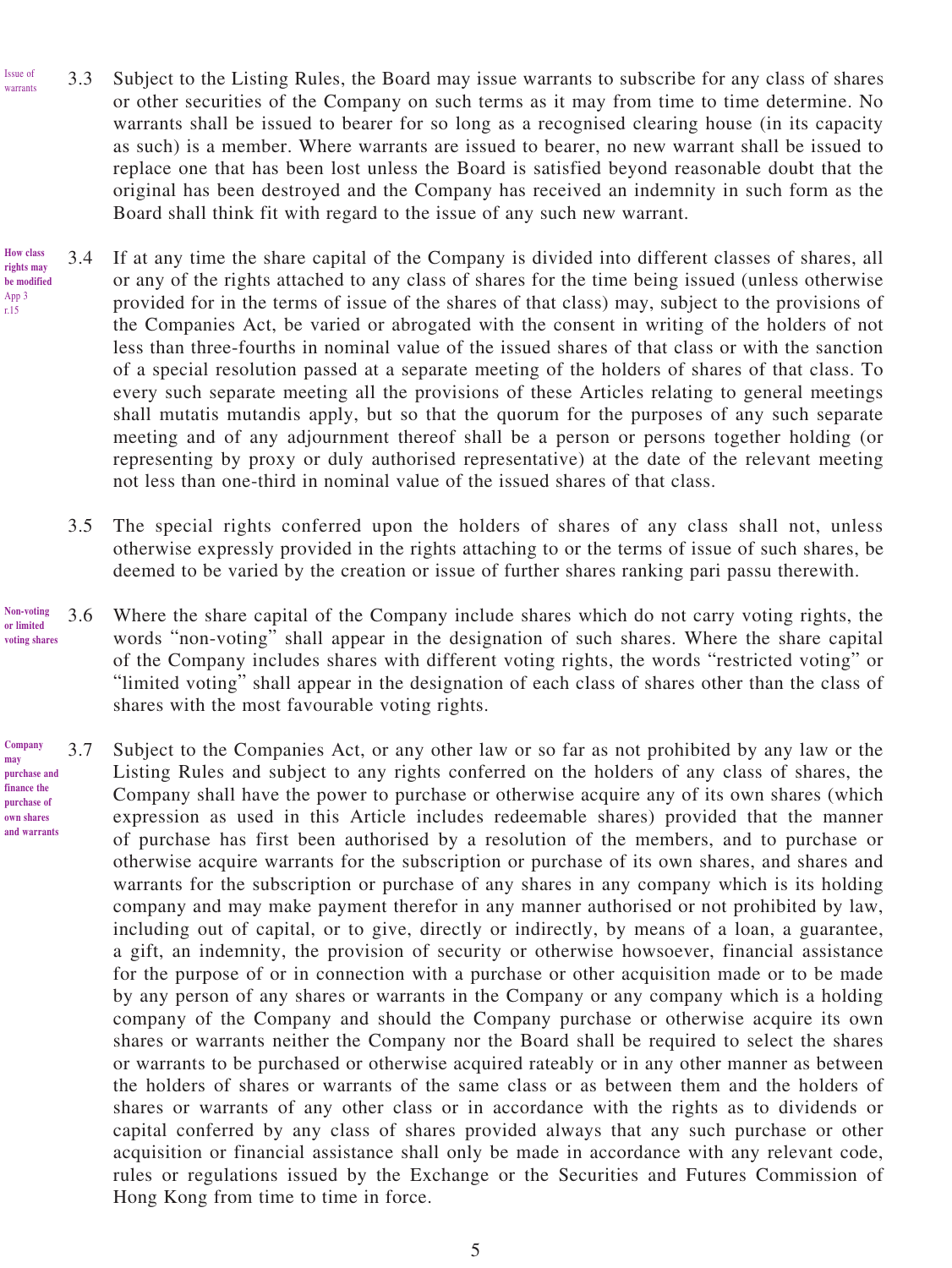Issue of warrants

3.3 Subject to the Listing Rules, the Board may issue warrants to subscribe for any class of shares or other securities of the Company on such terms as it may from time to time determine. No warrants shall be issued to bearer for so long as a recognised clearing house (in its capacity as such) is a member. Where warrants are issued to bearer, no new warrant shall be issued to replace one that has been lost unless the Board is satisfied beyond reasonable doubt that the original has been destroyed and the Company has received an indemnity in such form as the Board shall think fit with regard to the issue of any such new warrant.

**How class rights may be modified**
App 3 r.15

3.4 If at any time the share capital of the Company is divided into different classes of shares, all or any of the rights attached to any class of shares for the time being issued (unless otherwise provided for in the terms of issue of the shares of that class) may, subject to the provisions of the Companies Act, be varied or abrogated with the consent in writing of the holders of not less than three-fourths in nominal value of the issued shares of that class or with the sanction of a special resolution passed at a separate meeting of the holders of shares of that class. To every such separate meeting all the provisions of these Articles relating to general meetings shall mutatis mutandis apply, but so that the quorum for the purposes of any such separate meeting and of any adjournment thereof shall be a person or persons together holding (or representing by proxy or duly authorised representative) at the date of the relevant meeting not less than one-third in nominal value of the issued shares of that class.

3.5 The special rights conferred upon the holders of shares of any class shall not, unless otherwise expressly provided in the rights attaching to or the terms of issue of such shares, be deemed to be varied by the creation or issue of further shares ranking pari passu therewith.

**Non-voting or limited voting shares**

3.6 Where the share capital of the Company include shares which do not carry voting rights, the words "non-voting" shall appear in the designation of such shares. Where the share capital of the Company includes shares with different voting rights, the words "restricted voting" or "limited voting" shall appear in the designation of each class of shares other than the class of shares with the most favourable voting rights.

**Company may purchase and finance the purchase of own shares and warrants**

3.7 Subject to the Companies Act, or any other law or so far as not prohibited by any law or the Listing Rules and subject to any rights conferred on the holders of any class of shares, the Company shall have the power to purchase or otherwise acquire any of its own shares (which expression as used in this Article includes redeemable shares) provided that the manner of purchase has first been authorised by a resolution of the members, and to purchase or otherwise acquire warrants for the subscription or purchase of its own shares, and shares and warrants for the subscription or purchase of any shares in any company which is its holding company and may make payment therefor in any manner authorised or not prohibited by law, including out of capital, or to give, directly or indirectly, by means of a loan, a guarantee, a gift, an indemnity, the provision of security or otherwise howsoever, financial assistance for the purpose of or in connection with a purchase or other acquisition made or to be made by any person of any shares or warrants in the Company or any company which is a holding company of the Company and should the Company purchase or otherwise acquire its own shares or warrants neither the Company nor the Board shall be required to select the shares or warrants to be purchased or otherwise acquired rateably or in any other manner as between the holders of shares or warrants of the same class or as between them and the holders of shares or warrants of any other class or in accordance with the rights as to dividends or capital conferred by any class of shares provided always that any such purchase or other acquisition or financial assistance shall only be made in accordance with any relevant code, rules or regulations issued by the Exchange or the Securities and Futures Commission of Hong Kong from time to time in force.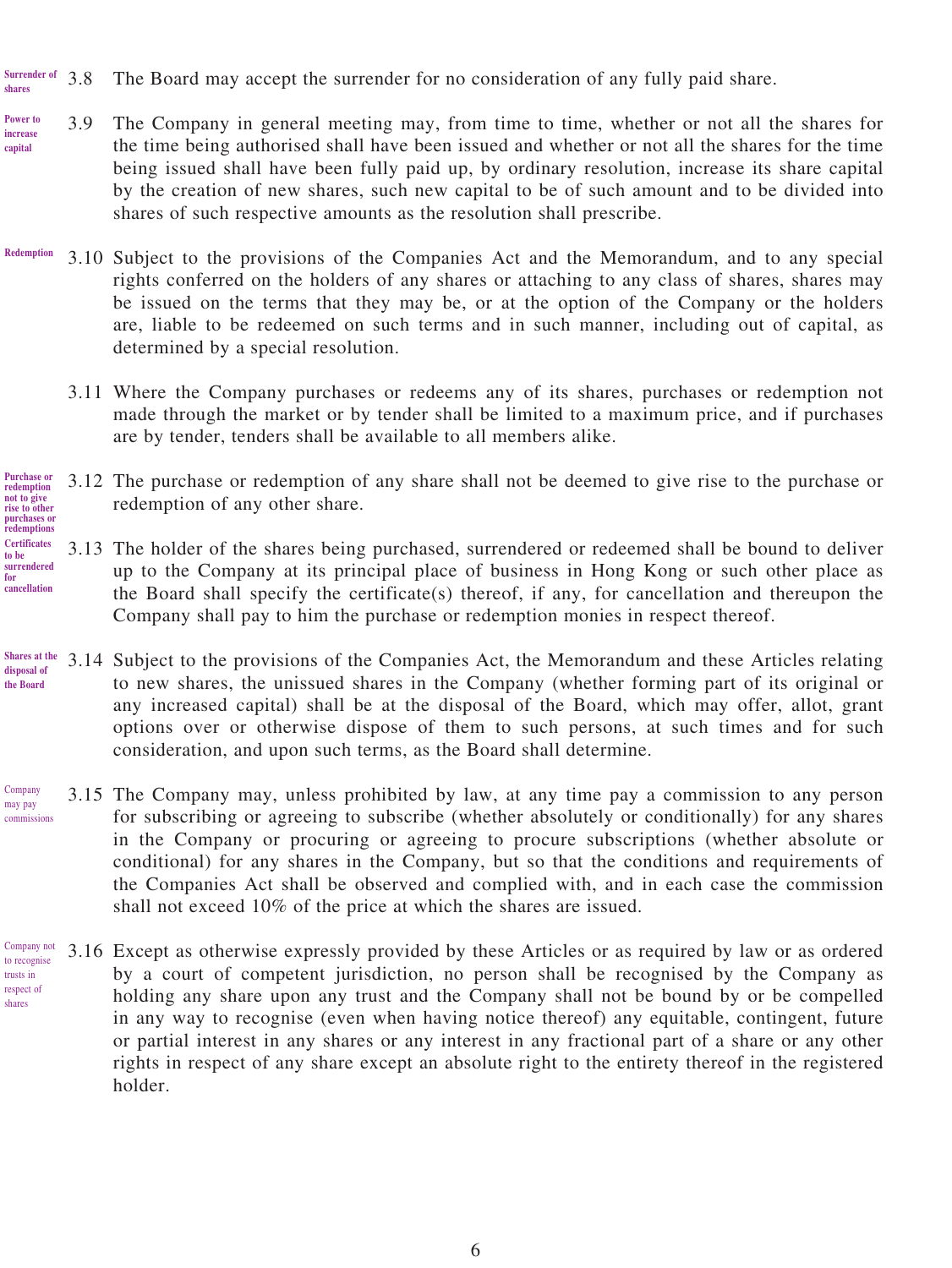*Surrender of shares*

3.8 The Board may accept the surrender for no consideration of any fully paid share.

*Power to increase capital*

3.9 The Company in general meeting may, from time to time, whether or not all the shares for the time being authorised shall have been issued and whether or not all the shares for the time being issued shall have been fully paid up, by ordinary resolution, increase its share capital by the creation of new shares, such new capital to be of such amount and to be divided into shares of such respective amounts as the resolution shall prescribe.

*Redemption*

3.10 Subject to the provisions of the Companies Act and the Memorandum, and to any special rights conferred on the holders of any shares or attaching to any class of shares, shares may be issued on the terms that they may be, or at the option of the Company or the holders are, liable to be redeemed on such terms and in such manner, including out of capital, as determined by a special resolution.

3.11 Where the Company purchases or redeems any of its shares, purchases or redemption not made through the market or by tender shall be limited to a maximum price, and if purchases are by tender, tenders shall be available to all members alike.

*Purchase or redemption not to give rise to other purchases or redemptions*

3.12 The purchase or redemption of any share shall not be deemed to give rise to the purchase or redemption of any other share.

*Certificates to be surrendered for cancellation*

3.13 The holder of the shares being purchased, surrendered or redeemed shall be bound to deliver up to the Company at its principal place of business in Hong Kong or such other place as the Board shall specify the certificate(s) thereof, if any, for cancellation and thereupon the Company shall pay to him the purchase or redemption monies in respect thereof.

*Shares at the disposal of the Board*

3.14 Subject to the provisions of the Companies Act, the Memorandum and these Articles relating to new shares, the unissued shares in the Company (whether forming part of its original or any increased capital) shall be at the disposal of the Board, which may offer, allot, grant options over or otherwise dispose of them to such persons, at such times and for such consideration, and upon such terms, as the Board shall determine.

*Company may pay commissions*

3.15 The Company may, unless prohibited by law, at any time pay a commission to any person for subscribing or agreeing to subscribe (whether absolutely or conditionally) for any shares in the Company or procuring or agreeing to procure subscriptions (whether absolute or conditional) for any shares in the Company, but so that the conditions and requirements of the Companies Act shall be observed and complied with, and in each case the commission shall not exceed 10% of the price at which the shares are issued.

*Company not to recognise trusts in respect of shares*

3.16 Except as otherwise expressly provided by these Articles or as required by law or as ordered by a court of competent jurisdiction, no person shall be recognised by the Company as holding any share upon any trust and the Company shall not be bound by or be compelled in any way to recognise (even when having notice thereof) any equitable, contingent, future or partial interest in any shares or any interest in any fractional part of a share or any other rights in respect of any share except an absolute right to the entirety thereof in the registered holder.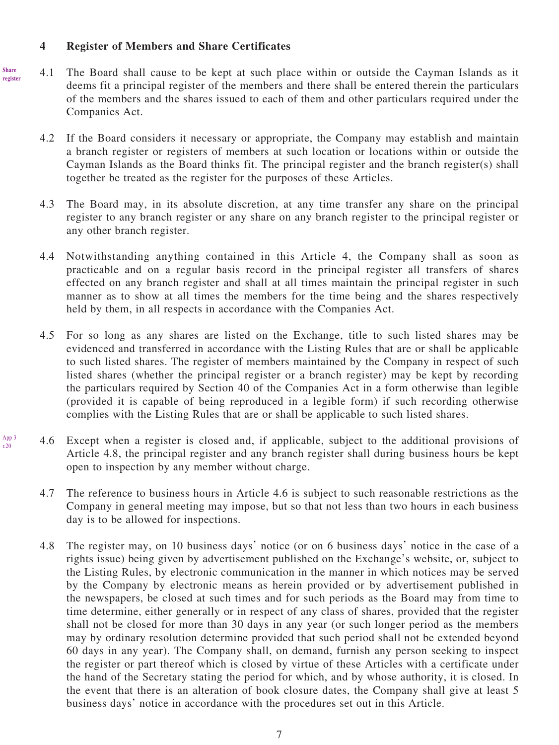## 4 Register of Members and Share Certificates

Share register

4.1 The Board shall cause to be kept at such place within or outside the Cayman Islands as it deems fit a principal register of the members and there shall be entered therein the particulars of the members and the shares issued to each of them and other particulars required under the Companies Act.

4.2 If the Board considers it necessary or appropriate, the Company may establish and maintain a branch register or registers of members at such location or locations within or outside the Cayman Islands as the Board thinks fit. The principal register and the branch register(s) shall together be treated as the register for the purposes of these Articles.

4.3 The Board may, in its absolute discretion, at any time transfer any share on the principal register to any branch register or any share on any branch register to the principal register or any other branch register.

4.4 Notwithstanding anything contained in this Article 4, the Company shall as soon as practicable and on a regular basis record in the principal register all transfers of shares effected on any branch register and shall at all times maintain the principal register in such manner as to show at all times the members for the time being and the shares respectively held by them, in all respects in accordance with the Companies Act.

4.5 For so long as any shares are listed on the Exchange, title to such listed shares may be evidenced and transferred in accordance with the Listing Rules that are or shall be applicable to such listed shares. The register of members maintained by the Company in respect of such listed shares (whether the principal register or a branch register) may be kept by recording the particulars required by Section 40 of the Companies Act in a form otherwise than legible (provided it is capable of being reproduced in a legible form) if such recording otherwise complies with the Listing Rules that are or shall be applicable to such listed shares.

App 3 r.20

4.6 Except when a register is closed and, if applicable, subject to the additional provisions of Article 4.8, the principal register and any branch register shall during business hours be kept open to inspection by any member without charge.

4.7 The reference to business hours in Article 4.6 is subject to such reasonable restrictions as the Company in general meeting may impose, but so that not less than two hours in each business day is to be allowed for inspections.

4.8 The register may, on 10 business days' notice (or on 6 business days' notice in the case of a rights issue) being given by advertisement published on the Exchange's website, or, subject to the Listing Rules, by electronic communication in the manner in which notices may be served by the Company by electronic means as herein provided or by advertisement published in the newspapers, be closed at such times and for such periods as the Board may from time to time determine, either generally or in respect of any class of shares, provided that the register shall not be closed for more than 30 days in any year (or such longer period as the members may by ordinary resolution determine provided that such period shall not be extended beyond 60 days in any year). The Company shall, on demand, furnish any person seeking to inspect the register or part thereof which is closed by virtue of these Articles with a certificate under the hand of the Secretary stating the period for which, and by whose authority, it is closed. In the event that there is an alteration of book closure dates, the Company shall give at least 5 business days' notice in accordance with the procedures set out in this Article.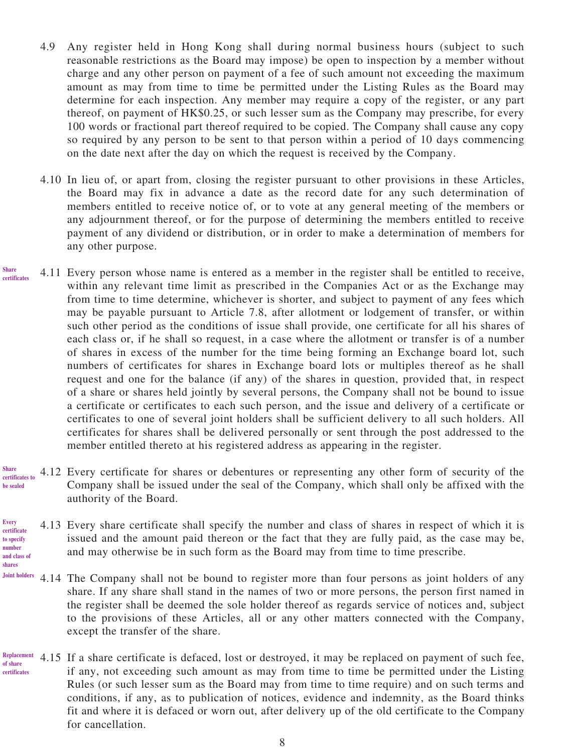4.9 Any register held in Hong Kong shall during normal business hours (subject to such reasonable restrictions as the Board may impose) be open to inspection by a member without charge and any other person on payment of a fee of such amount not exceeding the maximum amount as may from time to time be permitted under the Listing Rules as the Board may determine for each inspection. Any member may require a copy of the register, or any part thereof, on payment of HK$0.25, or such lesser sum as the Company may prescribe, for every 100 words or fractional part thereof required to be copied. The Company shall cause any copy so required by any person to be sent to that person within a period of 10 days commencing on the date next after the day on which the request is received by the Company.

4.10 In lieu of, or apart from, closing the register pursuant to other provisions in these Articles, the Board may fix in advance a date as the record date for any such determination of members entitled to receive notice of, or to vote at any general meeting of the members or any adjournment thereof, or for the purpose of determining the members entitled to receive payment of any dividend or distribution, or in order to make a determination of members for any other purpose.

**Share certificates**

4.11 Every person whose name is entered as a member in the register shall be entitled to receive, within any relevant time limit as prescribed in the Companies Act or as the Exchange may from time to time determine, whichever is shorter, and subject to payment of any fees which may be payable pursuant to Article 7.8, after allotment or lodgement of transfer, or within such other period as the conditions of issue shall provide, one certificate for all his shares of each class or, if he shall so request, in a case where the allotment or transfer is of a number of shares in excess of the number for the time being forming an Exchange board lot, such numbers of certificates for shares in Exchange board lots or multiples thereof as he shall request and one for the balance (if any) of the shares in question, provided that, in respect of a share or shares held jointly by several persons, the Company shall not be bound to issue a certificate or certificates to each such person, and the issue and delivery of a certificate or certificates to one of several joint holders shall be sufficient delivery to all such holders. All certificates for shares shall be delivered personally or sent through the post addressed to the member entitled thereto at his registered address as appearing in the register.

**Share certificates to be sealed**

4.12 Every certificate for shares or debentures or representing any other form of security of the Company shall be issued under the seal of the Company, which shall only be affixed with the authority of the Board.

**Every certificate to specify number and class of shares**

4.13 Every share certificate shall specify the number and class of shares in respect of which it is issued and the amount paid thereon or the fact that they are fully paid, as the case may be, and may otherwise be in such form as the Board may from time to time prescribe.

**Joint holders**

4.14 The Company shall not be bound to register more than four persons as joint holders of any share. If any share shall stand in the names of two or more persons, the person first named in the register shall be deemed the sole holder thereof as regards service of notices and, subject to the provisions of these Articles, all or any other matters connected with the Company, except the transfer of the share.

**Replacement of share certificates**

4.15 If a share certificate is defaced, lost or destroyed, it may be replaced on payment of such fee, if any, not exceeding such amount as may from time to time be permitted under the Listing Rules (or such lesser sum as the Board may from time to time require) and on such terms and conditions, if any, as to publication of notices, evidence and indemnity, as the Board thinks fit and where it is defaced or worn out, after delivery up of the old certificate to the Company for cancellation.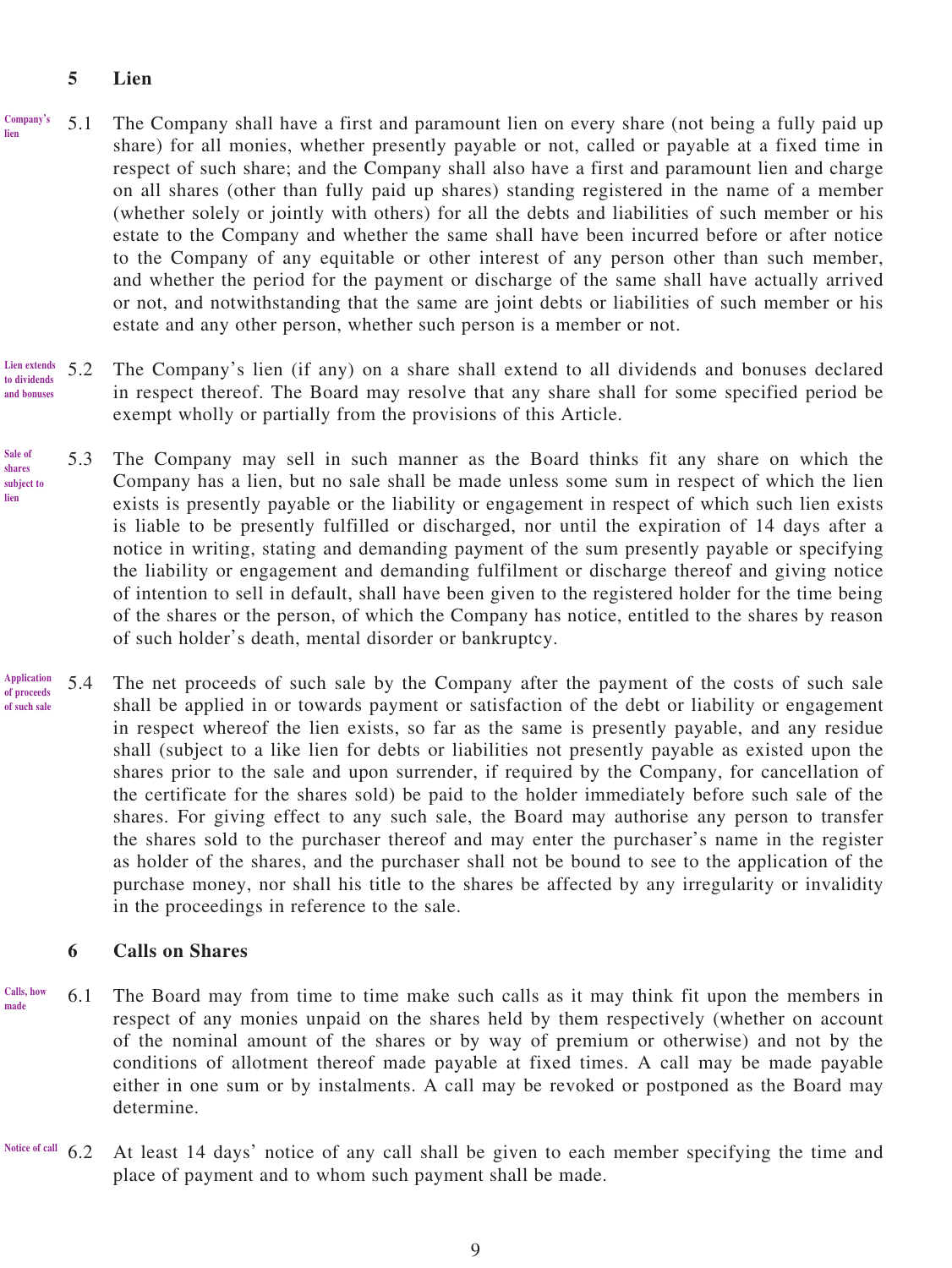## 5 Lien

**Company's lien** 5.1 The Company shall have a first and paramount lien on every share (not being a fully paid up share) for all monies, whether presently payable or not, called or payable at a fixed time in respect of such share; and the Company shall also have a first and paramount lien and charge on all shares (other than fully paid up shares) standing registered in the name of a member (whether solely or jointly with others) for all the debts and liabilities of such member or his estate to the Company and whether the same shall have been incurred before or after notice to the Company of any equitable or other interest of any person other than such member, and whether the period for the payment or discharge of the same shall have actually arrived or not, and notwithstanding that the same are joint debts or liabilities of such member or his estate and any other person, whether such person is a member or not.

**Lien extends to dividends and bonuses** 5.2 The Company's lien (if any) on a share shall extend to all dividends and bonuses declared in respect thereof. The Board may resolve that any share shall for some specified period be exempt wholly or partially from the provisions of this Article.

**Sale of shares subject to lien** 5.3 The Company may sell in such manner as the Board thinks fit any share on which the Company has a lien, but no sale shall be made unless some sum in respect of which the lien exists is presently payable or the liability or engagement in respect of which such lien exists is liable to be presently fulfilled or discharged, nor until the expiration of 14 days after a notice in writing, stating and demanding payment of the sum presently payable or specifying the liability or engagement and demanding fulfilment or discharge thereof and giving notice of intention to sell in default, shall have been given to the registered holder for the time being of the shares or the person, of which the Company has notice, entitled to the shares by reason of such holder's death, mental disorder or bankruptcy.

**Application of proceeds of such sale** 5.4 The net proceeds of such sale by the Company after the payment of the costs of such sale shall be applied in or towards payment or satisfaction of the debt or liability or engagement in respect whereof the lien exists, so far as the same is presently payable, and any residue shall (subject to a like lien for debts or liabilities not presently payable as existed upon the shares prior to the sale and upon surrender, if required by the Company, for cancellation of the certificate for the shares sold) be paid to the holder immediately before such sale of the shares. For giving effect to any such sale, the Board may authorise any person to transfer the shares sold to the purchaser thereof and may enter the purchaser's name in the register as holder of the shares, and the purchaser shall not be bound to see to the application of the purchase money, nor shall his title to the shares be affected by any irregularity or invalidity in the proceedings in reference to the sale.

## 6 Calls on Shares

**Calls, how made** 6.1 The Board may from time to time make such calls as it may think fit upon the members in respect of any monies unpaid on the shares held by them respectively (whether on account of the nominal amount of the shares or by way of premium or otherwise) and not by the conditions of allotment thereof made payable at fixed times. A call may be made payable either in one sum or by instalments. A call may be revoked or postponed as the Board may determine.

**Notice of call** 6.2 At least 14 days' notice of any call shall be given to each member specifying the time and place of payment and to whom such payment shall be made.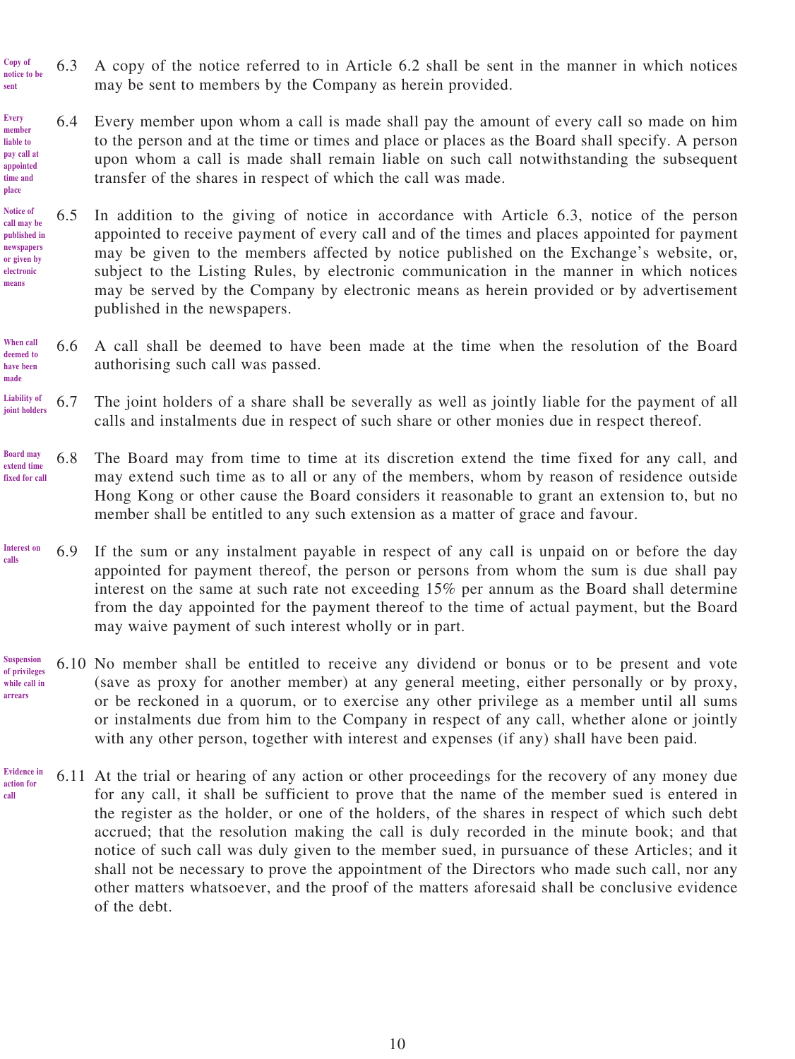*Copy of notice to be sent*

6.3 A copy of the notice referred to in Article 6.2 shall be sent in the manner in which notices may be sent to members by the Company as herein provided.

*Every member liable to pay call at appointed time and place*

6.4 Every member upon whom a call is made shall pay the amount of every call so made on him to the person and at the time or times and place or places as the Board shall specify. A person upon whom a call is made shall remain liable on such call notwithstanding the subsequent transfer of the shares in respect of which the call was made.

*Notice of call may be published in newspapers or given by electronic means*

6.5 In addition to the giving of notice in accordance with Article 6.3, notice of the person appointed to receive payment of every call and of the times and places appointed for payment may be given to the members affected by notice published on the Exchange's website, or, subject to the Listing Rules, by electronic communication in the manner in which notices may be served by the Company by electronic means as herein provided or by advertisement published in the newspapers.

*When call deemed to have been made*

6.6 A call shall be deemed to have been made at the time when the resolution of the Board authorising such call was passed.

*Liability of joint holders*

6.7 The joint holders of a share shall be severally as well as jointly liable for the payment of all calls and instalments due in respect of such share or other monies due in respect thereof.

*Board may extend time fixed for call*

6.8 The Board may from time to time at its discretion extend the time fixed for any call, and may extend such time as to all or any of the members, whom by reason of residence outside Hong Kong or other cause the Board considers it reasonable to grant an extension to, but no member shall be entitled to any such extension as a matter of grace and favour.

*Interest on calls*

6.9 If the sum or any instalment payable in respect of any call is unpaid on or before the day appointed for payment thereof, the person or persons from whom the sum is due shall pay interest on the same at such rate not exceeding 15% per annum as the Board shall determine from the day appointed for the payment thereof to the time of actual payment, but the Board may waive payment of such interest wholly or in part.

*Suspension of privileges while call in arrears*

6.10 No member shall be entitled to receive any dividend or bonus or to be present and vote (save as proxy for another member) at any general meeting, either personally or by proxy, or be reckoned in a quorum, or to exercise any other privilege as a member until all sums or instalments due from him to the Company in respect of any call, whether alone or jointly with any other person, together with interest and expenses (if any) shall have been paid.

*Evidence in action for call*

6.11 At the trial or hearing of any action or other proceedings for the recovery of any money due for any call, it shall be sufficient to prove that the name of the member sued is entered in the register as the holder, or one of the holders, of the shares in respect of which such debt accrued; that the resolution making the call is duly recorded in the minute book; and that notice of such call was duly given to the member sued, in pursuance of these Articles; and it shall not be necessary to prove the appointment of the Directors who made such call, nor any other matters whatsoever, and the proof of the matters aforesaid shall be conclusive evidence of the debt.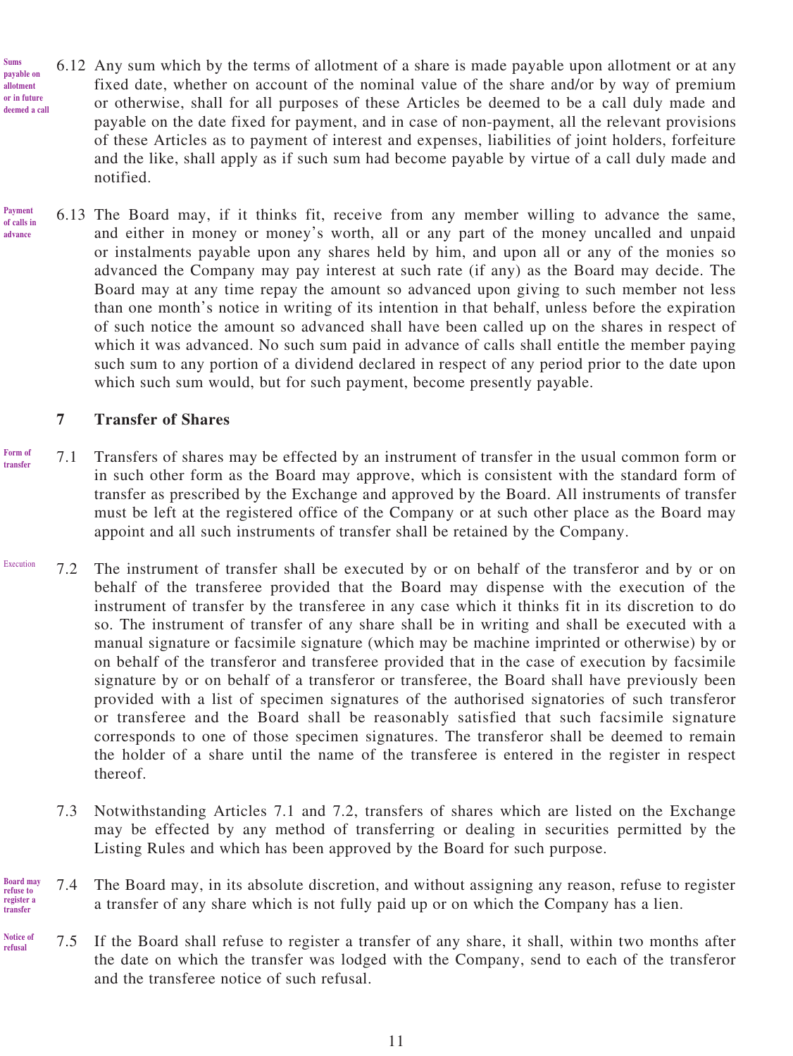**Sums payable on allotment or in future deemed a call**

6.12 Any sum which by the terms of allotment of a share is made payable upon allotment or at any fixed date, whether on account of the nominal value of the share and/or by way of premium or otherwise, shall for all purposes of these Articles be deemed to be a call duly made and payable on the date fixed for payment, and in case of non-payment, all the relevant provisions of these Articles as to payment of interest and expenses, liabilities of joint holders, forfeiture and the like, shall apply as if such sum had become payable by virtue of a call duly made and notified.

**Payment of calls in advance**

6.13 The Board may, if it thinks fit, receive from any member willing to advance the same, and either in money or money's worth, all or any part of the money uncalled and unpaid or instalments payable upon any shares held by him, and upon all or any of the monies so advanced the Company may pay interest at such rate (if any) as the Board may decide. The Board may at any time repay the amount so advanced upon giving to such member not less than one month's notice in writing of its intention in that behalf, unless before the expiration of such notice the amount so advanced shall have been called up on the shares in respect of which it was advanced. No such sum paid in advance of calls shall entitle the member paying such sum to any portion of a dividend declared in respect of any period prior to the date upon which such sum would, but for such payment, become presently payable.

## 7 Transfer of Shares

**Form of transfer**

7.1 Transfers of shares may be effected by an instrument of transfer in the usual common form or in such other form as the Board may approve, which is consistent with the standard form of transfer as prescribed by the Exchange and approved by the Board. All instruments of transfer must be left at the registered office of the Company or at such other place as the Board may appoint and all such instruments of transfer shall be retained by the Company.

**Execution**

7.2 The instrument of transfer shall be executed by or on behalf of the transferor and by or on behalf of the transferee provided that the Board may dispense with the execution of the instrument of transfer by the transferee in any case which it thinks fit in its discretion to do so. The instrument of transfer of any share shall be in writing and shall be executed with a manual signature or facsimile signature (which may be machine imprinted or otherwise) by or on behalf of the transferor and transferee provided that in the case of execution by facsimile signature by or on behalf of a transferor or transferee, the Board shall have previously been provided with a list of specimen signatures of the authorised signatories of such transferor or transferee and the Board shall be reasonably satisfied that such facsimile signature corresponds to one of those specimen signatures. The transferor shall be deemed to remain the holder of a share until the name of the transferee is entered in the register in respect thereof.

7.3 Notwithstanding Articles 7.1 and 7.2, transfers of shares which are listed on the Exchange may be effected by any method of transferring or dealing in securities permitted by the Listing Rules and which has been approved by the Board for such purpose.

**Board may refuse to register a transfer**

7.4 The Board may, in its absolute discretion, and without assigning any reason, refuse to register a transfer of any share which is not fully paid up or on which the Company has a lien.

**Notice of refusal**

7.5 If the Board shall refuse to register a transfer of any share, it shall, within two months after the date on which the transfer was lodged with the Company, send to each of the transferor and the transferee notice of such refusal.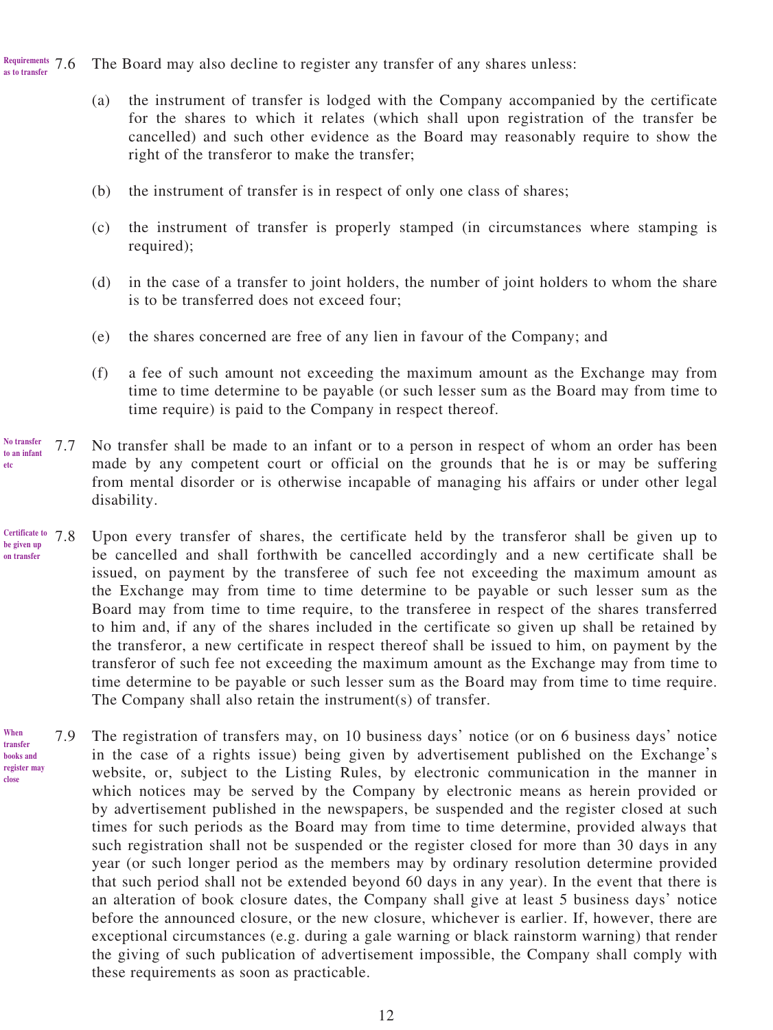*Requirements as to transfer*

7.6 The Board may also decline to register any transfer of any shares unless:

(a) the instrument of transfer is lodged with the Company accompanied by the certificate for the shares to which it relates (which shall upon registration of the transfer be cancelled) and such other evidence as the Board may reasonably require to show the right of the transferor to make the transfer;

(b) the instrument of transfer is in respect of only one class of shares;

(c) the instrument of transfer is properly stamped (in circumstances where stamping is required);

(d) in the case of a transfer to joint holders, the number of joint holders to whom the share is to be transferred does not exceed four;

(e) the shares concerned are free of any lien in favour of the Company; and

(f) a fee of such amount not exceeding the maximum amount as the Exchange may from time to time determine to be payable (or such lesser sum as the Board may from time to time require) is paid to the Company in respect thereof.

*No transfer to an infant etc*

7.7 No transfer shall be made to an infant or to a person in respect of whom an order has been made by any competent court or official on the grounds that he is or may be suffering from mental disorder or is otherwise incapable of managing his affairs or under other legal disability.

*Certificate to be given up on transfer*

7.8 Upon every transfer of shares, the certificate held by the transferor shall be given up to be cancelled and shall forthwith be cancelled accordingly and a new certificate shall be issued, on payment by the transferee of such fee not exceeding the maximum amount as the Exchange may from time to time determine to be payable or such lesser sum as the Board may from time to time require, to the transferee in respect of the shares transferred to him and, if any of the shares included in the certificate so given up shall be retained by the transferor, a new certificate in respect thereof shall be issued to him, on payment by the transferor of such fee not exceeding the maximum amount as the Exchange may from time to time determine to be payable or such lesser sum as the Board may from time to time require. The Company shall also retain the instrument(s) of transfer.

*When transfer books and register may close*

7.9 The registration of transfers may, on 10 business days' notice (or on 6 business days' notice in the case of a rights issue) being given by advertisement published on the Exchange's website, or, subject to the Listing Rules, by electronic communication in the manner in which notices may be served by the Company by electronic means as herein provided or by advertisement published in the newspapers, be suspended and the register closed at such times for such periods as the Board may from time to time determine, provided always that such registration shall not be suspended or the register closed for more than 30 days in any year (or such longer period as the members may by ordinary resolution determine provided that such period shall not be extended beyond 60 days in any year). In the event that there is an alteration of book closure dates, the Company shall give at least 5 business days' notice before the announced closure, or the new closure, whichever is earlier. If, however, there are exceptional circumstances (e.g. during a gale warning or black rainstorm warning) that render the giving of such publication of advertisement impossible, the Company shall comply with these requirements as soon as practicable.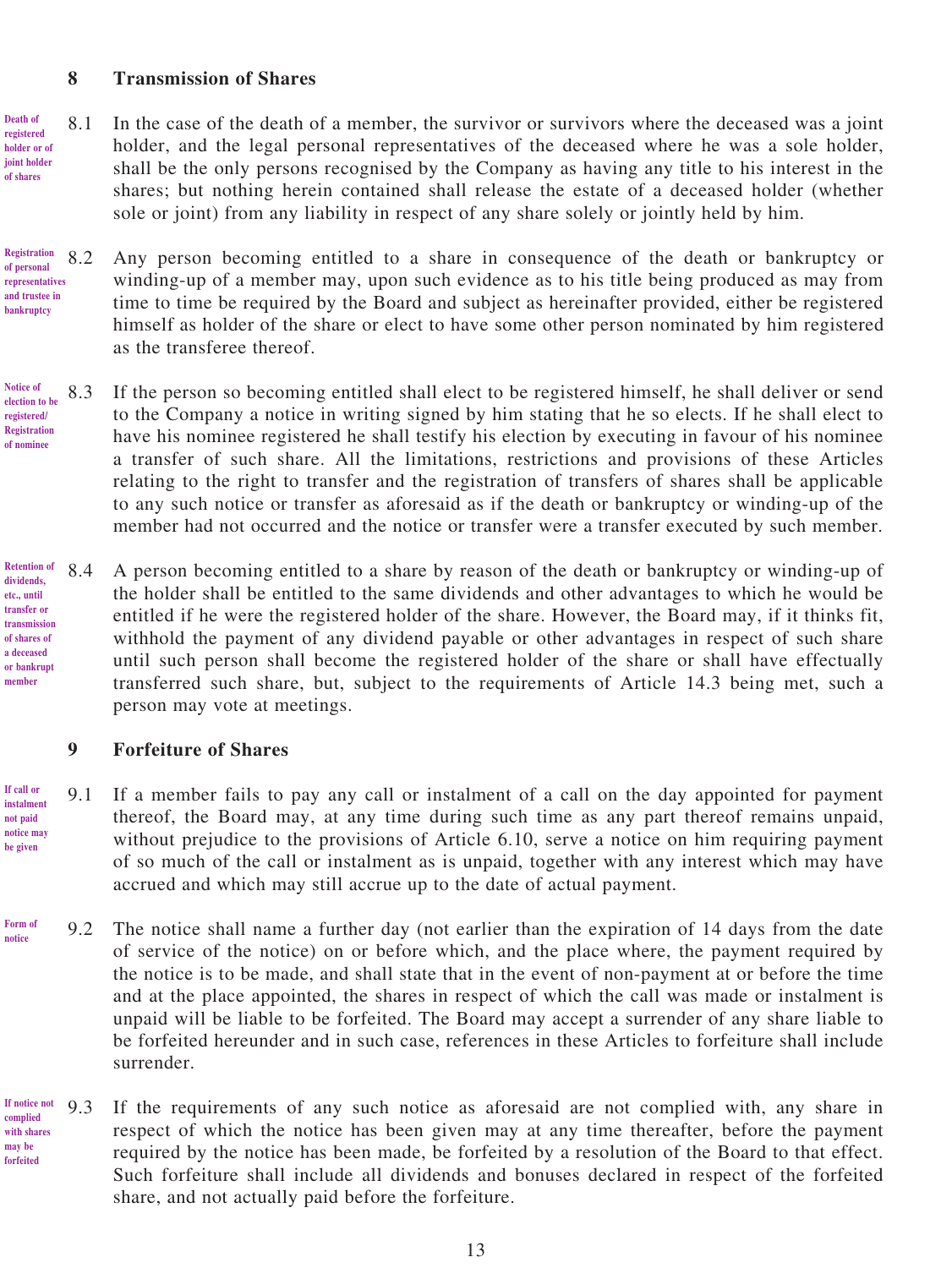## 8 Transmission of Shares

Death of registered holder or of joint holder of shares

8.1 In the case of the death of a member, the survivor or survivors where the deceased was a joint holder, and the legal personal representatives of the deceased where he was a sole holder, shall be the only persons recognised by the Company as having any title to his interest in the shares; but nothing herein contained shall release the estate of a deceased holder (whether sole or joint) from any liability in respect of any share solely or jointly held by him.

Registration of personal representatives and trustee in bankruptcy

8.2 Any person becoming entitled to a share in consequence of the death or bankruptcy or winding-up of a member may, upon such evidence as to his title being produced as may from time to time be required by the Board and subject as hereinafter provided, either be registered himself as holder of the share or elect to have some other person nominated by him registered as the transferee thereof.

Notice of election to be registered/ Registration of nominee

8.3 If the person so becoming entitled shall elect to be registered himself, he shall deliver or send to the Company a notice in writing signed by him stating that he so elects. If he shall elect to have his nominee registered he shall testify his election by executing in favour of his nominee a transfer of such share. All the limitations, restrictions and provisions of these Articles relating to the right to transfer and the registration of transfers of shares shall be applicable to any such notice or transfer as aforesaid as if the death or bankruptcy or winding-up of the member had not occurred and the notice or transfer were a transfer executed by such member.

Retention of dividends, etc., until transfer or transmission of shares of a deceased or bankrupt member

8.4 A person becoming entitled to a share by reason of the death or bankruptcy or winding-up of the holder shall be entitled to the same dividends and other advantages to which he would be entitled if he were the registered holder of the share. However, the Board may, if it thinks fit, withhold the payment of any dividend payable or other advantages in respect of such share until such person shall become the registered holder of the share or shall have effectually transferred such share, but, subject to the requirements of Article 14.3 being met, such a person may vote at meetings.

## 9 Forfeiture of Shares

If call or instalment not paid notice may be given

9.1 If a member fails to pay any call or instalment of a call on the day appointed for payment thereof, the Board may, at any time during such time as any part thereof remains unpaid, without prejudice to the provisions of Article 6.10, serve a notice on him requiring payment of so much of the call or instalment as is unpaid, together with any interest which may have accrued and which may still accrue up to the date of actual payment.

Form of notice

9.2 The notice shall name a further day (not earlier than the expiration of 14 days from the date of service of the notice) on or before which, and the place where, the payment required by the notice is to be made, and shall state that in the event of non-payment at or before the time and at the place appointed, the shares in respect of which the call was made or instalment is unpaid will be liable to be forfeited. The Board may accept a surrender of any share liable to be forfeited hereunder and in such case, references in these Articles to forfeiture shall include surrender.

If notice not complied with shares may be forfeited

9.3 If the requirements of any such notice as aforesaid are not complied with, any share in respect of which the notice has been given may at any time thereafter, before the payment required by the notice has been made, be forfeited by a resolution of the Board to that effect. Such forfeiture shall include all dividends and bonuses declared in respect of the forfeited share, and not actually paid before the forfeiture.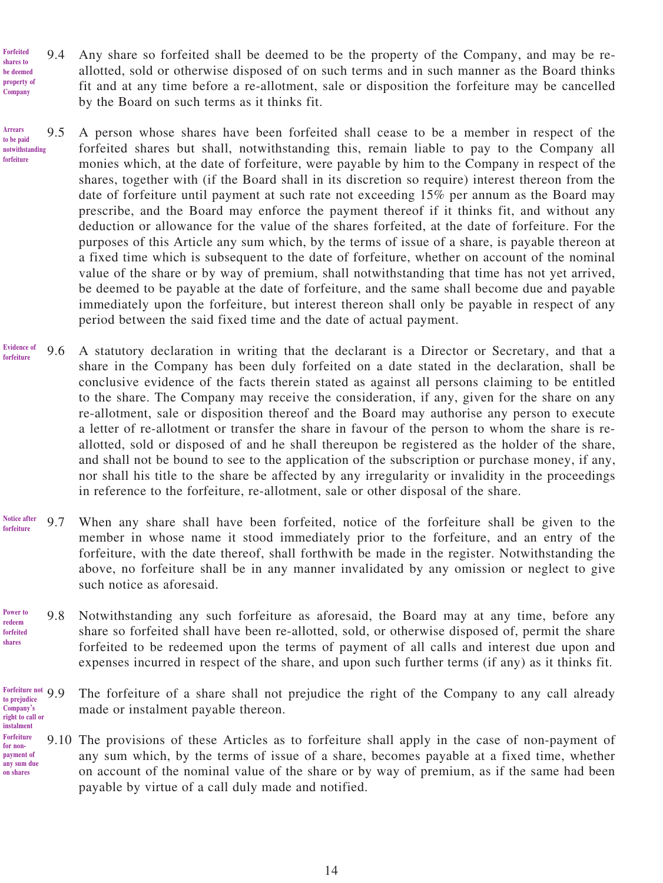**Forfeited shares to be deemed property of Company**

9.4 Any share so forfeited shall be deemed to be the property of the Company, and may be re-allotted, sold or otherwise disposed of on such terms and in such manner as the Board thinks fit and at any time before a re-allotment, sale or disposition the forfeiture may be cancelled by the Board on such terms as it thinks fit.

**Arrears to be paid notwithstanding forfeiture**

9.5 A person whose shares have been forfeited shall cease to be a member in respect of the forfeited shares but shall, notwithstanding this, remain liable to pay to the Company all monies which, at the date of forfeiture, were payable by him to the Company in respect of the shares, together with (if the Board shall in its discretion so require) interest thereon from the date of forfeiture until payment at such rate not exceeding 15% per annum as the Board may prescribe, and the Board may enforce the payment thereof if it thinks fit, and without any deduction or allowance for the value of the shares forfeited, at the date of forfeiture. For the purposes of this Article any sum which, by the terms of issue of a share, is payable thereon at a fixed time which is subsequent to the date of forfeiture, whether on account of the nominal value of the share or by way of premium, shall notwithstanding that time has not yet arrived, be deemed to be payable at the date of forfeiture, and the same shall become due and payable immediately upon the forfeiture, but interest thereon shall only be payable in respect of any period between the said fixed time and the date of actual payment.

**Evidence of forfeiture**

9.6 A statutory declaration in writing that the declarant is a Director or Secretary, and that a share in the Company has been duly forfeited on a date stated in the declaration, shall be conclusive evidence of the facts therein stated as against all persons claiming to be entitled to the share. The Company may receive the consideration, if any, given for the share on any re-allotment, sale or disposition thereof and the Board may authorise any person to execute a letter of re-allotment or transfer the share in favour of the person to whom the share is re-allotted, sold or disposed of and he shall thereupon be registered as the holder of the share, and shall not be bound to see to the application of the subscription or purchase money, if any, nor shall his title to the share be affected by any irregularity or invalidity in the proceedings in reference to the forfeiture, re-allotment, sale or other disposal of the share.

**Notice after forfeiture**

9.7 When any share shall have been forfeited, notice of the forfeiture shall be given to the member in whose name it stood immediately prior to the forfeiture, and an entry of the forfeiture, with the date thereof, shall forthwith be made in the register. Notwithstanding the above, no forfeiture shall be in any manner invalidated by any omission or neglect to give such notice as aforesaid.

**Power to redeem forfeited shares**

9.8 Notwithstanding any such forfeiture as aforesaid, the Board may at any time, before any share so forfeited shall have been re-allotted, sold, or otherwise disposed of, permit the share forfeited to be redeemed upon the terms of payment of all calls and interest due upon and expenses incurred in respect of the share, and upon such further terms (if any) as it thinks fit.

**Forfeiture not to prejudice Company's right to call or instalment**

9.9 The forfeiture of a share shall not prejudice the right of the Company to any call already made or instalment payable thereon.

**Forfeiture for non-payment of any sum due on shares**

9.10 The provisions of these Articles as to forfeiture shall apply in the case of non-payment of any sum which, by the terms of issue of a share, becomes payable at a fixed time, whether on account of the nominal value of the share or by way of premium, as if the same had been payable by virtue of a call duly made and notified.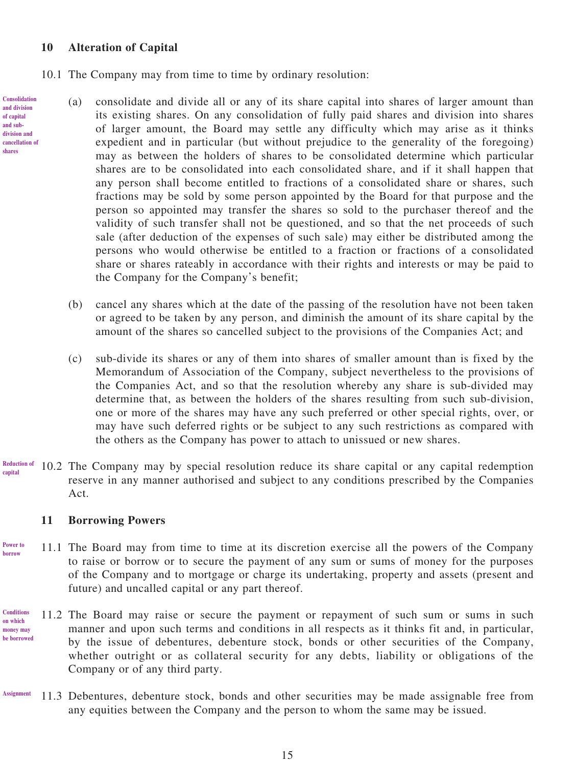## 10 Alteration of Capital

10.1 The Company may from time to time by ordinary resolution:

Consolidation and division of capital and sub-division and cancellation of shares

(a) consolidate and divide all or any of its share capital into shares of larger amount than its existing shares. On any consolidation of fully paid shares and division into shares of larger amount, the Board may settle any difficulty which may arise as it thinks expedient and in particular (but without prejudice to the generality of the foregoing) may as between the holders of shares to be consolidated determine which particular shares are to be consolidated into each consolidated share, and if it shall happen that any person shall become entitled to fractions of a consolidated share or shares, such fractions may be sold by some person appointed by the Board for that purpose and the person so appointed may transfer the shares so sold to the purchaser thereof and the validity of such transfer shall not be questioned, and so that the net proceeds of such sale (after deduction of the expenses of such sale) may either be distributed among the persons who would otherwise be entitled to a fraction or fractions of a consolidated share or shares rateably in accordance with their rights and interests or may be paid to the Company for the Company's benefit;

(b) cancel any shares which at the date of the passing of the resolution have not been taken or agreed to be taken by any person, and diminish the amount of its share capital by the amount of the shares so cancelled subject to the provisions of the Companies Act; and

(c) sub-divide its shares or any of them into shares of smaller amount than is fixed by the Memorandum of Association of the Company, subject nevertheless to the provisions of the Companies Act, and so that the resolution whereby any share is sub-divided may determine that, as between the holders of the shares resulting from such sub-division, one or more of the shares may have any such preferred or other special rights, over, or may have such deferred rights or be subject to any such restrictions as compared with the others as the Company has power to attach to unissued or new shares.

Reduction of capital

10.2 The Company may by special resolution reduce its share capital or any capital redemption reserve in any manner authorised and subject to any conditions prescribed by the Companies Act.

## 11 Borrowing Powers

Power to borrow

11.1 The Board may from time to time at its discretion exercise all the powers of the Company to raise or borrow or to secure the payment of any sum or sums of money for the purposes of the Company and to mortgage or charge its undertaking, property and assets (present and future) and uncalled capital or any part thereof.

Conditions on which money may be borrowed

11.2 The Board may raise or secure the payment or repayment of such sum or sums in such manner and upon such terms and conditions in all respects as it thinks fit and, in particular, by the issue of debentures, debenture stock, bonds or other securities of the Company, whether outright or as collateral security for any debts, liability or obligations of the Company or of any third party.

Assignment

11.3 Debentures, debenture stock, bonds and other securities may be made assignable free from any equities between the Company and the person to whom the same may be issued.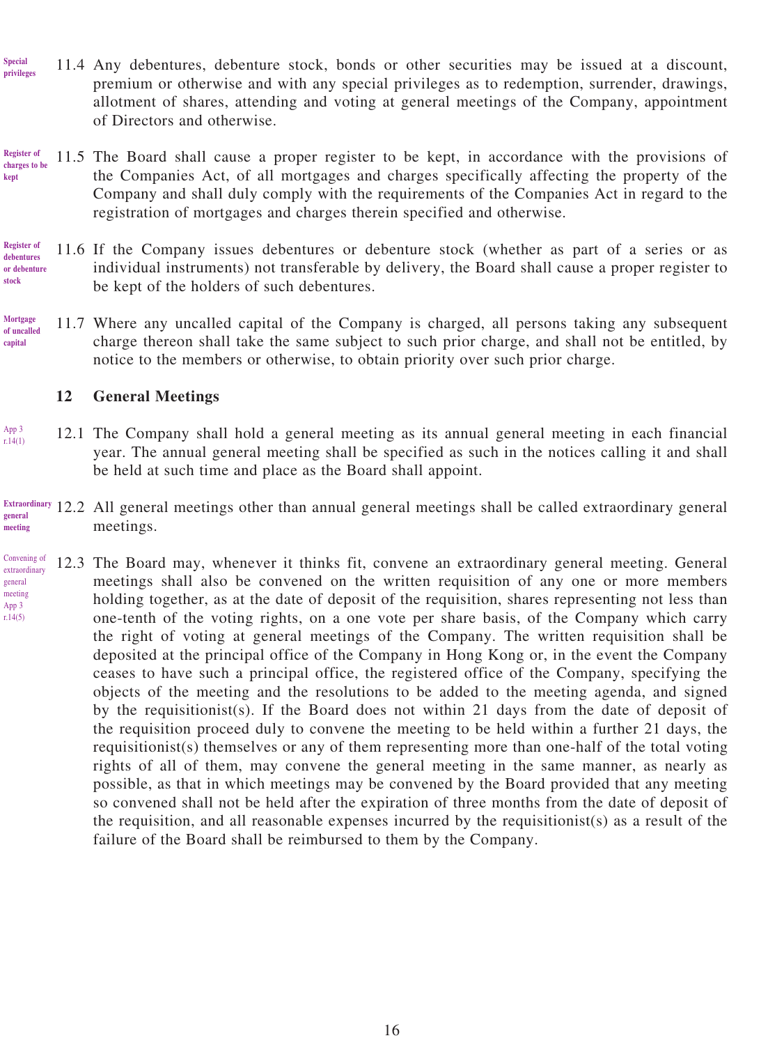Special privileges

11.4 Any debentures, debenture stock, bonds or other securities may be issued at a discount, premium or otherwise and with any special privileges as to redemption, surrender, drawings, allotment of shares, attending and voting at general meetings of the Company, appointment of Directors and otherwise.

Register of charges to be kept

11.5 The Board shall cause a proper register to be kept, in accordance with the provisions of the Companies Act, of all mortgages and charges specifically affecting the property of the Company and shall duly comply with the requirements of the Companies Act in regard to the registration of mortgages and charges therein specified and otherwise.

Register of debentures or debenture stock

11.6 If the Company issues debentures or debenture stock (whether as part of a series or as individual instruments) not transferable by delivery, the Board shall cause a proper register to be kept of the holders of such debentures.

Mortgage of uncalled capital

11.7 Where any uncalled capital of the Company is charged, all persons taking any subsequent charge thereon shall take the same subject to such prior charge, and shall not be entitled, by notice to the members or otherwise, to obtain priority over such prior charge.

## 12 General Meetings

App 3 r.14(1)

12.1 The Company shall hold a general meeting as its annual general meeting in each financial year. The annual general meeting shall be specified as such in the notices calling it and shall be held at such time and place as the Board shall appoint.

Extraordinary general meeting

12.2 All general meetings other than annual general meetings shall be called extraordinary general meetings.

Convening of extraordinary general meeting App 3 r.14(5)

12.3 The Board may, whenever it thinks fit, convene an extraordinary general meeting. General meetings shall also be convened on the written requisition of any one or more members holding together, as at the date of deposit of the requisition, shares representing not less than one-tenth of the voting rights, on a one vote per share basis, of the Company which carry the right of voting at general meetings of the Company. The written requisition shall be deposited at the principal office of the Company in Hong Kong or, in the event the Company ceases to have such a principal office, the registered office of the Company, specifying the objects of the meeting and the resolutions to be added to the meeting agenda, and signed by the requisitionist(s). If the Board does not within 21 days from the date of deposit of the requisition proceed duly to convene the meeting to be held within a further 21 days, the requisitionist(s) themselves or any of them representing more than one-half of the total voting rights of all of them, may convene the general meeting in the same manner, as nearly as possible, as that in which meetings may be convened by the Board provided that any meeting so convened shall not be held after the expiration of three months from the date of deposit of the requisition, and all reasonable expenses incurred by the requisitionist(s) as a result of the failure of the Board shall be reimbursed to them by the Company.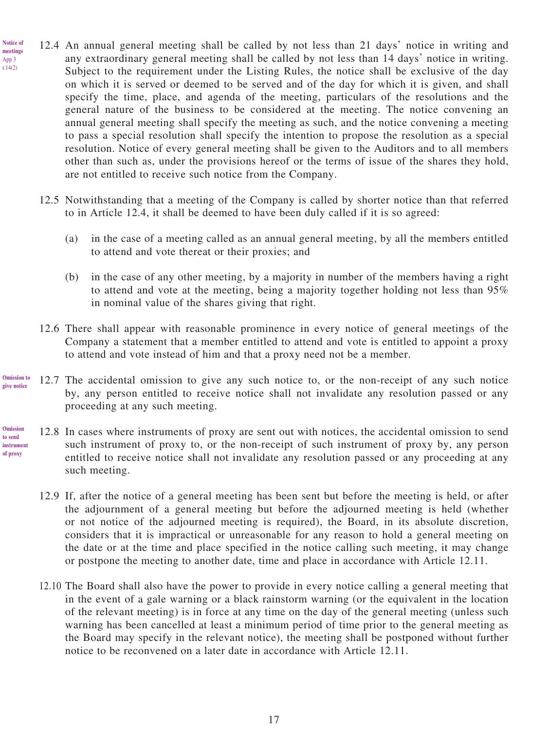Notice of meetings App 3 r.14(2)

12.4 An annual general meeting shall be called by not less than 21 days' notice in writing and any extraordinary general meeting shall be called by not less than 14 days' notice in writing. Subject to the requirement under the Listing Rules, the notice shall be exclusive of the day on which it is served or deemed to be served and of the day for which it is given, and shall specify the time, place, and agenda of the meeting, particulars of the resolutions and the general nature of the business to be considered at the meeting. The notice convening an annual general meeting shall specify the meeting as such, and the notice convening a meeting to pass a special resolution shall specify the intention to propose the resolution as a special resolution. Notice of every general meeting shall be given to the Auditors and to all members other than such as, under the provisions hereof or the terms of issue of the shares they hold, are not entitled to receive such notice from the Company.

12.5 Notwithstanding that a meeting of the Company is called by shorter notice than that referred to in Article 12.4, it shall be deemed to have been duly called if it is so agreed:

(a) in the case of a meeting called as an annual general meeting, by all the members entitled to attend and vote thereat or their proxies; and

(b) in the case of any other meeting, by a majority in number of the members having a right to attend and vote at the meeting, being a majority together holding not less than 95% in nominal value of the shares giving that right.

12.6 There shall appear with reasonable prominence in every notice of general meetings of the Company a statement that a member entitled to attend and vote is entitled to appoint a proxy to attend and vote instead of him and that a proxy need not be a member.

Omission to give notice

12.7 The accidental omission to give any such notice to, or the non-receipt of any such notice by, any person entitled to receive notice shall not invalidate any resolution passed or any proceeding at any such meeting.

Omission to send instrument of proxy

12.8 In cases where instruments of proxy are sent out with notices, the accidental omission to send such instrument of proxy to, or the non-receipt of such instrument of proxy by, any person entitled to receive notice shall not invalidate any resolution passed or any proceeding at any such meeting.

12.9 If, after the notice of a general meeting has been sent but before the meeting is held, or after the adjournment of a general meeting but before the adjourned meeting is held (whether or not notice of the adjourned meeting is required), the Board, in its absolute discretion, considers that it is impractical or unreasonable for any reason to hold a general meeting on the date or at the time and place specified in the notice calling such meeting, it may change or postpone the meeting to another date, time and place in accordance with Article 12.11.

12.10 The Board shall also have the power to provide in every notice calling a general meeting that in the event of a gale warning or a black rainstorm warning (or the equivalent in the location of the relevant meeting) is in force at any time on the day of the general meeting (unless such warning has been cancelled at least a minimum period of time prior to the general meeting as the Board may specify in the relevant notice), the meeting shall be postponed without further notice to be reconvened on a later date in accordance with Article 12.11.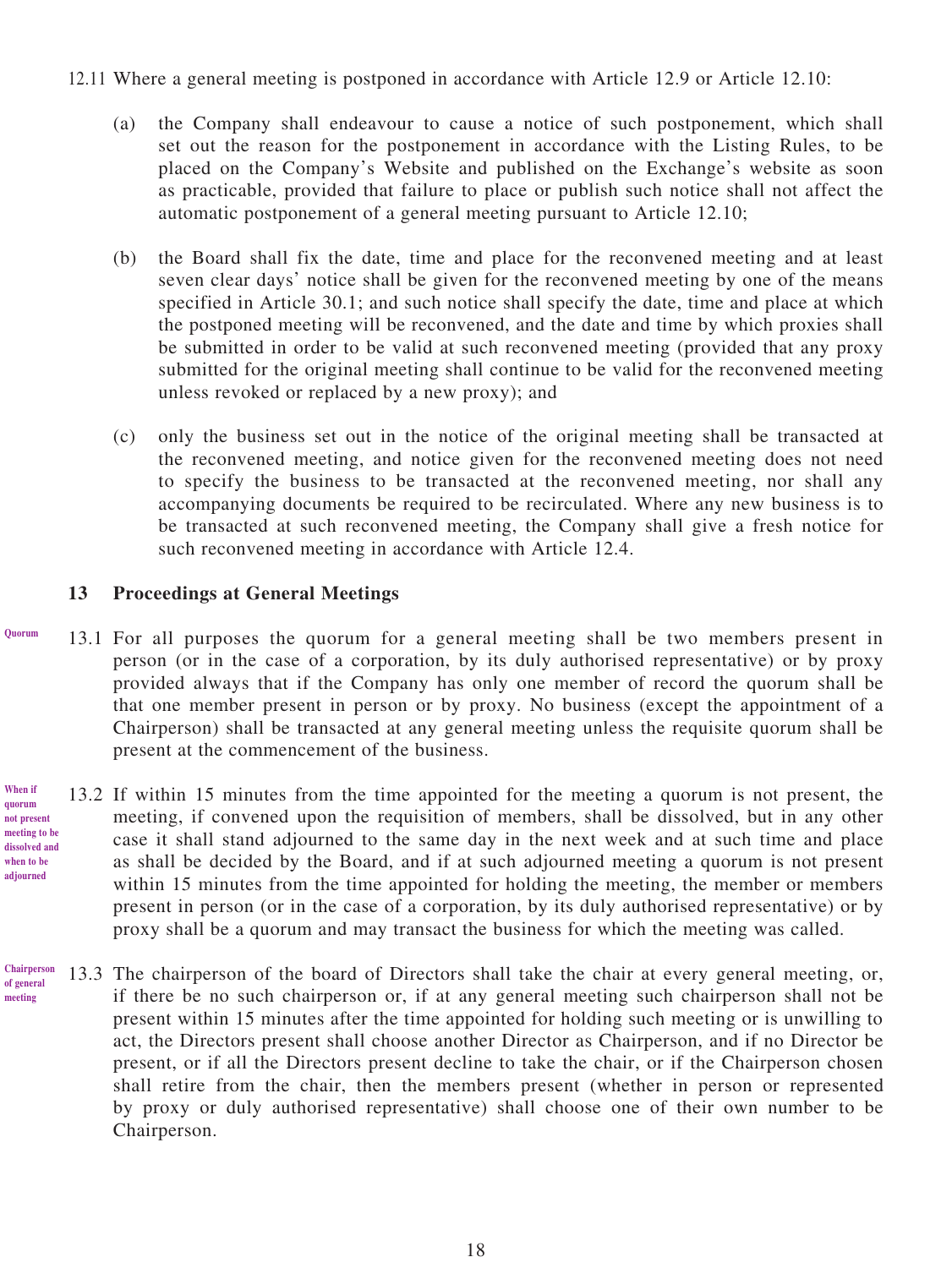12.11 Where a general meeting is postponed in accordance with Article 12.9 or Article 12.10:

(a) the Company shall endeavour to cause a notice of such postponement, which shall set out the reason for the postponement in accordance with the Listing Rules, to be placed on the Company's Website and published on the Exchange's website as soon as practicable, provided that failure to place or publish such notice shall not affect the automatic postponement of a general meeting pursuant to Article 12.10;

(b) the Board shall fix the date, time and place for the reconvened meeting and at least seven clear days' notice shall be given for the reconvened meeting by one of the means specified in Article 30.1; and such notice shall specify the date, time and place at which the postponed meeting will be reconvened, and the date and time by which proxies shall be submitted in order to be valid at such reconvened meeting (provided that any proxy submitted for the original meeting shall continue to be valid for the reconvened meeting unless revoked or replaced by a new proxy); and

(c) only the business set out in the notice of the original meeting shall be transacted at the reconvened meeting, and notice given for the reconvened meeting does not need to specify the business to be transacted at the reconvened meeting, nor shall any accompanying documents be required to be recirculated. Where any new business is to be transacted at such reconvened meeting, the Company shall give a fresh notice for such reconvened meeting in accordance with Article 12.4.

## 13 Proceedings at General Meetings

*Quorum*

13.1 For all purposes the quorum for a general meeting shall be two members present in person (or in the case of a corporation, by its duly authorised representative) or by proxy provided always that if the Company has only one member of record the quorum shall be that one member present in person or by proxy. No business (except the appointment of a Chairperson) shall be transacted at any general meeting unless the requisite quorum shall be present at the commencement of the business.

*When if quorum not present meeting to be dissolved and when to be adjourned*

13.2 If within 15 minutes from the time appointed for the meeting a quorum is not present, the meeting, if convened upon the requisition of members, shall be dissolved, but in any other case it shall stand adjourned to the same day in the next week and at such time and place as shall be decided by the Board, and if at such adjourned meeting a quorum is not present within 15 minutes from the time appointed for holding the meeting, the member or members present in person (or in the case of a corporation, by its duly authorised representative) or by proxy shall be a quorum and may transact the business for which the meeting was called.

*Chairperson of general meeting*

13.3 The chairperson of the board of Directors shall take the chair at every general meeting, or, if there be no such chairperson or, if at any general meeting such chairperson shall not be present within 15 minutes after the time appointed for holding such meeting or is unwilling to act, the Directors present shall choose another Director as Chairperson, and if no Director be present, or if all the Directors present decline to take the chair, or if the Chairperson chosen shall retire from the chair, then the members present (whether in person or represented by proxy or duly authorised representative) shall choose one of their own number to be Chairperson.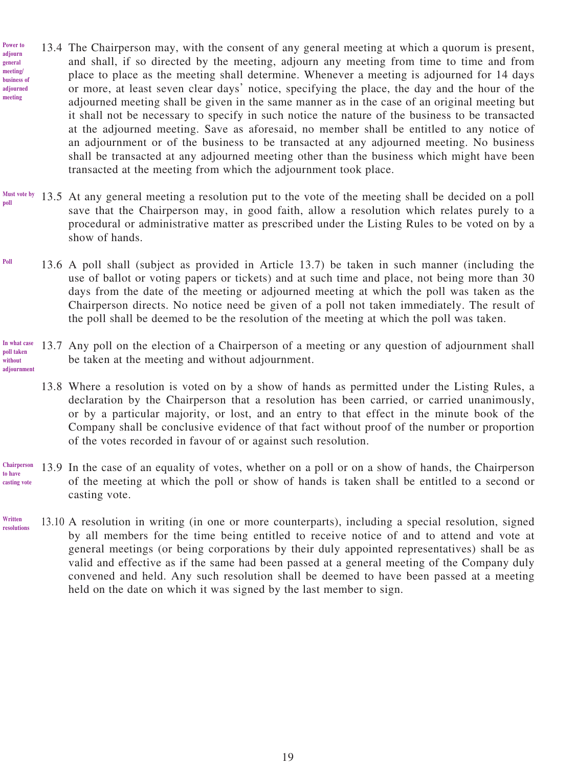**Power to adjourn general meeting/ business of adjourned meeting**

13.4 The Chairperson may, with the consent of any general meeting at which a quorum is present, and shall, if so directed by the meeting, adjourn any meeting from time to time and from place to place as the meeting shall determine. Whenever a meeting is adjourned for 14 days or more, at least seven clear days' notice, specifying the place, the day and the hour of the adjourned meeting shall be given in the same manner as in the case of an original meeting but it shall not be necessary to specify in such notice the nature of the business to be transacted at the adjourned meeting. Save as aforesaid, no member shall be entitled to any notice of an adjournment or of the business to be transacted at any adjourned meeting. No business shall be transacted at any adjourned meeting other than the business which might have been transacted at the meeting from which the adjournment took place.

**Must vote by poll**

13.5 At any general meeting a resolution put to the vote of the meeting shall be decided on a poll save that the Chairperson may, in good faith, allow a resolution which relates purely to a procedural or administrative matter as prescribed under the Listing Rules to be voted on by a show of hands.

**Poll**

13.6 A poll shall (subject as provided in Article 13.7) be taken in such manner (including the use of ballot or voting papers or tickets) and at such time and place, not being more than 30 days from the date of the meeting or adjourned meeting at which the poll was taken as the Chairperson directs. No notice need be given of a poll not taken immediately. The result of the poll shall be deemed to be the resolution of the meeting at which the poll was taken.

**In what case poll taken without adjournment**

13.7 Any poll on the election of a Chairperson of a meeting or any question of adjournment shall be taken at the meeting and without adjournment.

13.8 Where a resolution is voted on by a show of hands as permitted under the Listing Rules, a declaration by the Chairperson that a resolution has been carried, or carried unanimously, or by a particular majority, or lost, and an entry to that effect in the minute book of the Company shall be conclusive evidence of that fact without proof of the number or proportion of the votes recorded in favour of or against such resolution.

**Chairperson to have casting vote**

13.9 In the case of an equality of votes, whether on a poll or on a show of hands, the Chairperson of the meeting at which the poll or show of hands is taken shall be entitled to a second or casting vote.

**Written resolutions**

13.10 A resolution in writing (in one or more counterparts), including a special resolution, signed by all members for the time being entitled to receive notice of and to attend and vote at general meetings (or being corporations by their duly appointed representatives) shall be as valid and effective as if the same had been passed at a general meeting of the Company duly convened and held. Any such resolution shall be deemed to have been passed at a meeting held on the date on which it was signed by the last member to sign.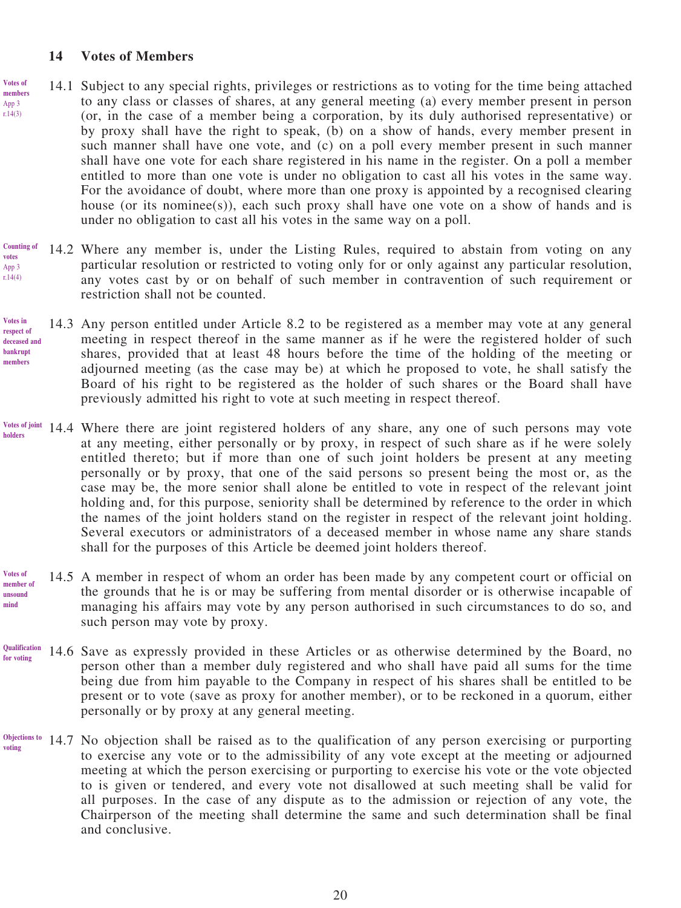## 14 Votes of Members

Votes of members
App 3
r.14(3)

14.1 Subject to any special rights, privileges or restrictions as to voting for the time being attached to any class or classes of shares, at any general meeting (a) every member present in person (or, in the case of a member being a corporation, by its duly authorised representative) or by proxy shall have the right to speak, (b) on a show of hands, every member present in such manner shall have one vote, and (c) on a poll every member present in such manner shall have one vote for each share registered in his name in the register. On a poll a member entitled to more than one vote is under no obligation to cast all his votes in the same way. For the avoidance of doubt, where more than one proxy is appointed by a recognised clearing house (or its nominee(s)), each such proxy shall have one vote on a show of hands and is under no obligation to cast all his votes in the same way on a poll.

Counting of votes
App 3
r.14(4)

14.2 Where any member is, under the Listing Rules, required to abstain from voting on any particular resolution or restricted to voting only for or only against any particular resolution, any votes cast by or on behalf of such member in contravention of such requirement or restriction shall not be counted.

Votes in respect of deceased and bankrupt members

14.3 Any person entitled under Article 8.2 to be registered as a member may vote at any general meeting in respect thereof in the same manner as if he were the registered holder of such shares, provided that at least 48 hours before the time of the holding of the meeting or adjourned meeting (as the case may be) at which he proposed to vote, he shall satisfy the Board of his right to be registered as the holder of such shares or the Board shall have previously admitted his right to vote at such meeting in respect thereof.

Votes of joint holders

14.4 Where there are joint registered holders of any share, any one of such persons may vote at any meeting, either personally or by proxy, in respect of such share as if he were solely entitled thereto; but if more than one of such joint holders be present at any meeting personally or by proxy, that one of the said persons so present being the most or, as the case may be, the more senior shall alone be entitled to vote in respect of the relevant joint holding and, for this purpose, seniority shall be determined by reference to the order in which the names of the joint holders stand on the register in respect of the relevant joint holding. Several executors or administrators of a deceased member in whose name any share stands shall for the purposes of this Article be deemed joint holders thereof.

Votes of member of unsound mind

14.5 A member in respect of whom an order has been made by any competent court or official on the grounds that he is or may be suffering from mental disorder or is otherwise incapable of managing his affairs may vote by any person authorised in such circumstances to do so, and such person may vote by proxy.

Qualification for voting

14.6 Save as expressly provided in these Articles or as otherwise determined by the Board, no person other than a member duly registered and who shall have paid all sums for the time being due from him payable to the Company in respect of his shares shall be entitled to be present or to vote (save as proxy for another member), or to be reckoned in a quorum, either personally or by proxy at any general meeting.

Objections to voting

14.7 No objection shall be raised as to the qualification of any person exercising or purporting to exercise any vote or to the admissibility of any vote except at the meeting or adjourned meeting at which the person exercising or purporting to exercise his vote or the vote objected to is given or tendered, and every vote not disallowed at such meeting shall be valid for all purposes. In the case of any dispute as to the admission or rejection of any vote, the Chairperson of the meeting shall determine the same and such determination shall be final and conclusive.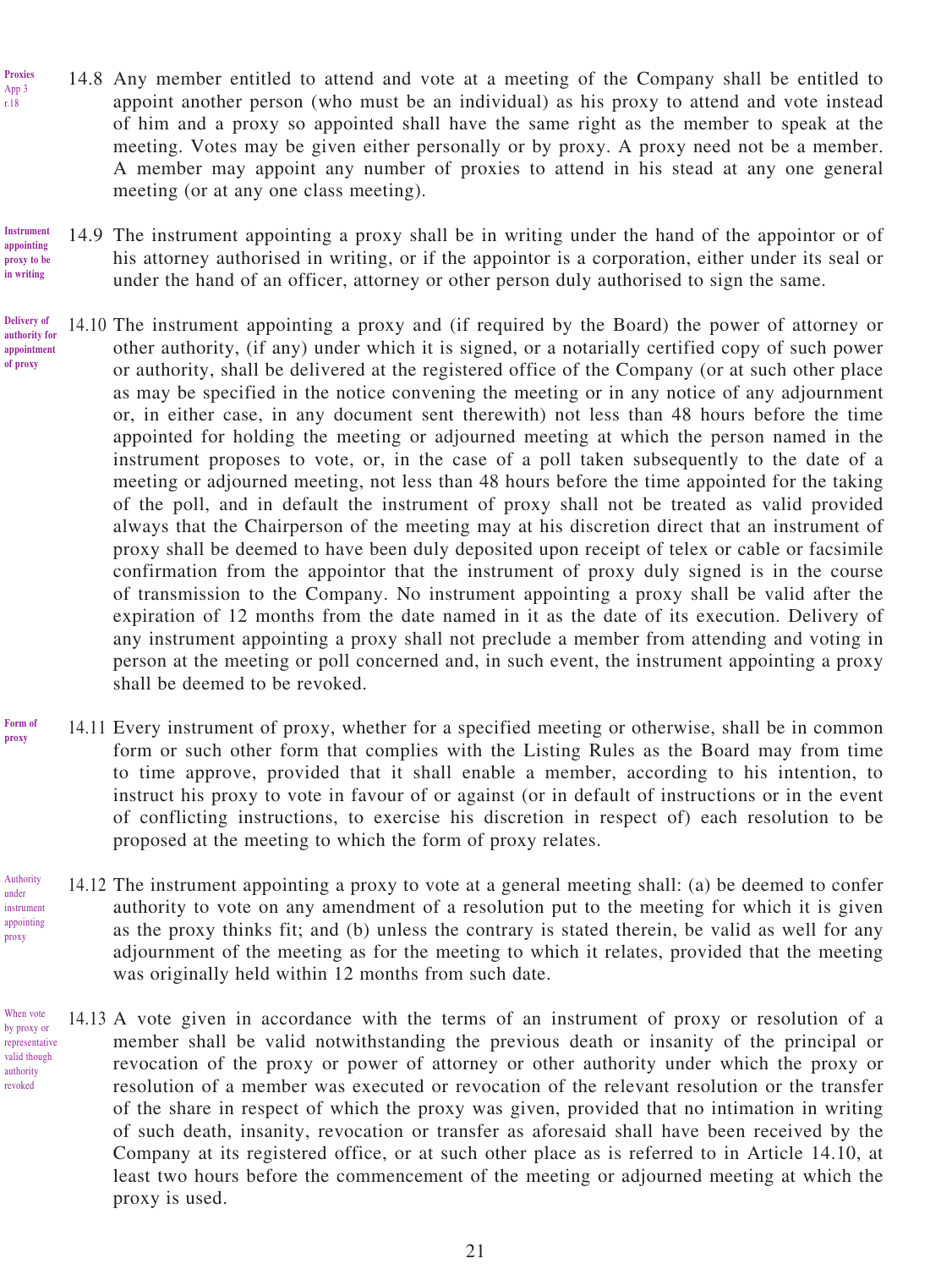**Proxies**
App 3
r.18

14.8 Any member entitled to attend and vote at a meeting of the Company shall be entitled to appoint another person (who must be an individual) as his proxy to attend and vote instead of him and a proxy so appointed shall have the same right as the member to speak at the meeting. Votes may be given either personally or by proxy. A proxy need not be a member. A member may appoint any number of proxies to attend in his stead at any one general meeting (or at any one class meeting).

**Instrument appointing proxy to be in writing**

14.9 The instrument appointing a proxy shall be in writing under the hand of the appointor or of his attorney authorised in writing, or if the appointor is a corporation, either under its seal or under the hand of an officer, attorney or other person duly authorised to sign the same.

**Delivery of authority for appointment of proxy**

14.10 The instrument appointing a proxy and (if required by the Board) the power of attorney or other authority, (if any) under which it is signed, or a notarially certified copy of such power or authority, shall be delivered at the registered office of the Company (or at such other place as may be specified in the notice convening the meeting or in any notice of any adjournment or, in either case, in any document sent therewith) not less than 48 hours before the time appointed for holding the meeting or adjourned meeting at which the person named in the instrument proposes to vote, or, in the case of a poll taken subsequently to the date of a meeting or adjourned meeting, not less than 48 hours before the time appointed for the taking of the poll, and in default the instrument of proxy shall not be treated as valid provided always that the Chairperson of the meeting may at his discretion direct that an instrument of proxy shall be deemed to have been duly deposited upon receipt of telex or cable or facsimile confirmation from the appointor that the instrument of proxy duly signed is in the course of transmission to the Company. No instrument appointing a proxy shall be valid after the expiration of 12 months from the date named in it as the date of its execution. Delivery of any instrument appointing a proxy shall not preclude a member from attending and voting in person at the meeting or poll concerned and, in such event, the instrument appointing a proxy shall be deemed to be revoked.

**Form of proxy**

14.11 Every instrument of proxy, whether for a specified meeting or otherwise, shall be in common form or such other form that complies with the Listing Rules as the Board may from time to time approve, provided that it shall enable a member, according to his intention, to instruct his proxy to vote in favour of or against (or in default of instructions or in the event of conflicting instructions, to exercise his discretion in respect of) each resolution to be proposed at the meeting to which the form of proxy relates.

Authority under instrument appointing proxy

14.12 The instrument appointing a proxy to vote at a general meeting shall: (a) be deemed to confer authority to vote on any amendment of a resolution put to the meeting for which it is given as the proxy thinks fit; and (b) unless the contrary is stated therein, be valid as well for any adjournment of the meeting as for the meeting to which it relates, provided that the meeting was originally held within 12 months from such date.

When vote by proxy or representative valid though authority revoked

14.13 A vote given in accordance with the terms of an instrument of proxy or resolution of a member shall be valid notwithstanding the previous death or insanity of the principal or revocation of the proxy or power of attorney or other authority under which the proxy or resolution of a member was executed or revocation of the relevant resolution or the transfer of the share in respect of which the proxy was given, provided that no intimation in writing of such death, insanity, revocation or transfer as aforesaid shall have been received by the Company at its registered office, or at such other place as is referred to in Article 14.10, at least two hours before the commencement of the meeting or adjourned meeting at which the proxy is used.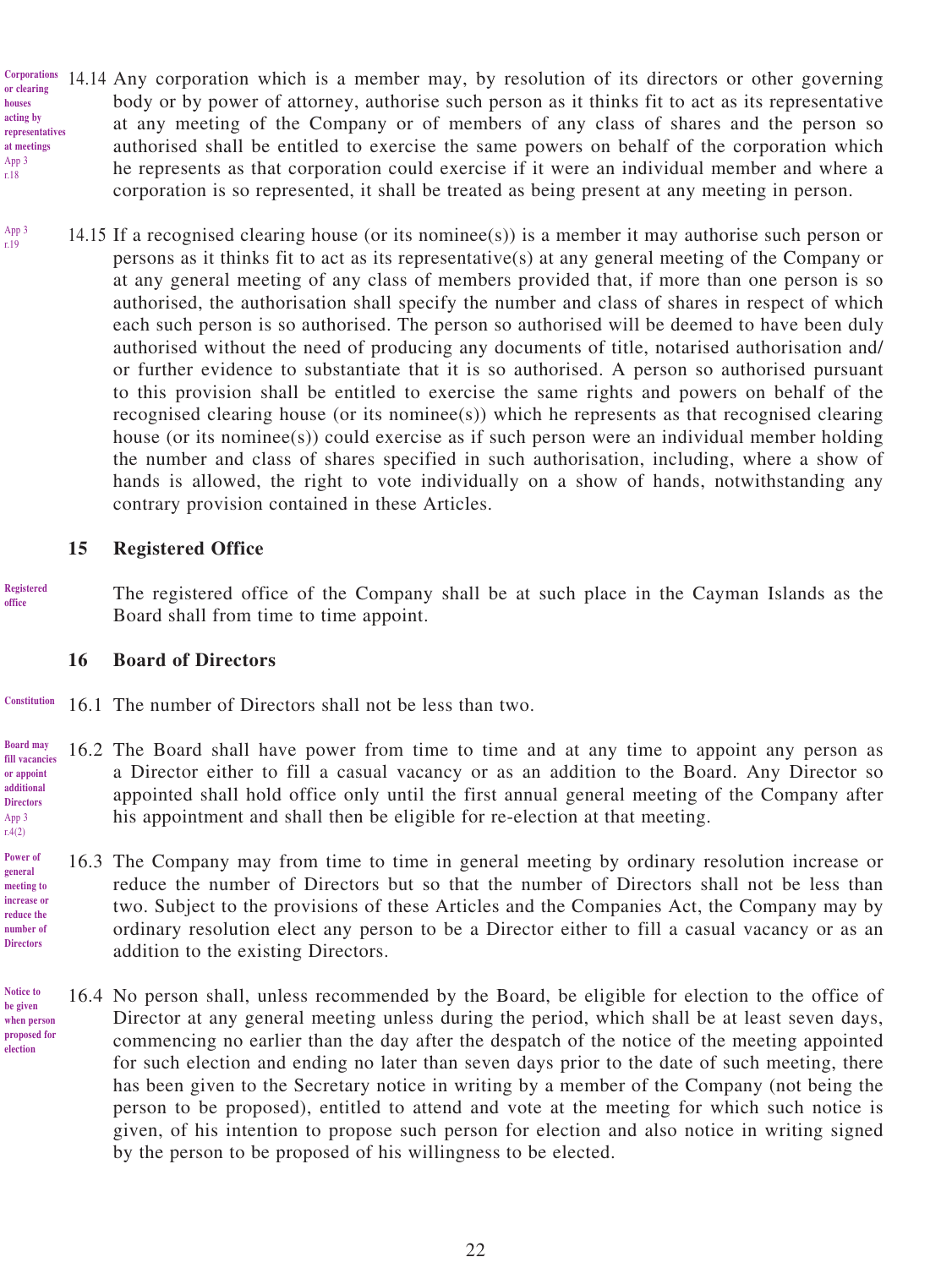Corporations or clearing houses acting by representatives at meetings
App 3 r.18

14.14 Any corporation which is a member may, by resolution of its directors or other governing body or by power of attorney, authorise such person as it thinks fit to act as its representative at any meeting of the Company or of members of any class of shares and the person so authorised shall be entitled to exercise the same powers on behalf of the corporation which he represents as that corporation could exercise if it were an individual member and where a corporation is so represented, it shall be treated as being present at any meeting in person.

App 3 r.19

14.15 If a recognised clearing house (or its nominee(s)) is a member it may authorise such person or persons as it thinks fit to act as its representative(s) at any general meeting of the Company or at any general meeting of any class of members provided that, if more than one person is so authorised, the authorisation shall specify the number and class of shares in respect of which each such person is so authorised. The person so authorised will be deemed to have been duly authorised without the need of producing any documents of title, notarised authorisation and/or further evidence to substantiate that it is so authorised. A person so authorised pursuant to this provision shall be entitled to exercise the same rights and powers on behalf of the recognised clearing house (or its nominee(s)) which he represents as that recognised clearing house (or its nominee(s)) could exercise as if such person were an individual member holding the number and class of shares specified in such authorisation, including, where a show of hands is allowed, the right to vote individually on a show of hands, notwithstanding any contrary provision contained in these Articles.

## 15 Registered Office

Registered office

The registered office of the Company shall be at such place in the Cayman Islands as the Board shall from time to time appoint.

## 16 Board of Directors

Constitution

16.1 The number of Directors shall not be less than two.

Board may fill vacancies or appoint additional Directors
App 3 r.4(2)

16.2 The Board shall have power from time to time and at any time to appoint any person as a Director either to fill a casual vacancy or as an addition to the Board. Any Director so appointed shall hold office only until the first annual general meeting of the Company after his appointment and shall then be eligible for re-election at that meeting.

Power of general meeting to increase or reduce the number of Directors

16.3 The Company may from time to time in general meeting by ordinary resolution increase or reduce the number of Directors but so that the number of Directors shall not be less than two. Subject to the provisions of these Articles and the Companies Act, the Company may by ordinary resolution elect any person to be a Director either to fill a casual vacancy or as an addition to the existing Directors.

Notice to be given when person proposed for election

16.4 No person shall, unless recommended by the Board, be eligible for election to the office of Director at any general meeting unless during the period, which shall be at least seven days, commencing no earlier than the day after the despatch of the notice of the meeting appointed for such election and ending no later than seven days prior to the date of such meeting, there has been given to the Secretary notice in writing by a member of the Company (not being the person to be proposed), entitled to attend and vote at the meeting for which such notice is given, of his intention to propose such person for election and also notice in writing signed by the person to be proposed of his willingness to be elected.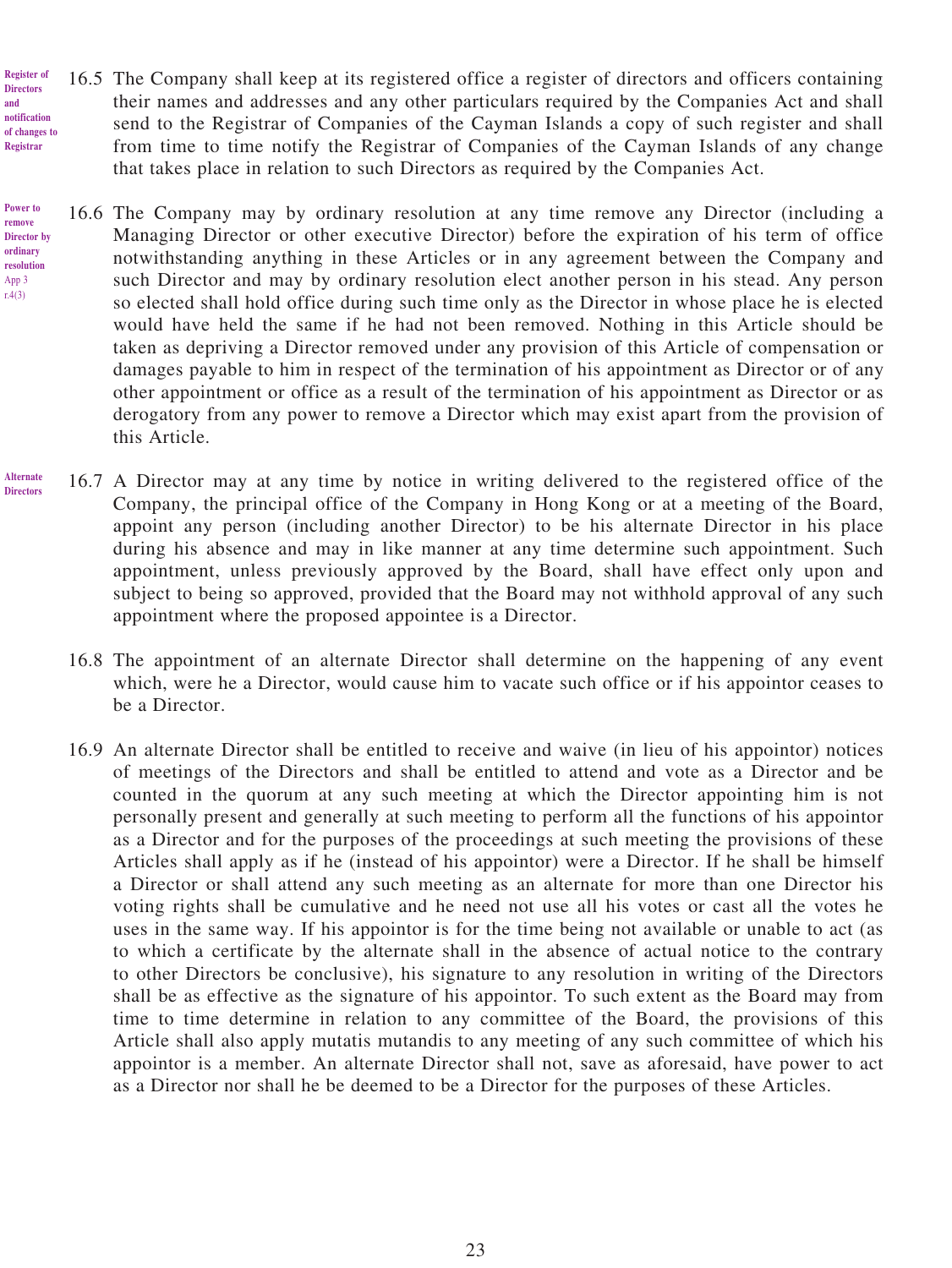**Register of Directors and notification of changes to Registrar**

16.5 The Company shall keep at its registered office a register of directors and officers containing their names and addresses and any other particulars required by the Companies Act and shall send to the Registrar of Companies of the Cayman Islands a copy of such register and shall from time to time notify the Registrar of Companies of the Cayman Islands of any change that takes place in relation to such Directors as required by the Companies Act.

**Power to remove Director by ordinary resolution**
App 3 r.4(3)

16.6 The Company may by ordinary resolution at any time remove any Director (including a Managing Director or other executive Director) before the expiration of his term of office notwithstanding anything in these Articles or in any agreement between the Company and such Director and may by ordinary resolution elect another person in his stead. Any person so elected shall hold office during such time only as the Director in whose place he is elected would have held the same if he had not been removed. Nothing in this Article should be taken as depriving a Director removed under any provision of this Article of compensation or damages payable to him in respect of the termination of his appointment as Director or of any other appointment or office as a result of the termination of his appointment as Director or as derogatory from any power to remove a Director which may exist apart from the provision of this Article.

**Alternate Directors**

16.7 A Director may at any time by notice in writing delivered to the registered office of the Company, the principal office of the Company in Hong Kong or at a meeting of the Board, appoint any person (including another Director) to be his alternate Director in his place during his absence and may in like manner at any time determine such appointment. Such appointment, unless previously approved by the Board, shall have effect only upon and subject to being so approved, provided that the Board may not withhold approval of any such appointment where the proposed appointee is a Director.

16.8 The appointment of an alternate Director shall determine on the happening of any event which, were he a Director, would cause him to vacate such office or if his appointor ceases to be a Director.

16.9 An alternate Director shall be entitled to receive and waive (in lieu of his appointor) notices of meetings of the Directors and shall be entitled to attend and vote as a Director and be counted in the quorum at any such meeting at which the Director appointing him is not personally present and generally at such meeting to perform all the functions of his appointor as a Director and for the purposes of the proceedings at such meeting the provisions of these Articles shall apply as if he (instead of his appointor) were a Director. If he shall be himself a Director or shall attend any such meeting as an alternate for more than one Director his voting rights shall be cumulative and he need not use all his votes or cast all the votes he uses in the same way. If his appointor is for the time being not available or unable to act (as to which a certificate by the alternate shall in the absence of actual notice to the contrary to other Directors be conclusive), his signature to any resolution in writing of the Directors shall be as effective as the signature of his appointor. To such extent as the Board may from time to time determine in relation to any committee of the Board, the provisions of this Article shall also apply mutatis mutandis to any meeting of any such committee of which his appointor is a member. An alternate Director shall not, save as aforesaid, have power to act as a Director nor shall he be deemed to be a Director for the purposes of these Articles.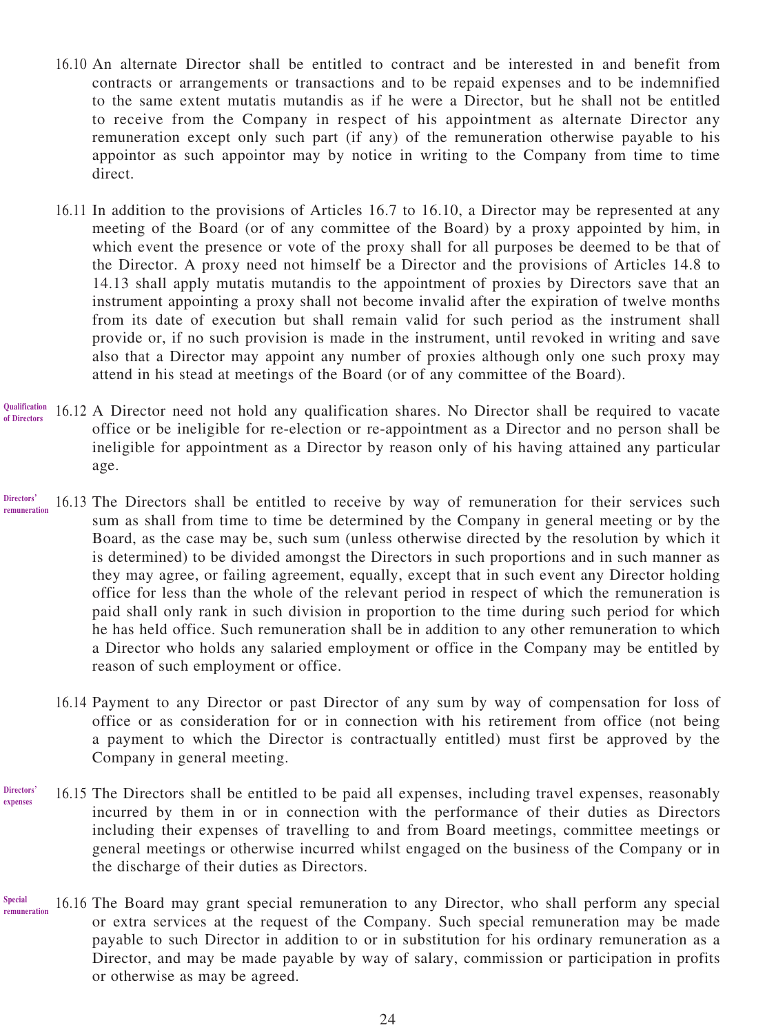16.10 An alternate Director shall be entitled to contract and be interested in and benefit from contracts or arrangements or transactions and to be repaid expenses and to be indemnified to the same extent mutatis mutandis as if he were a Director, but he shall not be entitled to receive from the Company in respect of his appointment as alternate Director any remuneration except only such part (if any) of the remuneration otherwise payable to his appointor as such appointor may by notice in writing to the Company from time to time direct.

16.11 In addition to the provisions of Articles 16.7 to 16.10, a Director may be represented at any meeting of the Board (or of any committee of the Board) by a proxy appointed by him, in which event the presence or vote of the proxy shall for all purposes be deemed to be that of the Director. A proxy need not himself be a Director and the provisions of Articles 14.8 to 14.13 shall apply mutatis mutandis to the appointment of proxies by Directors save that an instrument appointing a proxy shall not become invalid after the expiration of twelve months from its date of execution but shall remain valid for such period as the instrument shall provide or, if no such provision is made in the instrument, until revoked in writing and save also that a Director may appoint any number of proxies although only one such proxy may attend in his stead at meetings of the Board (or of any committee of the Board).

**Qualification of Directors**

16.12 A Director need not hold any qualification shares. No Director shall be required to vacate office or be ineligible for re-election or re-appointment as a Director and no person shall be ineligible for appointment as a Director by reason only of his having attained any particular age.

**Directors' remuneration**

16.13 The Directors shall be entitled to receive by way of remuneration for their services such sum as shall from time to time be determined by the Company in general meeting or by the Board, as the case may be, such sum (unless otherwise directed by the resolution by which it is determined) to be divided amongst the Directors in such proportions and in such manner as they may agree, or failing agreement, equally, except that in such event any Director holding office for less than the whole of the relevant period in respect of which the remuneration is paid shall only rank in such division in proportion to the time during such period for which he has held office. Such remuneration shall be in addition to any other remuneration to which a Director who holds any salaried employment or office in the Company may be entitled by reason of such employment or office.

16.14 Payment to any Director or past Director of any sum by way of compensation for loss of office or as consideration for or in connection with his retirement from office (not being a payment to which the Director is contractually entitled) must first be approved by the Company in general meeting.

**Directors' expenses**

16.15 The Directors shall be entitled to be paid all expenses, including travel expenses, reasonably incurred by them in or in connection with the performance of their duties as Directors including their expenses of travelling to and from Board meetings, committee meetings or general meetings or otherwise incurred whilst engaged on the business of the Company or in the discharge of their duties as Directors.

**Special remuneration**

16.16 The Board may grant special remuneration to any Director, who shall perform any special or extra services at the request of the Company. Such special remuneration may be made payable to such Director in addition to or in substitution for his ordinary remuneration as a Director, and may be made payable by way of salary, commission or participation in profits or otherwise as may be agreed.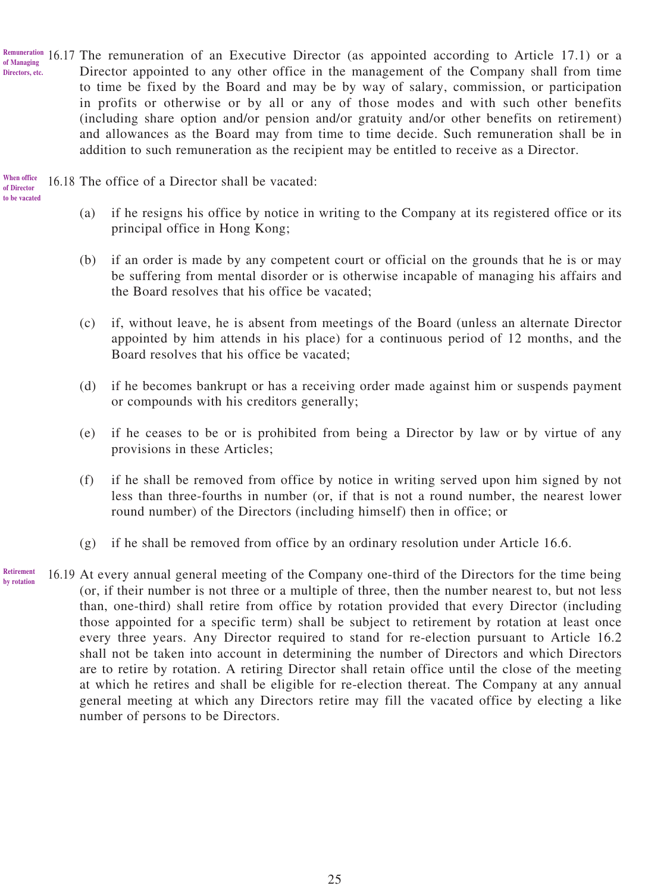**Remuneration of Managing Directors, etc.**

16.17 The remuneration of an Executive Director (as appointed according to Article 17.1) or a Director appointed to any other office in the management of the Company shall from time to time be fixed by the Board and may be by way of salary, commission, or participation in profits or otherwise or by all or any of those modes and with such other benefits (including share option and/or pension and/or gratuity and/or other benefits on retirement) and allowances as the Board may from time to time decide. Such remuneration shall be in addition to such remuneration as the recipient may be entitled to receive as a Director.

**When office of Director to be vacated**

16.18 The office of a Director shall be vacated:

(a) if he resigns his office by notice in writing to the Company at its registered office or its principal office in Hong Kong;

(b) if an order is made by any competent court or official on the grounds that he is or may be suffering from mental disorder or is otherwise incapable of managing his affairs and the Board resolves that his office be vacated;

(c) if, without leave, he is absent from meetings of the Board (unless an alternate Director appointed by him attends in his place) for a continuous period of 12 months, and the Board resolves that his office be vacated;

(d) if he becomes bankrupt or has a receiving order made against him or suspends payment or compounds with his creditors generally;

(e) if he ceases to be or is prohibited from being a Director by law or by virtue of any provisions in these Articles;

(f) if he shall be removed from office by notice in writing served upon him signed by not less than three-fourths in number (or, if that is not a round number, the nearest lower round number) of the Directors (including himself) then in office; or

(g) if he shall be removed from office by an ordinary resolution under Article 16.6.

**Retirement by rotation**

16.19 At every annual general meeting of the Company one-third of the Directors for the time being (or, if their number is not three or a multiple of three, then the number nearest to, but not less than, one-third) shall retire from office by rotation provided that every Director (including those appointed for a specific term) shall be subject to retirement by rotation at least once every three years. Any Director required to stand for re-election pursuant to Article 16.2 shall not be taken into account in determining the number of Directors and which Directors are to retire by rotation. A retiring Director shall retain office until the close of the meeting at which he retires and shall be eligible for re-election thereat. The Company at any annual general meeting at which any Directors retire may fill the vacated office by electing a like number of persons to be Directors.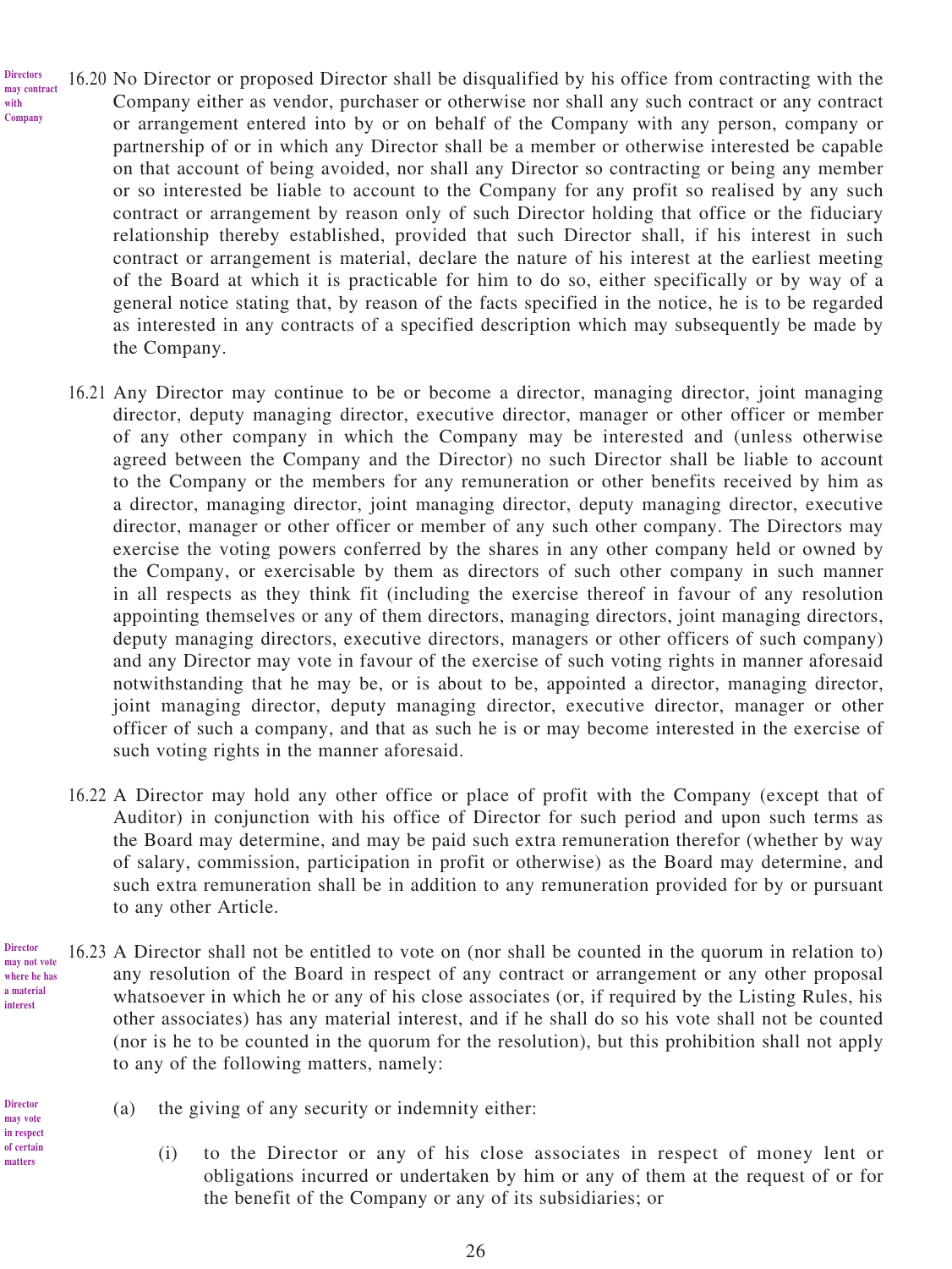**Directors may contract with Company**

16.20 No Director or proposed Director shall be disqualified by his office from contracting with the Company either as vendor, purchaser or otherwise nor shall any such contract or any contract or arrangement entered into by or on behalf of the Company with any person, company or partnership of or in which any Director shall be a member or otherwise interested be capable on that account of being avoided, nor shall any Director so contracting or being any member or so interested be liable to account to the Company for any profit so realised by any such contract or arrangement by reason only of such Director holding that office or the fiduciary relationship thereby established, provided that such Director shall, if his interest in such contract or arrangement is material, declare the nature of his interest at the earliest meeting of the Board at which it is practicable for him to do so, either specifically or by way of a general notice stating that, by reason of the facts specified in the notice, he is to be regarded as interested in any contracts of a specified description which may subsequently be made by the Company.

16.21 Any Director may continue to be or become a director, managing director, joint managing director, deputy managing director, executive director, manager or other officer or member of any other company in which the Company may be interested and (unless otherwise agreed between the Company and the Director) no such Director shall be liable to account to the Company or the members for any remuneration or other benefits received by him as a director, managing director, joint managing director, deputy managing director, executive director, manager or other officer or member of any such other company. The Directors may exercise the voting powers conferred by the shares in any other company held or owned by the Company, or exercisable by them as directors of such other company in such manner in all respects as they think fit (including the exercise thereof in favour of any resolution appointing themselves or any of them directors, managing directors, joint managing directors, deputy managing directors, executive directors, managers or other officers of such company) and any Director may vote in favour of the exercise of such voting rights in manner aforesaid notwithstanding that he may be, or is about to be, appointed a director, managing director, joint managing director, deputy managing director, executive director, manager or other officer of such a company, and that as such he is or may become interested in the exercise of such voting rights in the manner aforesaid.

16.22 A Director may hold any other office or place of profit with the Company (except that of Auditor) in conjunction with his office of Director for such period and upon such terms as the Board may determine, and may be paid such extra remuneration therefor (whether by way of salary, commission, participation in profit or otherwise) as the Board may determine, and such extra remuneration shall be in addition to any remuneration provided for by or pursuant to any other Article.

**Director may not vote where he has a material interest**

16.23 A Director shall not be entitled to vote on (nor shall be counted in the quorum in relation to) any resolution of the Board in respect of any contract or arrangement or any other proposal whatsoever in which he or any of his close associates (or, if required by the Listing Rules, his other associates) has any material interest, and if he shall do so his vote shall not be counted (nor is he to be counted in the quorum for the resolution), but this prohibition shall not apply to any of the following matters, namely:

**Director may vote in respect of certain matters**

(a) the giving of any security or indemnity either:

(i) to the Director or any of his close associates in respect of money lent or obligations incurred or undertaken by him or any of them at the request of or for the benefit of the Company or any of its subsidiaries; or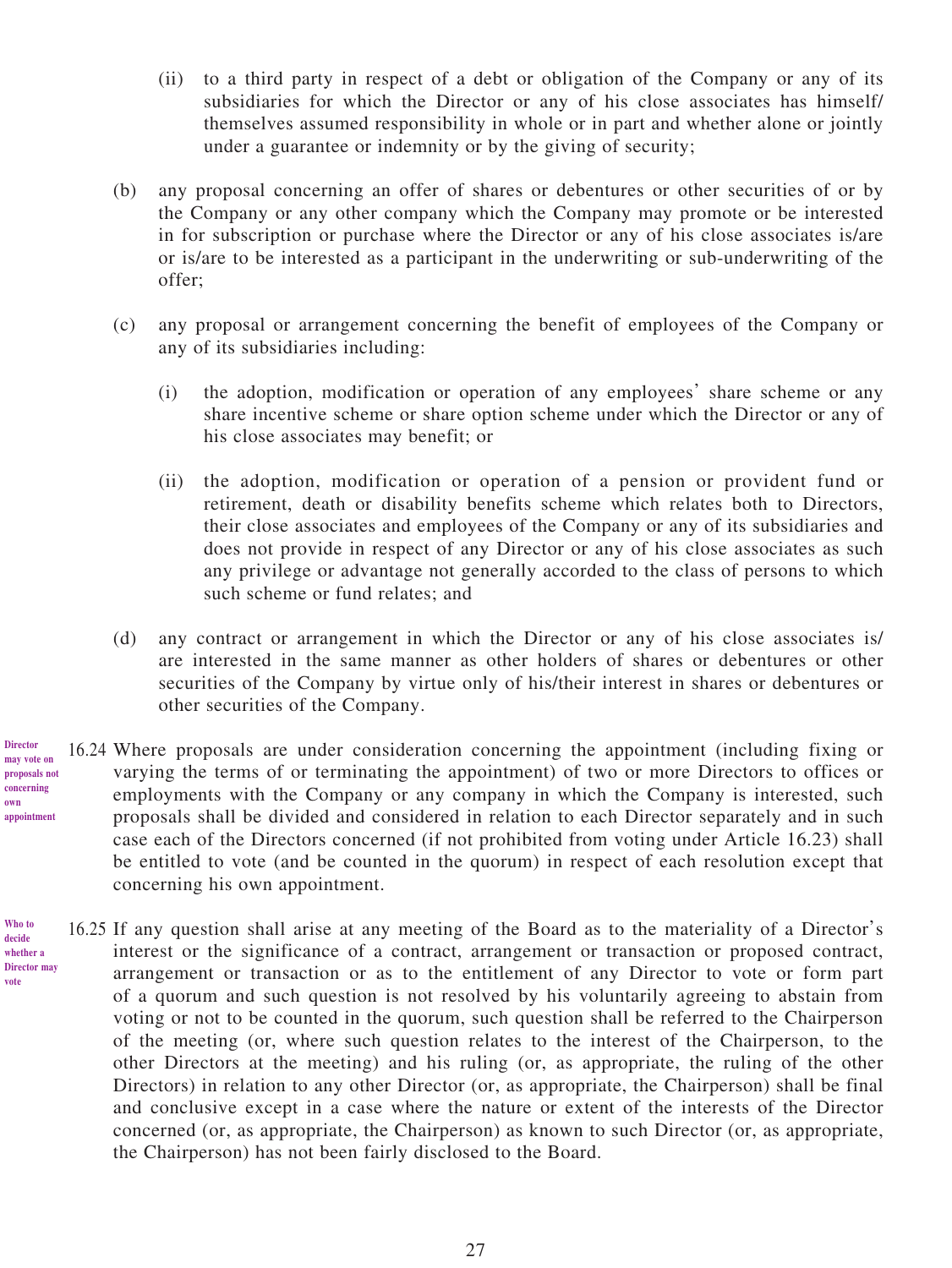(ii) to a third party in respect of a debt or obligation of the Company or any of its subsidiaries for which the Director or any of his close associates has himself/themselves assumed responsibility in whole or in part and whether alone or jointly under a guarantee or indemnity or by the giving of security;

(b) any proposal concerning an offer of shares or debentures or other securities of or by the Company or any other company which the Company may promote or be interested in for subscription or purchase where the Director or any of his close associates is/are or is/are to be interested as a participant in the underwriting or sub-underwriting of the offer;

(c) any proposal or arrangement concerning the benefit of employees of the Company or any of its subsidiaries including:

(i) the adoption, modification or operation of any employees' share scheme or any share incentive scheme or share option scheme under which the Director or any of his close associates may benefit; or

(ii) the adoption, modification or operation of a pension or provident fund or retirement, death or disability benefits scheme which relates both to Directors, their close associates and employees of the Company or any of its subsidiaries and does not provide in respect of any Director or any of his close associates as such any privilege or advantage not generally accorded to the class of persons to which such scheme or fund relates; and

(d) any contract or arrangement in which the Director or any of his close associates is/are interested in the same manner as other holders of shares or debentures or other securities of the Company by virtue only of his/their interest in shares or debentures or other securities of the Company.

**Director may vote on proposals not concerning own appointment**

16.24 Where proposals are under consideration concerning the appointment (including fixing or varying the terms of or terminating the appointment) of two or more Directors to offices or employments with the Company or any company in which the Company is interested, such proposals shall be divided and considered in relation to each Director separately and in such case each of the Directors concerned (if not prohibited from voting under Article 16.23) shall be entitled to vote (and be counted in the quorum) in respect of each resolution except that concerning his own appointment.

**Who to decide whether a Director may vote**

16.25 If any question shall arise at any meeting of the Board as to the materiality of a Director's interest or the significance of a contract, arrangement or transaction or proposed contract, arrangement or transaction or as to the entitlement of any Director to vote or form part of a quorum and such question is not resolved by his voluntarily agreeing to abstain from voting or not to be counted in the quorum, such question shall be referred to the Chairperson of the meeting (or, where such question relates to the interest of the Chairperson, to the other Directors at the meeting) and his ruling (or, as appropriate, the ruling of the other Directors) in relation to any other Director (or, as appropriate, the Chairperson) shall be final and conclusive except in a case where the nature or extent of the interests of the Director concerned (or, as appropriate, the Chairperson) as known to such Director (or, as appropriate, the Chairperson) has not been fairly disclosed to the Board.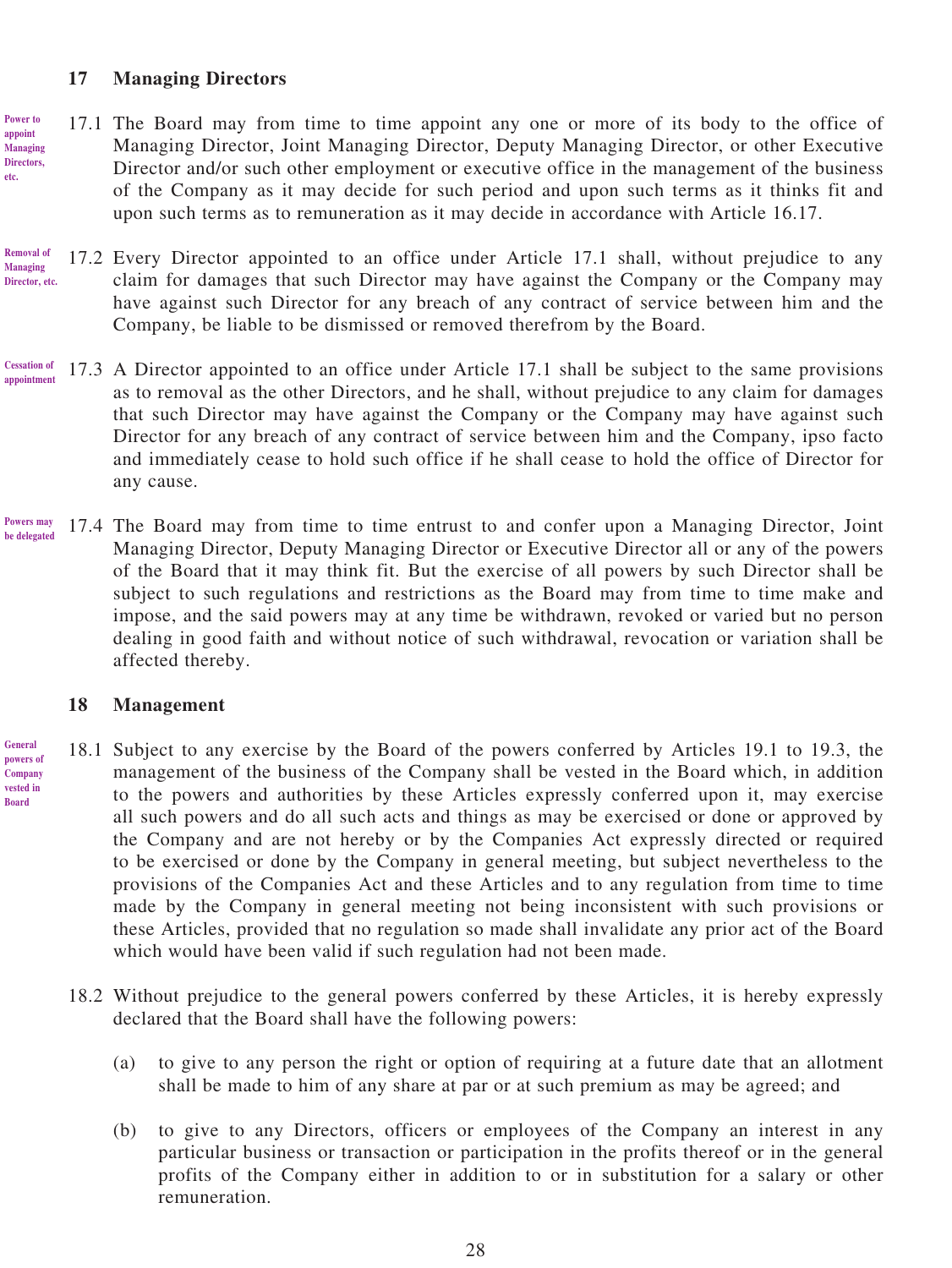## 17 Managing Directors

Power to appoint Managing Directors, etc.

17.1 The Board may from time to time appoint any one or more of its body to the office of Managing Director, Joint Managing Director, Deputy Managing Director, or other Executive Director and/or such other employment or executive office in the management of the business of the Company as it may decide for such period and upon such terms as it thinks fit and upon such terms as to remuneration as it may decide in accordance with Article 16.17.

Removal of Managing Director, etc.

17.2 Every Director appointed to an office under Article 17.1 shall, without prejudice to any claim for damages that such Director may have against the Company or the Company may have against such Director for any breach of any contract of service between him and the Company, be liable to be dismissed or removed therefrom by the Board.

Cessation of appointment

17.3 A Director appointed to an office under Article 17.1 shall be subject to the same provisions as to removal as the other Directors, and he shall, without prejudice to any claim for damages that such Director may have against the Company or the Company may have against such Director for any breach of any contract of service between him and the Company, ipso facto and immediately cease to hold such office if he shall cease to hold the office of Director for any cause.

Powers may be delegated

17.4 The Board may from time to time entrust to and confer upon a Managing Director, Joint Managing Director, Deputy Managing Director or Executive Director all or any of the powers of the Board that it may think fit. But the exercise of all powers by such Director shall be subject to such regulations and restrictions as the Board may from time to time make and impose, and the said powers may at any time be withdrawn, revoked or varied but no person dealing in good faith and without notice of such withdrawal, revocation or variation shall be affected thereby.

## 18 Management

General powers of Company vested in Board

18.1 Subject to any exercise by the Board of the powers conferred by Articles 19.1 to 19.3, the management of the business of the Company shall be vested in the Board which, in addition to the powers and authorities by these Articles expressly conferred upon it, may exercise all such powers and do all such acts and things as may be exercised or done or approved by the Company and are not hereby or by the Companies Act expressly directed or required to be exercised or done by the Company in general meeting, but subject nevertheless to the provisions of the Companies Act and these Articles and to any regulation from time to time made by the Company in general meeting not being inconsistent with such provisions or these Articles, provided that no regulation so made shall invalidate any prior act of the Board which would have been valid if such regulation had not been made.

18.2 Without prejudice to the general powers conferred by these Articles, it is hereby expressly declared that the Board shall have the following powers:

(a) to give to any person the right or option of requiring at a future date that an allotment shall be made to him of any share at par or at such premium as may be agreed; and

(b) to give to any Directors, officers or employees of the Company an interest in any particular business or transaction or participation in the profits thereof or in the general profits of the Company either in addition to or in substitution for a salary or other remuneration.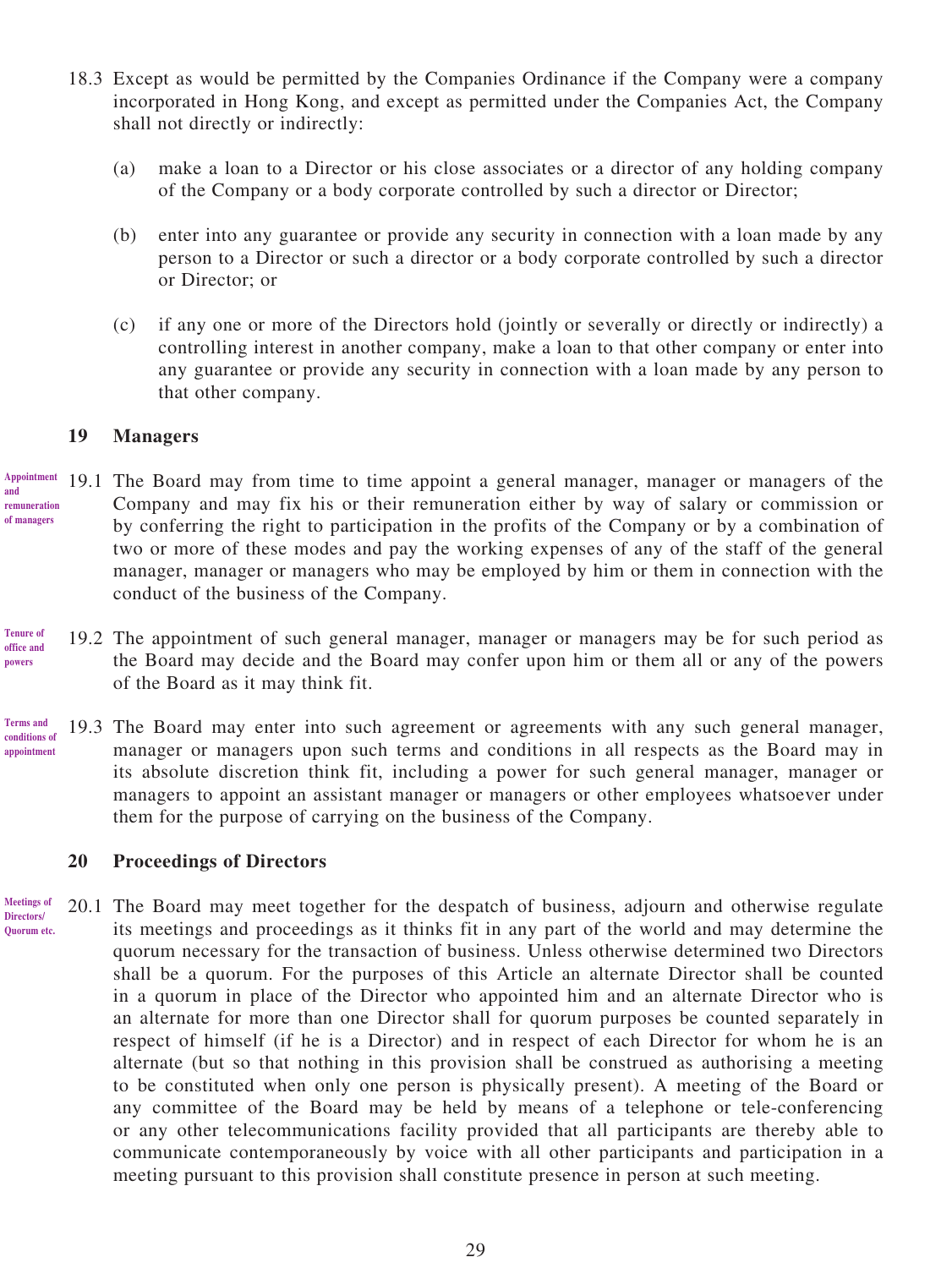18.3 Except as would be permitted by the Companies Ordinance if the Company were a company incorporated in Hong Kong, and except as permitted under the Companies Act, the Company shall not directly or indirectly:

(a) make a loan to a Director or his close associates or a director of any holding company of the Company or a body corporate controlled by such a director or Director;

(b) enter into any guarantee or provide any security in connection with a loan made by any person to a Director or such a director or a body corporate controlled by such a director or Director; or

(c) if any one or more of the Directors hold (jointly or severally or directly or indirectly) a controlling interest in another company, make a loan to that other company or enter into any guarantee or provide any security in connection with a loan made by any person to that other company.

## 19 Managers

*Appointment and remuneration of managers*

19.1 The Board may from time to time appoint a general manager, manager or managers of the Company and may fix his or their remuneration either by way of salary or commission or by conferring the right to participation in the profits of the Company or by a combination of two or more of these modes and pay the working expenses of any of the staff of the general manager, manager or managers who may be employed by him or them in connection with the conduct of the business of the Company.

*Tenure of office and powers*

19.2 The appointment of such general manager, manager or managers may be for such period as the Board may decide and the Board may confer upon him or them all or any of the powers of the Board as it may think fit.

*Terms and conditions of appointment*

19.3 The Board may enter into such agreement or agreements with any such general manager, manager or managers upon such terms and conditions in all respects as the Board may in its absolute discretion think fit, including a power for such general manager, manager or managers to appoint an assistant manager or managers or other employees whatsoever under them for the purpose of carrying on the business of the Company.

## 20 Proceedings of Directors

*Meetings of Directors/ Quorum etc.*

20.1 The Board may meet together for the despatch of business, adjourn and otherwise regulate its meetings and proceedings as it thinks fit in any part of the world and may determine the quorum necessary for the transaction of business. Unless otherwise determined two Directors shall be a quorum. For the purposes of this Article an alternate Director shall be counted in a quorum in place of the Director who appointed him and an alternate Director who is an alternate for more than one Director shall for quorum purposes be counted separately in respect of himself (if he is a Director) and in respect of each Director for whom he is an alternate (but so that nothing in this provision shall be construed as authorising a meeting to be constituted when only one person is physically present). A meeting of the Board or any committee of the Board may be held by means of a telephone or tele-conferencing or any other telecommunications facility provided that all participants are thereby able to communicate contemporaneously by voice with all other participants and participation in a meeting pursuant to this provision shall constitute presence in person at such meeting.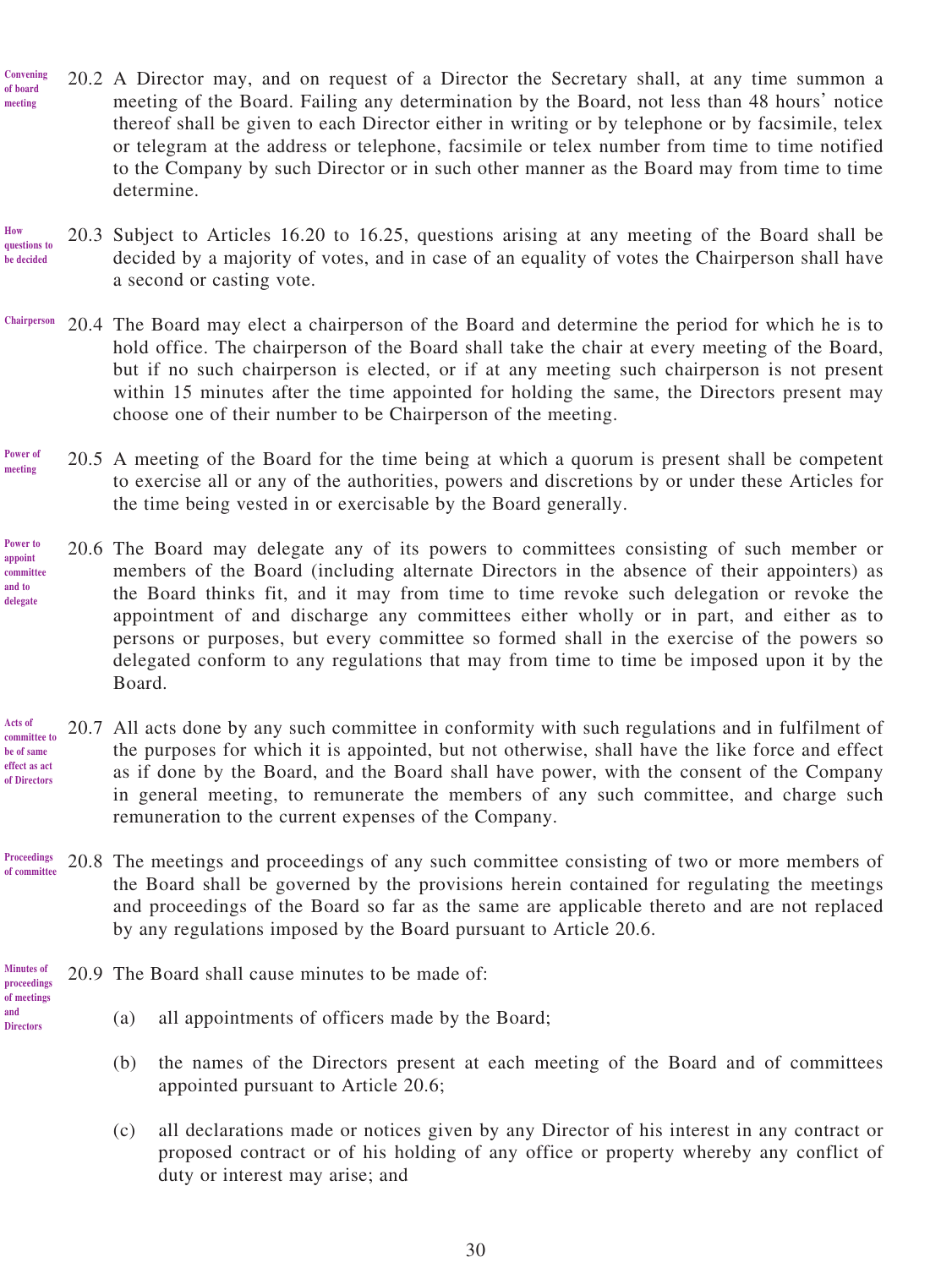**Convening of board meeting**

20.2 A Director may, and on request of a Director the Secretary shall, at any time summon a meeting of the Board. Failing any determination by the Board, not less than 48 hours' notice thereof shall be given to each Director either in writing or by telephone or by facsimile, telex or telegram at the address or telephone, facsimile or telex number from time to time notified to the Company by such Director or in such other manner as the Board may from time to time determine.

**How questions to be decided**

20.3 Subject to Articles 16.20 to 16.25, questions arising at any meeting of the Board shall be decided by a majority of votes, and in case of an equality of votes the Chairperson shall have a second or casting vote.

**Chairperson**

20.4 The Board may elect a chairperson of the Board and determine the period for which he is to hold office. The chairperson of the Board shall take the chair at every meeting of the Board, but if no such chairperson is elected, or if at any meeting such chairperson is not present within 15 minutes after the time appointed for holding the same, the Directors present may choose one of their number to be Chairperson of the meeting.

**Power of meeting**

20.5 A meeting of the Board for the time being at which a quorum is present shall be competent to exercise all or any of the authorities, powers and discretions by or under these Articles for the time being vested in or exercisable by the Board generally.

**Power to appoint committee and to delegate**

20.6 The Board may delegate any of its powers to committees consisting of such member or members of the Board (including alternate Directors in the absence of their appointers) as the Board thinks fit, and it may from time to time revoke such delegation or revoke the appointment of and discharge any committees either wholly or in part, and either as to persons or purposes, but every committee so formed shall in the exercise of the powers so delegated conform to any regulations that may from time to time be imposed upon it by the Board.

**Acts of committee to be of same effect as act of Directors**

20.7 All acts done by any such committee in conformity with such regulations and in fulfilment of the purposes for which it is appointed, but not otherwise, shall have the like force and effect as if done by the Board, and the Board shall have power, with the consent of the Company in general meeting, to remunerate the members of any such committee, and charge such remuneration to the current expenses of the Company.

**Proceedings of committee**

20.8 The meetings and proceedings of any such committee consisting of two or more members of the Board shall be governed by the provisions herein contained for regulating the meetings and proceedings of the Board so far as the same are applicable thereto and are not replaced by any regulations imposed by the Board pursuant to Article 20.6.

**Minutes of proceedings of meetings and Directors**

20.9 The Board shall cause minutes to be made of:

(a) all appointments of officers made by the Board;

(b) the names of the Directors present at each meeting of the Board and of committees appointed pursuant to Article 20.6;

(c) all declarations made or notices given by any Director of his interest in any contract or proposed contract or of his holding of any office or property whereby any conflict of duty or interest may arise; and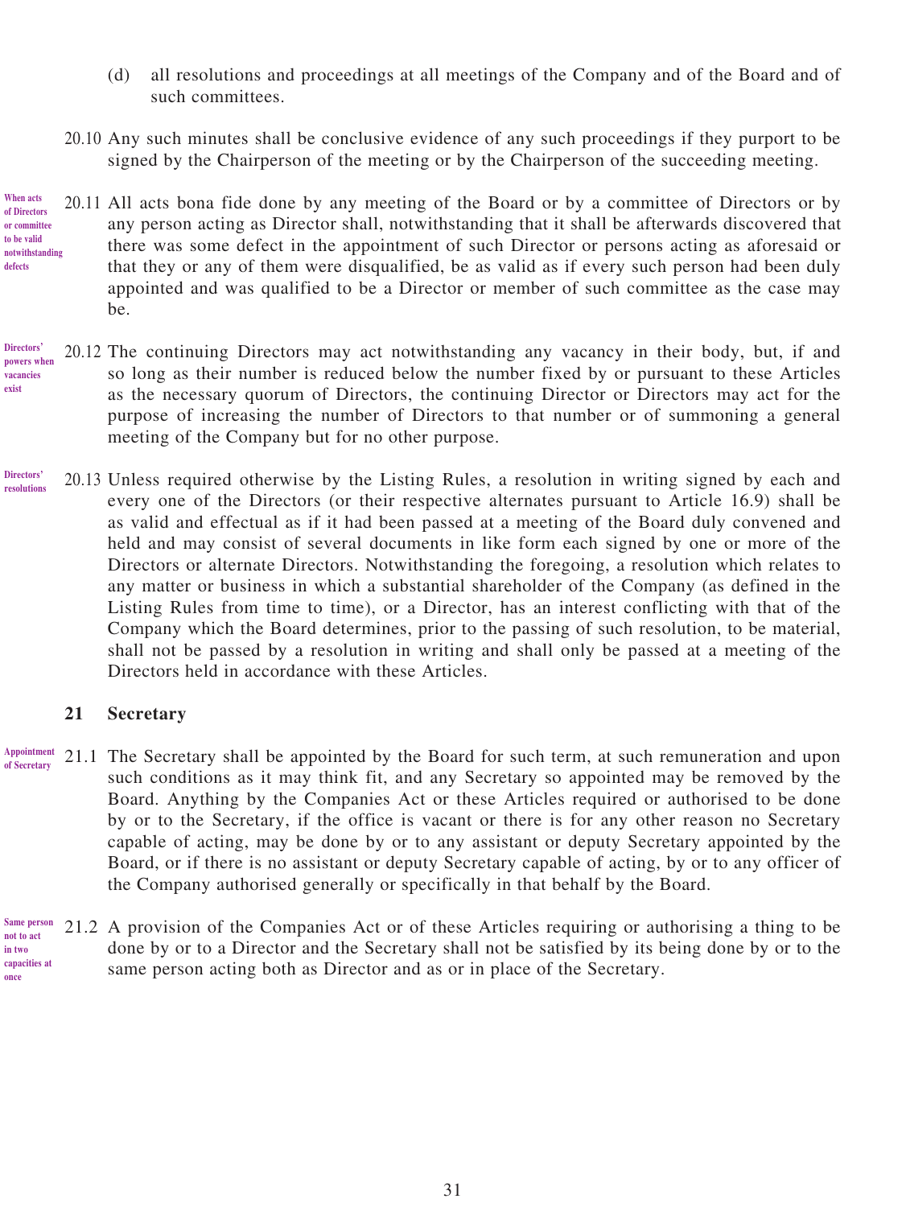(d) all resolutions and proceedings at all meetings of the Company and of the Board and of such committees.

20.10 Any such minutes shall be conclusive evidence of any such proceedings if they purport to be signed by the Chairperson of the meeting or by the Chairperson of the succeeding meeting.

*When acts of Directors or committee to be valid notwithstanding defects*

20.11 All acts bona fide done by any meeting of the Board or by a committee of Directors or by any person acting as Director shall, notwithstanding that it shall be afterwards discovered that there was some defect in the appointment of such Director or persons acting as aforesaid or that they or any of them were disqualified, be as valid as if every such person had been duly appointed and was qualified to be a Director or member of such committee as the case may be.

*Directors' powers when vacancies exist*

20.12 The continuing Directors may act notwithstanding any vacancy in their body, but, if and so long as their number is reduced below the number fixed by or pursuant to these Articles as the necessary quorum of Directors, the continuing Director or Directors may act for the purpose of increasing the number of Directors to that number or of summoning a general meeting of the Company but for no other purpose.

*Directors' resolutions*

20.13 Unless required otherwise by the Listing Rules, a resolution in writing signed by each and every one of the Directors (or their respective alternates pursuant to Article 16.9) shall be as valid and effectual as if it had been passed at a meeting of the Board duly convened and held and may consist of several documents in like form each signed by one or more of the Directors or alternate Directors. Notwithstanding the foregoing, a resolution which relates to any matter or business in which a substantial shareholder of the Company (as defined in the Listing Rules from time to time), or a Director, has an interest conflicting with that of the Company which the Board determines, prior to the passing of such resolution, to be material, shall not be passed by a resolution in writing and shall only be passed at a meeting of the Directors held in accordance with these Articles.

## 21 Secretary

*Appointment of Secretary*

21.1 The Secretary shall be appointed by the Board for such term, at such remuneration and upon such conditions as it may think fit, and any Secretary so appointed may be removed by the Board. Anything by the Companies Act or these Articles required or authorised to be done by or to the Secretary, if the office is vacant or there is for any other reason no Secretary capable of acting, may be done by or to any assistant or deputy Secretary appointed by the Board, or if there is no assistant or deputy Secretary capable of acting, by or to any officer of the Company authorised generally or specifically in that behalf by the Board.

*Same person not to act in two capacities at once*

21.2 A provision of the Companies Act or of these Articles requiring or authorising a thing to be done by or to a Director and the Secretary shall not be satisfied by its being done by or to the same person acting both as Director and as or in place of the Secretary.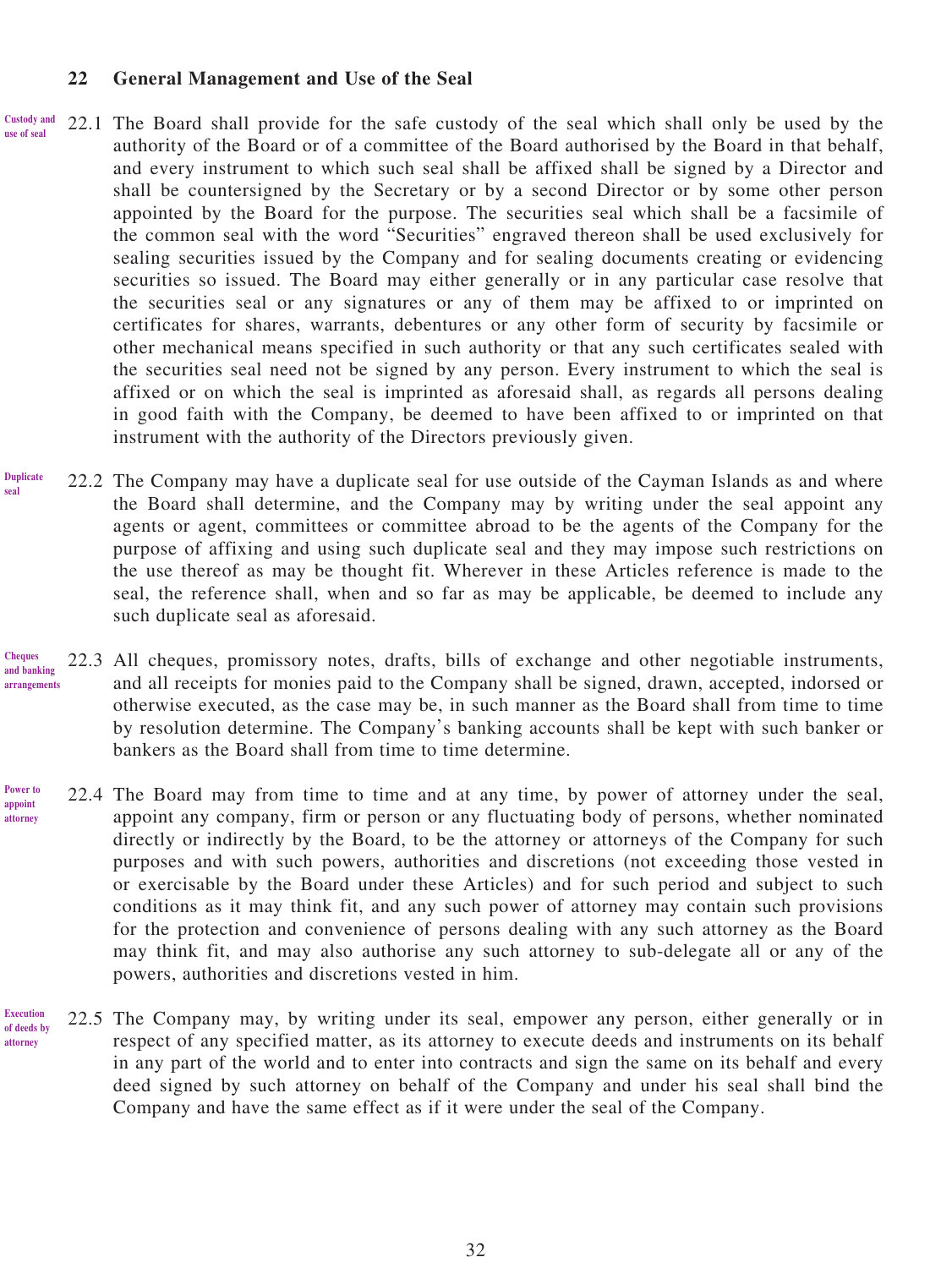## 22 General Management and Use of the Seal

**Custody and use of seal**

22.1 The Board shall provide for the safe custody of the seal which shall only be used by the authority of the Board or of a committee of the Board authorised by the Board in that behalf, and every instrument to which such seal shall be affixed shall be signed by a Director and shall be countersigned by the Secretary or by a second Director or by some other person appointed by the Board for the purpose. The securities seal which shall be a facsimile of the common seal with the word "Securities" engraved thereon shall be used exclusively for sealing securities issued by the Company and for sealing documents creating or evidencing securities so issued. The Board may either generally or in any particular case resolve that the securities seal or any signatures or any of them may be affixed to or imprinted on certificates for shares, warrants, debentures or any other form of security by facsimile or other mechanical means specified in such authority or that any such certificates sealed with the securities seal need not be signed by any person. Every instrument to which the seal is affixed or on which the seal is imprinted as aforesaid shall, as regards all persons dealing in good faith with the Company, be deemed to have been affixed to or imprinted on that instrument with the authority of the Directors previously given.

**Duplicate seal**

22.2 The Company may have a duplicate seal for use outside of the Cayman Islands as and where the Board shall determine, and the Company may by writing under the seal appoint any agents or agent, committees or committee abroad to be the agents of the Company for the purpose of affixing and using such duplicate seal and they may impose such restrictions on the use thereof as may be thought fit. Wherever in these Articles reference is made to the seal, the reference shall, when and so far as may be applicable, be deemed to include any such duplicate seal as aforesaid.

**Cheques and banking arrangements**

22.3 All cheques, promissory notes, drafts, bills of exchange and other negotiable instruments, and all receipts for monies paid to the Company shall be signed, drawn, accepted, indorsed or otherwise executed, as the case may be, in such manner as the Board shall from time to time by resolution determine. The Company's banking accounts shall be kept with such banker or bankers as the Board shall from time to time determine.

**Power to appoint attorney**

22.4 The Board may from time to time and at any time, by power of attorney under the seal, appoint any company, firm or person or any fluctuating body of persons, whether nominated directly or indirectly by the Board, to be the attorney or attorneys of the Company for such purposes and with such powers, authorities and discretions (not exceeding those vested in or exercisable by the Board under these Articles) and for such period and subject to such conditions as it may think fit, and any such power of attorney may contain such provisions for the protection and convenience of persons dealing with any such attorney as the Board may think fit, and may also authorise any such attorney to sub-delegate all or any of the powers, authorities and discretions vested in him.

**Execution of deeds by attorney**

22.5 The Company may, by writing under its seal, empower any person, either generally or in respect of any specified matter, as its attorney to execute deeds and instruments on its behalf in any part of the world and to enter into contracts and sign the same on its behalf and every deed signed by such attorney on behalf of the Company and under his seal shall bind the Company and have the same effect as if it were under the seal of the Company.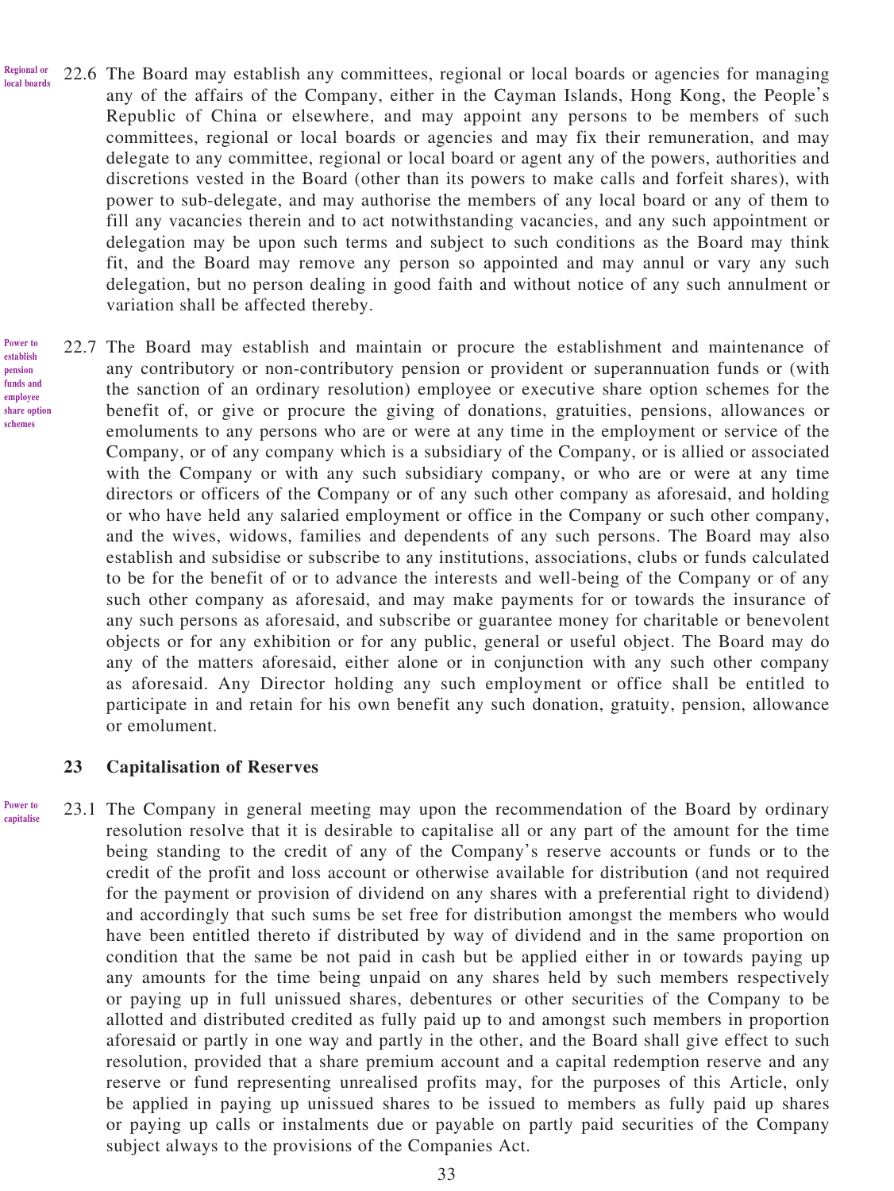**Regional or local boards**

22.6 The Board may establish any committees, regional or local boards or agencies for managing any of the affairs of the Company, either in the Cayman Islands, Hong Kong, the People's Republic of China or elsewhere, and may appoint any persons to be members of such committees, regional or local boards or agencies and may fix their remuneration, and may delegate to any committee, regional or local board or agent any of the powers, authorities and discretions vested in the Board (other than its powers to make calls and forfeit shares), with power to sub-delegate, and may authorise the members of any local board or any of them to fill any vacancies therein and to act notwithstanding vacancies, and any such appointment or delegation may be upon such terms and subject to such conditions as the Board may think fit, and the Board may remove any person so appointed and may annul or vary any such delegation, but no person dealing in good faith and without notice of any such annulment or variation shall be affected thereby.

**Power to establish pension funds and employee share option schemes**

22.7 The Board may establish and maintain or procure the establishment and maintenance of any contributory or non-contributory pension or provident or superannuation funds or (with the sanction of an ordinary resolution) employee or executive share option schemes for the benefit of, or give or procure the giving of donations, gratuities, pensions, allowances or emoluments to any persons who are or were at any time in the employment or service of the Company, or of any company which is a subsidiary of the Company, or is allied or associated with the Company or with any such subsidiary company, or who are or were at any time directors or officers of the Company or of any such other company as aforesaid, and holding or who have held any salaried employment or office in the Company or such other company, and the wives, widows, families and dependents of any such persons. The Board may also establish and subsidise or subscribe to any institutions, associations, clubs or funds calculated to be for the benefit of or to advance the interests and well-being of the Company or of any such other company as aforesaid, and may make payments for or towards the insurance of any such persons as aforesaid, and subscribe or guarantee money for charitable or benevolent objects or for any exhibition or for any public, general or useful object. The Board may do any of the matters aforesaid, either alone or in conjunction with any such other company as aforesaid. Any Director holding any such employment or office shall be entitled to participate in and retain for his own benefit any such donation, gratuity, pension, allowance or emolument.

## 23 Capitalisation of Reserves

**Power to capitalise**

23.1 The Company in general meeting may upon the recommendation of the Board by ordinary resolution resolve that it is desirable to capitalise all or any part of the amount for the time being standing to the credit of any of the Company's reserve accounts or funds or to the credit of the profit and loss account or otherwise available for distribution (and not required for the payment or provision of dividend on any shares with a preferential right to dividend) and accordingly that such sums be set free for distribution amongst the members who would have been entitled thereto if distributed by way of dividend and in the same proportion on condition that the same be not paid in cash but be applied either in or towards paying up any amounts for the time being unpaid on any shares held by such members respectively or paying up in full unissued shares, debentures or other securities of the Company to be allotted and distributed credited as fully paid up to and amongst such members in proportion aforesaid or partly in one way and partly in the other, and the Board shall give effect to such resolution, provided that a share premium account and a capital redemption reserve and any reserve or fund representing unrealised profits may, for the purposes of this Article, only be applied in paying up unissued shares to be issued to members as fully paid up shares or paying up calls or instalments due or payable on partly paid securities of the Company subject always to the provisions of the Companies Act.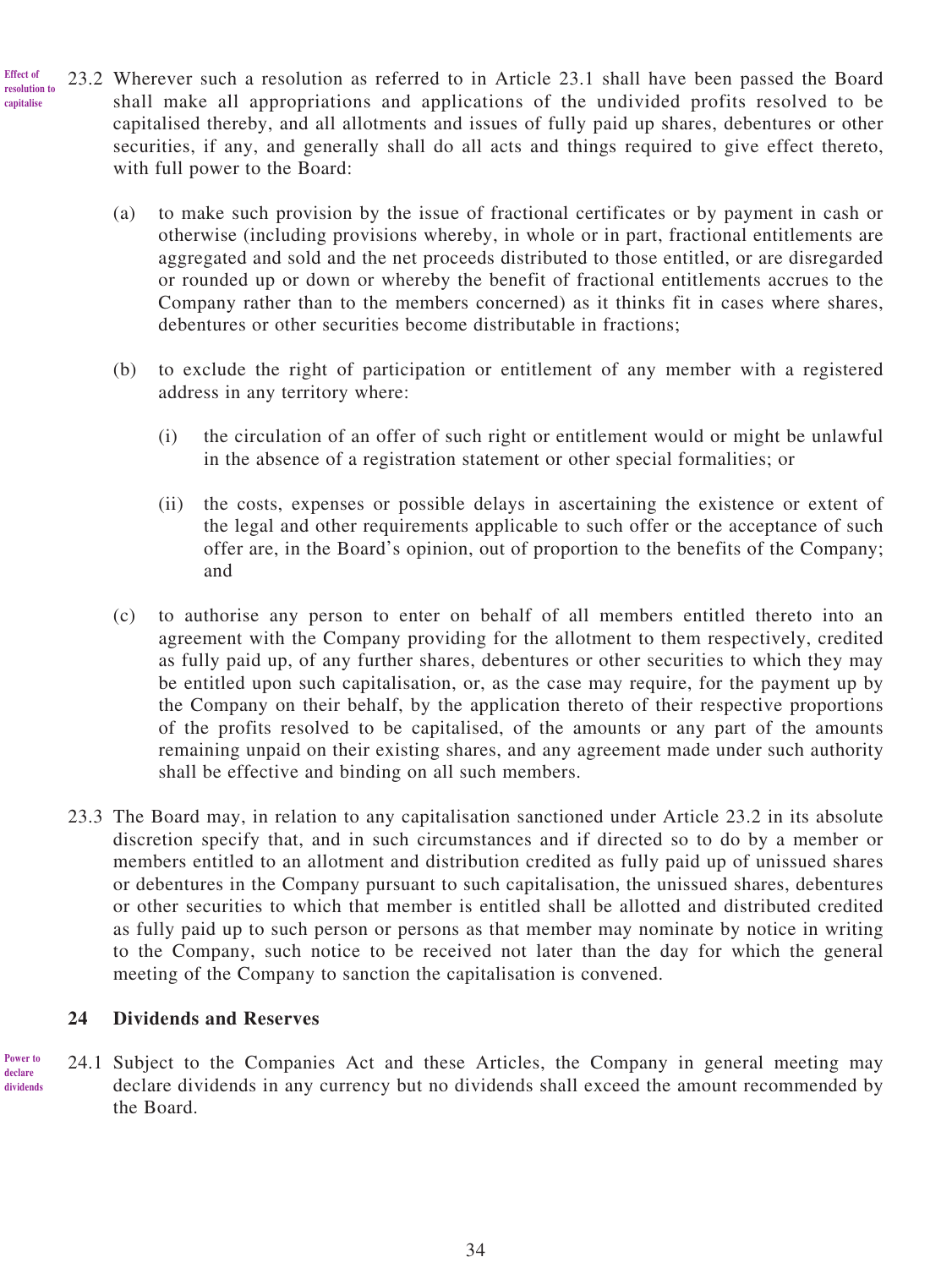Effect of resolution to capitalise

23.2 Wherever such a resolution as referred to in Article 23.1 shall have been passed the Board shall make all appropriations and applications of the undivided profits resolved to be capitalised thereby, and all allotments and issues of fully paid up shares, debentures or other securities, if any, and generally shall do all acts and things required to give effect thereto, with full power to the Board:

(a) to make such provision by the issue of fractional certificates or by payment in cash or otherwise (including provisions whereby, in whole or in part, fractional entitlements are aggregated and sold and the net proceeds distributed to those entitled, or are disregarded or rounded up or down or whereby the benefit of fractional entitlements accrues to the Company rather than to the members concerned) as it thinks fit in cases where shares, debentures or other securities become distributable in fractions;

(b) to exclude the right of participation or entitlement of any member with a registered address in any territory where:

   (i) the circulation of an offer of such right or entitlement would or might be unlawful in the absence of a registration statement or other special formalities; or

   (ii) the costs, expenses or possible delays in ascertaining the existence or extent of the legal and other requirements applicable to such offer or the acceptance of such offer are, in the Board's opinion, out of proportion to the benefits of the Company; and

(c) to authorise any person to enter on behalf of all members entitled thereto into an agreement with the Company providing for the allotment to them respectively, credited as fully paid up, of any further shares, debentures or other securities to which they may be entitled upon such capitalisation, or, as the case may require, for the payment up by the Company on their behalf, by the application thereto of their respective proportions of the profits resolved to be capitalised, of the amounts or any part of the amounts remaining unpaid on their existing shares, and any agreement made under such authority shall be effective and binding on all such members.

23.3 The Board may, in relation to any capitalisation sanctioned under Article 23.2 in its absolute discretion specify that, and in such circumstances and if directed so to do by a member or members entitled to an allotment and distribution credited as fully paid up of unissued shares or debentures in the Company pursuant to such capitalisation, the unissued shares, debentures or other securities to which that member is entitled shall be allotted and distributed credited as fully paid up to such person or persons as that member may nominate by notice in writing to the Company, such notice to be received not later than the day for which the general meeting of the Company to sanction the capitalisation is convened.

## 24 Dividends and Reserves

Power to declare dividends

24.1 Subject to the Companies Act and these Articles, the Company in general meeting may declare dividends in any currency but no dividends shall exceed the amount recommended by the Board.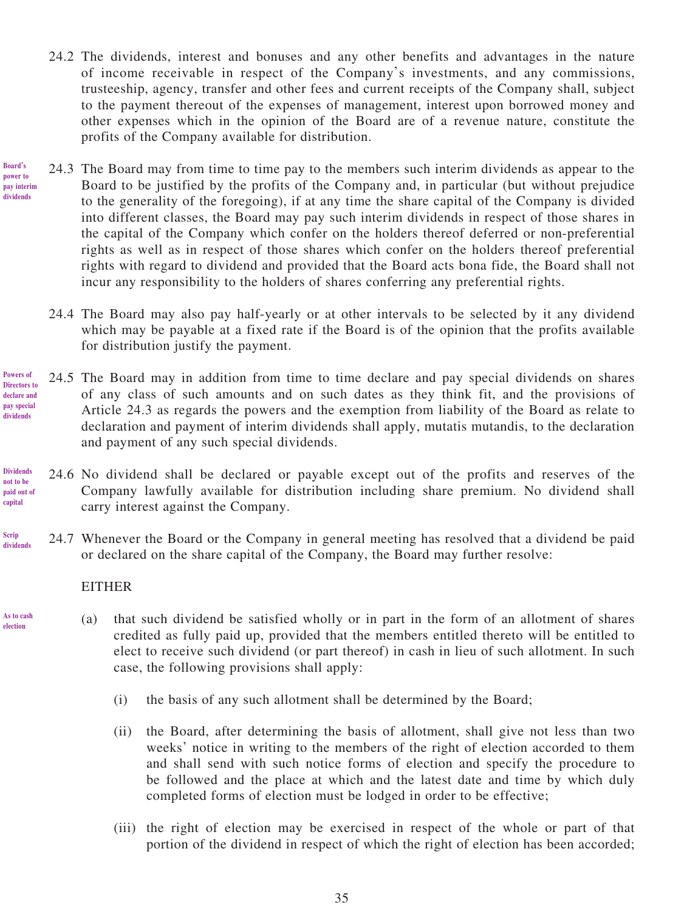24.2 The dividends, interest and bonuses and any other benefits and advantages in the nature of income receivable in respect of the Company's investments, and any commissions, trusteeship, agency, transfer and other fees and current receipts of the Company shall, subject to the payment thereout of the expenses of management, interest upon borrowed money and other expenses which in the opinion of the Board are of a revenue nature, constitute the profits of the Company available for distribution.

*Board's power to pay interim dividends*

24.3 The Board may from time to time pay to the members such interim dividends as appear to the Board to be justified by the profits of the Company and, in particular (but without prejudice to the generality of the foregoing), if at any time the share capital of the Company is divided into different classes, the Board may pay such interim dividends in respect of those shares in the capital of the Company which confer on the holders thereof deferred or non-preferential rights as well as in respect of those shares which confer on the holders thereof preferential rights with regard to dividend and provided that the Board acts bona fide, the Board shall not incur any responsibility to the holders of shares conferring any preferential rights.

24.4 The Board may also pay half-yearly or at other intervals to be selected by it any dividend which may be payable at a fixed rate if the Board is of the opinion that the profits available for distribution justify the payment.

*Powers of Directors to declare and pay special dividends*

24.5 The Board may in addition from time to time declare and pay special dividends on shares of any class of such amounts and on such dates as they think fit, and the provisions of Article 24.3 as regards the powers and the exemption from liability of the Board as relate to declaration and payment of interim dividends shall apply, mutatis mutandis, to the declaration and payment of any such special dividends.

*Dividends not to be paid out of capital*

24.6 No dividend shall be declared or payable except out of the profits and reserves of the Company lawfully available for distribution including share premium. No dividend shall carry interest against the Company.

*Scrip dividends*

24.7 Whenever the Board or the Company in general meeting has resolved that a dividend be paid or declared on the share capital of the Company, the Board may further resolve:

EITHER

*As to cash election*

(a) that such dividend be satisfied wholly or in part in the form of an allotment of shares credited as fully paid up, provided that the members entitled thereto will be entitled to elect to receive such dividend (or part thereof) in cash in lieu of such allotment. In such case, the following provisions shall apply:

   (i) the basis of any such allotment shall be determined by the Board;

   (ii) the Board, after determining the basis of allotment, shall give not less than two weeks' notice in writing to the members of the right of election accorded to them and shall send with such notice forms of election and specify the procedure to be followed and the place at which and the latest date and time by which duly completed forms of election must be lodged in order to be effective;

   (iii) the right of election may be exercised in respect of the whole or part of that portion of the dividend in respect of which the right of election has been accorded;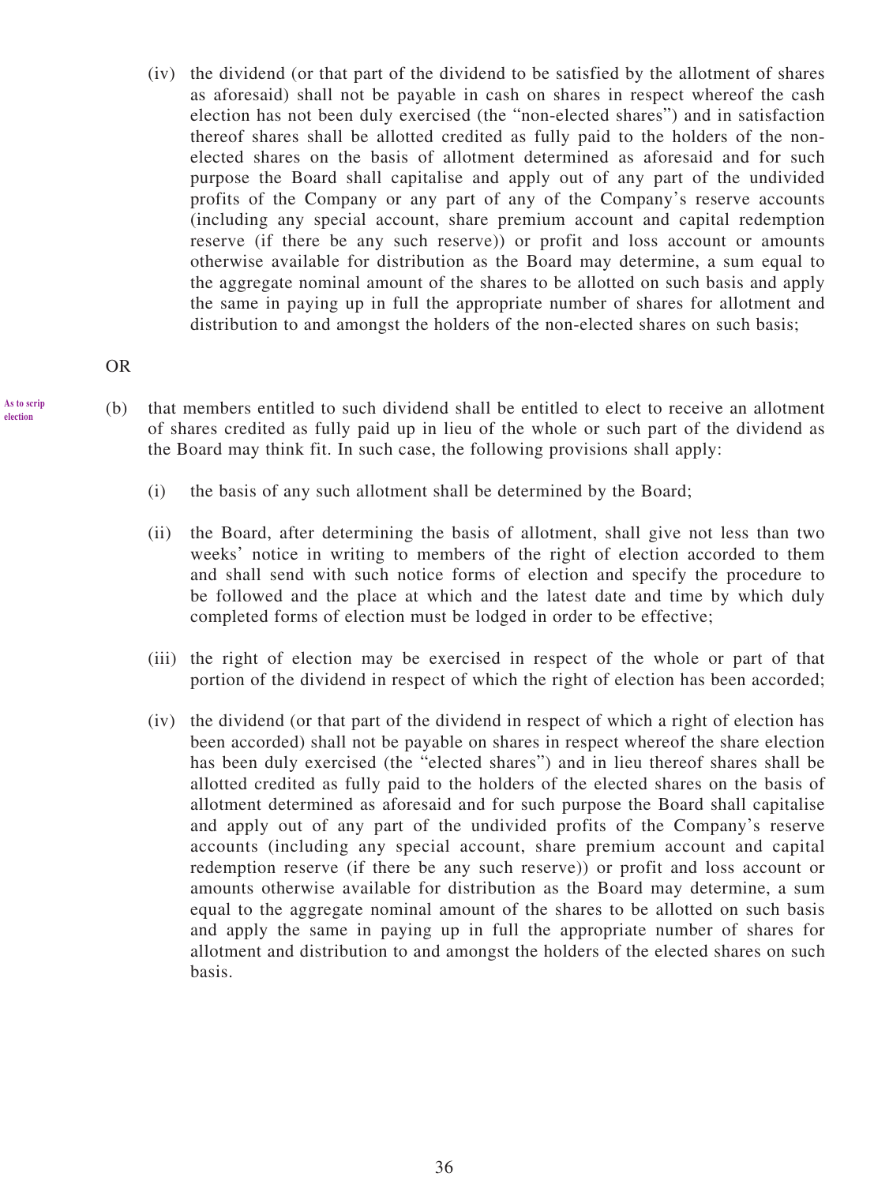(iv) the dividend (or that part of the dividend to be satisfied by the allotment of shares as aforesaid) shall not be payable in cash on shares in respect whereof the cash election has not been duly exercised (the "non-elected shares") and in satisfaction thereof shares shall be allotted credited as fully paid to the holders of the non-elected shares on the basis of allotment determined as aforesaid and for such purpose the Board shall capitalise and apply out of any part of the undivided profits of the Company or any part of any of the Company's reserve accounts (including any special account, share premium account and capital redemption reserve (if there be any such reserve)) or profit and loss account or amounts otherwise available for distribution as the Board may determine, a sum equal to the aggregate nominal amount of the shares to be allotted on such basis and apply the same in paying up in full the appropriate number of shares for allotment and distribution to and amongst the holders of the non-elected shares on such basis;

OR

**As to scrip election**

(b) that members entitled to such dividend shall be entitled to elect to receive an allotment of shares credited as fully paid up in lieu of the whole or such part of the dividend as the Board may think fit. In such case, the following provisions shall apply:

(i) the basis of any such allotment shall be determined by the Board;

(ii) the Board, after determining the basis of allotment, shall give not less than two weeks' notice in writing to members of the right of election accorded to them and shall send with such notice forms of election and specify the procedure to be followed and the place at which and the latest date and time by which duly completed forms of election must be lodged in order to be effective;

(iii) the right of election may be exercised in respect of the whole or part of that portion of the dividend in respect of which the right of election has been accorded;

(iv) the dividend (or that part of the dividend in respect of which a right of election has been accorded) shall not be payable on shares in respect whereof the share election has been duly exercised (the "elected shares") and in lieu thereof shares shall be allotted credited as fully paid to the holders of the elected shares on the basis of allotment determined as aforesaid and for such purpose the Board shall capitalise and apply out of any part of the undivided profits of the Company's reserve accounts (including any special account, share premium account and capital redemption reserve (if there be any such reserve)) or profit and loss account or amounts otherwise available for distribution as the Board may determine, a sum equal to the aggregate nominal amount of the shares to be allotted on such basis and apply the same in paying up in full the appropriate number of shares for allotment and distribution to and amongst the holders of the elected shares on such basis.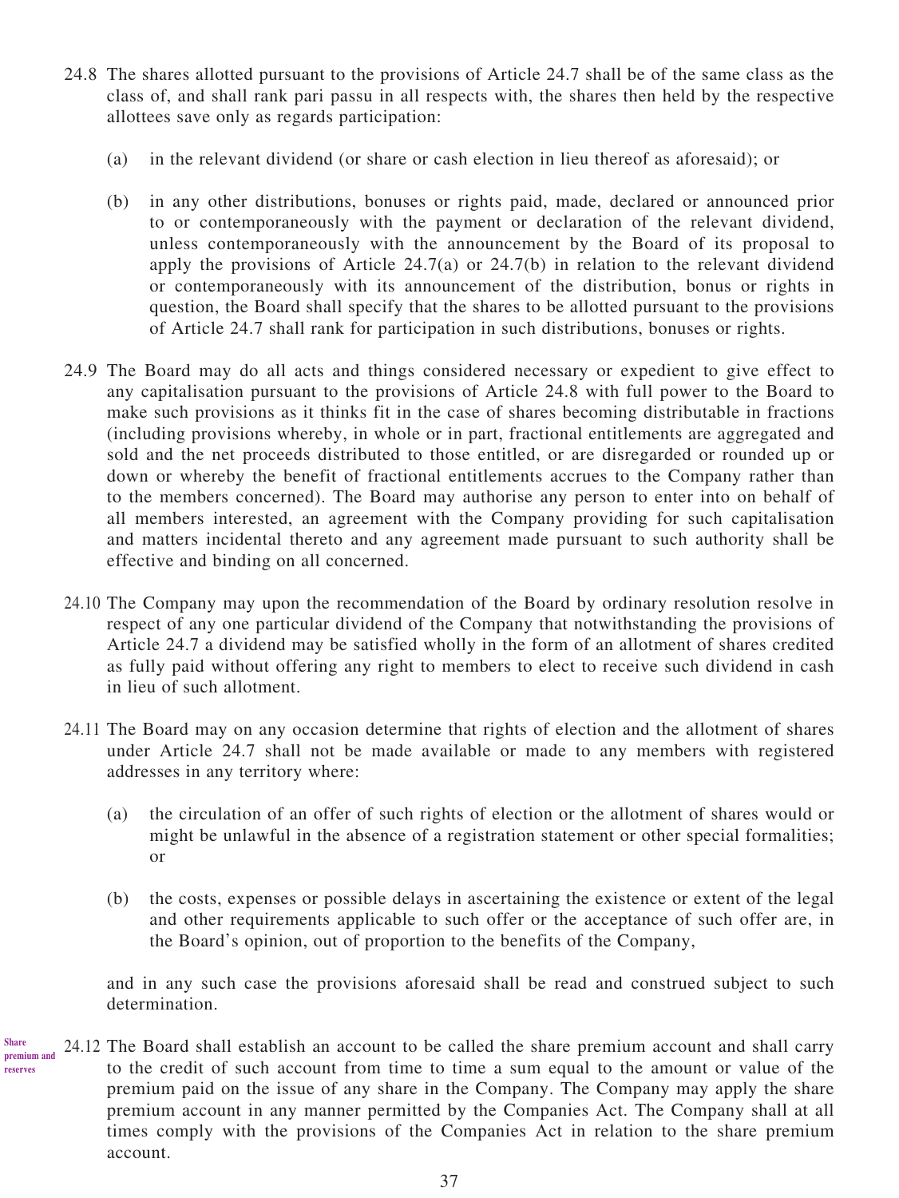24.8 The shares allotted pursuant to the provisions of Article 24.7 shall be of the same class as the class of, and shall rank pari passu in all respects with, the shares then held by the respective allottees save only as regards participation:

(a) in the relevant dividend (or share or cash election in lieu thereof as aforesaid); or

(b) in any other distributions, bonuses or rights paid, made, declared or announced prior to or contemporaneously with the payment or declaration of the relevant dividend, unless contemporaneously with the announcement by the Board of its proposal to apply the provisions of Article 24.7(a) or 24.7(b) in relation to the relevant dividend or contemporaneously with its announcement of the distribution, bonus or rights in question, the Board shall specify that the shares to be allotted pursuant to the provisions of Article 24.7 shall rank for participation in such distributions, bonuses or rights.

24.9 The Board may do all acts and things considered necessary or expedient to give effect to any capitalisation pursuant to the provisions of Article 24.8 with full power to the Board to make such provisions as it thinks fit in the case of shares becoming distributable in fractions (including provisions whereby, in whole or in part, fractional entitlements are aggregated and sold and the net proceeds distributed to those entitled, or are disregarded or rounded up or down or whereby the benefit of fractional entitlements accrues to the Company rather than to the members concerned). The Board may authorise any person to enter into on behalf of all members interested, an agreement with the Company providing for such capitalisation and matters incidental thereto and any agreement made pursuant to such authority shall be effective and binding on all concerned.

24.10 The Company may upon the recommendation of the Board by ordinary resolution resolve in respect of any one particular dividend of the Company that notwithstanding the provisions of Article 24.7 a dividend may be satisfied wholly in the form of an allotment of shares credited as fully paid without offering any right to members to elect to receive such dividend in cash in lieu of such allotment.

24.11 The Board may on any occasion determine that rights of election and the allotment of shares under Article 24.7 shall not be made available or made to any members with registered addresses in any territory where:

(a) the circulation of an offer of such rights of election or the allotment of shares would or might be unlawful in the absence of a registration statement or other special formalities; or

(b) the costs, expenses or possible delays in ascertaining the existence or extent of the legal and other requirements applicable to such offer or the acceptance of such offer are, in the Board's opinion, out of proportion to the benefits of the Company,

and in any such case the provisions aforesaid shall be read and construed subject to such determination.

**Share premium and reserves**

24.12 The Board shall establish an account to be called the share premium account and shall carry to the credit of such account from time to time a sum equal to the amount or value of the premium paid on the issue of any share in the Company. The Company may apply the share premium account in any manner permitted by the Companies Act. The Company shall at all times comply with the provisions of the Companies Act in relation to the share premium account.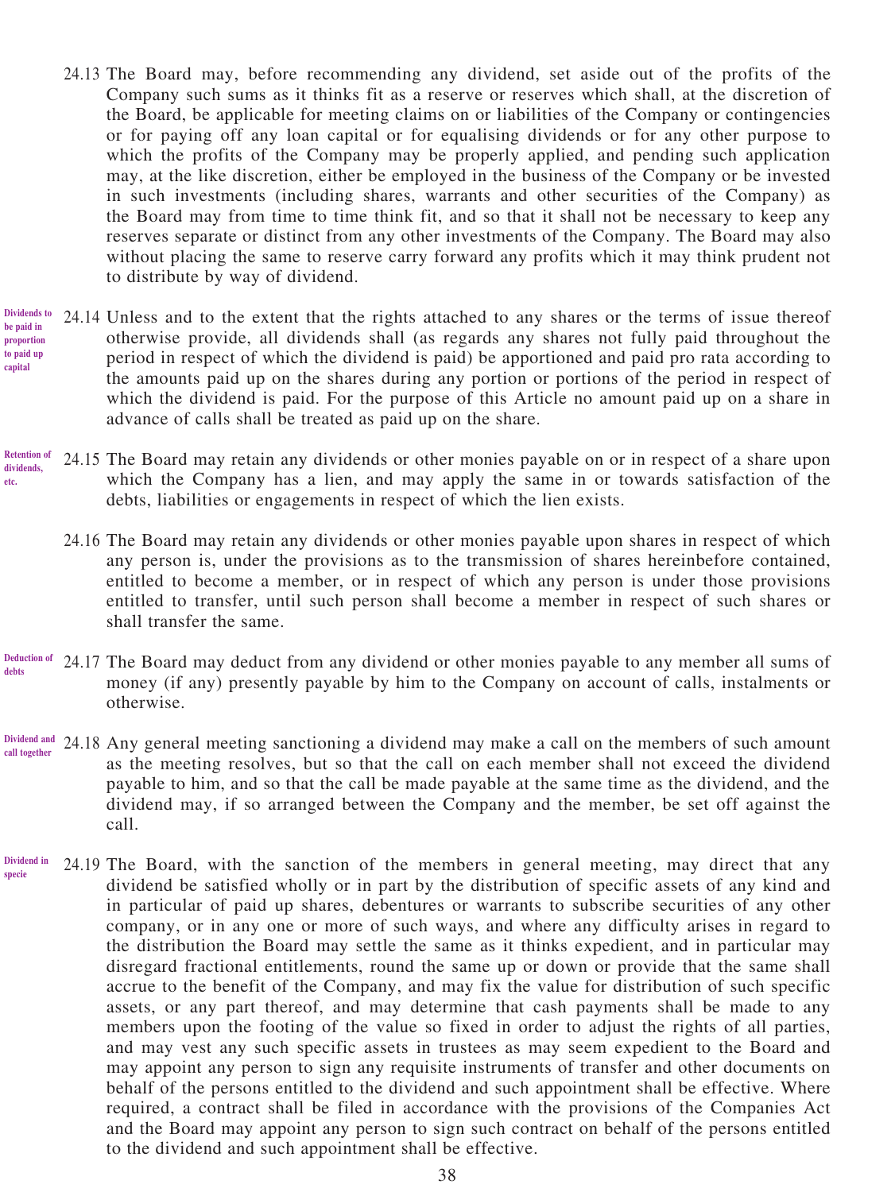24.13 The Board may, before recommending any dividend, set aside out of the profits of the Company such sums as it thinks fit as a reserve or reserves which shall, at the discretion of the Board, be applicable for meeting claims on or liabilities of the Company or contingencies or for paying off any loan capital or for equalising dividends or for any other purpose to which the profits of the Company may be properly applied, and pending such application may, at the like discretion, either be employed in the business of the Company or be invested in such investments (including shares, warrants and other securities of the Company) as the Board may from time to time think fit, and so that it shall not be necessary to keep any reserves separate or distinct from any other investments of the Company. The Board may also without placing the same to reserve carry forward any profits which it may think prudent not to distribute by way of dividend.

*Dividends to be paid in proportion to paid up capital*

24.14 Unless and to the extent that the rights attached to any shares or the terms of issue thereof otherwise provide, all dividends shall (as regards any shares not fully paid throughout the period in respect of which the dividend is paid) be apportioned and paid pro rata according to the amounts paid up on the shares during any portion or portions of the period in respect of which the dividend is paid. For the purpose of this Article no amount paid up on a share in advance of calls shall be treated as paid up on the share.

*Retention of dividends, etc.*

24.15 The Board may retain any dividends or other monies payable on or in respect of a share upon which the Company has a lien, and may apply the same in or towards satisfaction of the debts, liabilities or engagements in respect of which the lien exists.

24.16 The Board may retain any dividends or other monies payable upon shares in respect of which any person is, under the provisions as to the transmission of shares hereinbefore contained, entitled to become a member, or in respect of which any person is under those provisions entitled to transfer, until such person shall become a member in respect of such shares or shall transfer the same.

*Deduction of debts*

24.17 The Board may deduct from any dividend or other monies payable to any member all sums of money (if any) presently payable by him to the Company on account of calls, instalments or otherwise.

*Dividend and call together*

24.18 Any general meeting sanctioning a dividend may make a call on the members of such amount as the meeting resolves, but so that the call on each member shall not exceed the dividend payable to him, and so that the call be made payable at the same time as the dividend, and the dividend may, if so arranged between the Company and the member, be set off against the call.

*Dividend in specie*

24.19 The Board, with the sanction of the members in general meeting, may direct that any dividend be satisfied wholly or in part by the distribution of specific assets of any kind and in particular of paid up shares, debentures or warrants to subscribe securities of any other company, or in any one or more of such ways, and where any difficulty arises in regard to the distribution the Board may settle the same as it thinks expedient, and in particular may disregard fractional entitlements, round the same up or down or provide that the same shall accrue to the benefit of the Company, and may fix the value for distribution of such specific assets, or any part thereof, and may determine that cash payments shall be made to any members upon the footing of the value so fixed in order to adjust the rights of all parties, and may vest any such specific assets in trustees as may seem expedient to the Board and may appoint any person to sign any requisite instruments of transfer and other documents on behalf of the persons entitled to the dividend and such appointment shall be effective. Where required, a contract shall be filed in accordance with the provisions of the Companies Act and the Board may appoint any person to sign such contract on behalf of the persons entitled to the dividend and such appointment shall be effective.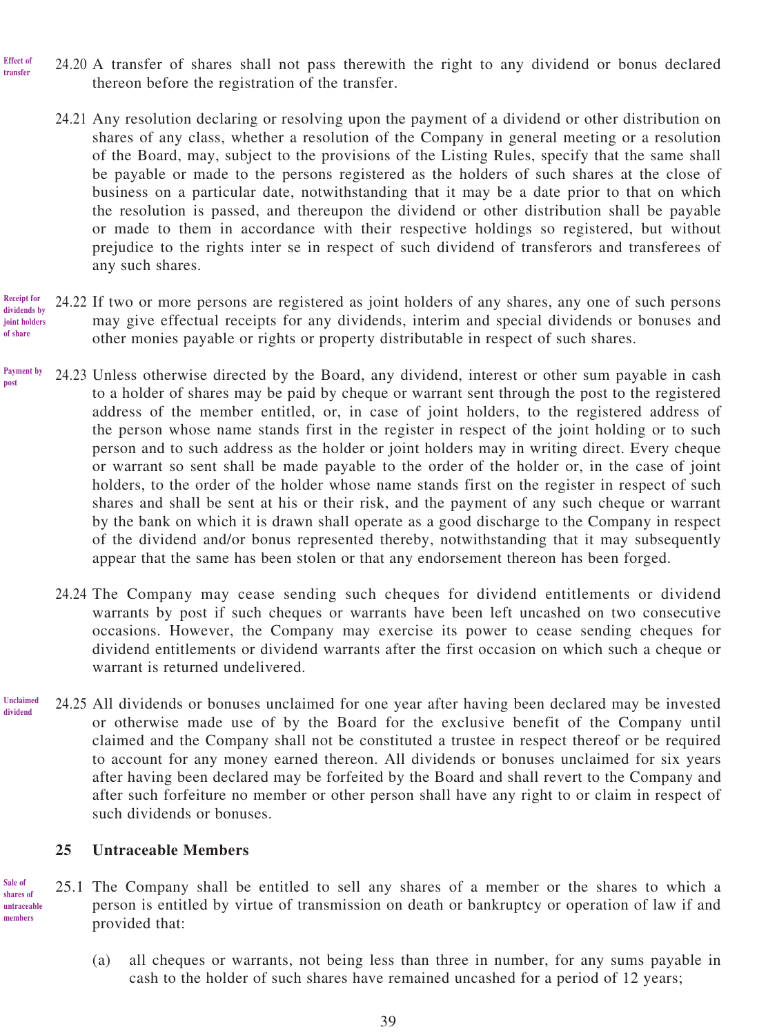Effect of transfer

24.20 A transfer of shares shall not pass therewith the right to any dividend or bonus declared thereon before the registration of the transfer.

24.21 Any resolution declaring or resolving upon the payment of a dividend or other distribution on shares of any class, whether a resolution of the Company in general meeting or a resolution of the Board, may, subject to the provisions of the Listing Rules, specify that the same shall be payable or made to the persons registered as the holders of such shares at the close of business on a particular date, notwithstanding that it may be a date prior to that on which the resolution is passed, and thereupon the dividend or other distribution shall be payable or made to them in accordance with their respective holdings so registered, but without prejudice to the rights inter se in respect of such dividend of transferors and transferees of any such shares.

Receipt for dividends by joint holders of share

24.22 If two or more persons are registered as joint holders of any shares, any one of such persons may give effectual receipts for any dividends, interim and special dividends or bonuses and other monies payable or rights or property distributable in respect of such shares.

Payment by post

24.23 Unless otherwise directed by the Board, any dividend, interest or other sum payable in cash to a holder of shares may be paid by cheque or warrant sent through the post to the registered address of the member entitled, or, in case of joint holders, to the registered address of the person whose name stands first in the register in respect of the joint holding or to such person and to such address as the holder or joint holders may in writing direct. Every cheque or warrant so sent shall be made payable to the order of the holder or, in the case of joint holders, to the order of the holder whose name stands first on the register in respect of such shares and shall be sent at his or their risk, and the payment of any such cheque or warrant by the bank on which it is drawn shall operate as a good discharge to the Company in respect of the dividend and/or bonus represented thereby, notwithstanding that it may subsequently appear that the same has been stolen or that any endorsement thereon has been forged.

24.24 The Company may cease sending such cheques for dividend entitlements or dividend warrants by post if such cheques or warrants have been left uncashed on two consecutive occasions. However, the Company may exercise its power to cease sending cheques for dividend entitlements or dividend warrants after the first occasion on which such a cheque or warrant is returned undelivered.

Unclaimed dividend

24.25 All dividends or bonuses unclaimed for one year after having been declared may be invested or otherwise made use of by the Board for the exclusive benefit of the Company until claimed and the Company shall not be constituted a trustee in respect thereof or be required to account for any money earned thereon. All dividends or bonuses unclaimed for six years after having been declared may be forfeited by the Board and shall revert to the Company and after such forfeiture no member or other person shall have any right to or claim in respect of such dividends or bonuses.

## 25 Untraceable Members

Sale of shares of untraceable members

25.1 The Company shall be entitled to sell any shares of a member or the shares to which a person is entitled by virtue of transmission on death or bankruptcy or operation of law if and provided that:

(a) all cheques or warrants, not being less than three in number, for any sums payable in cash to the holder of such shares have remained uncashed for a period of 12 years;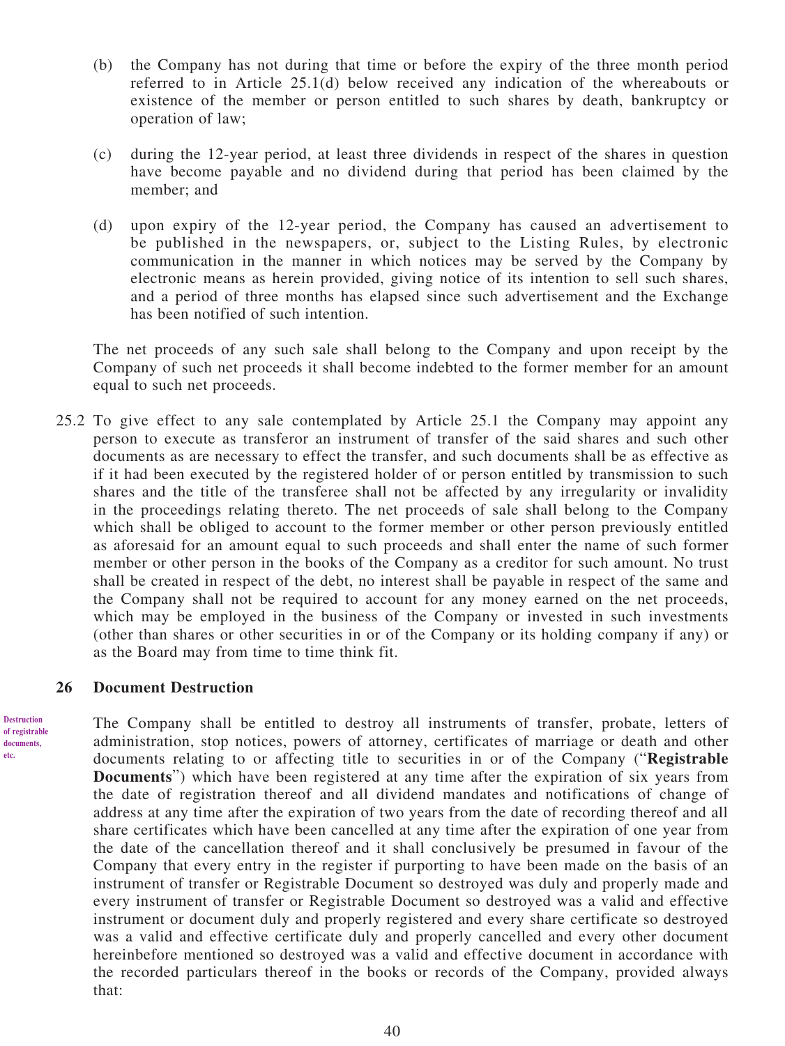(b) the Company has not during that time or before the expiry of the three month period referred to in Article 25.1(d) below received any indication of the whereabouts or existence of the member or person entitled to such shares by death, bankruptcy or operation of law;

(c) during the 12-year period, at least three dividends in respect of the shares in question have become payable and no dividend during that period has been claimed by the member; and

(d) upon expiry of the 12-year period, the Company has caused an advertisement to be published in the newspapers, or, subject to the Listing Rules, by electronic communication in the manner in which notices may be served by the Company by electronic means as herein provided, giving notice of its intention to sell such shares, and a period of three months has elapsed since such advertisement and the Exchange has been notified of such intention.

The net proceeds of any such sale shall belong to the Company and upon receipt by the Company of such net proceeds it shall become indebted to the former member for an amount equal to such net proceeds.

25.2 To give effect to any sale contemplated by Article 25.1 the Company may appoint any person to execute as transferor an instrument of transfer of the said shares and such other documents as are necessary to effect the transfer, and such documents shall be as effective as if it had been executed by the registered holder of or person entitled by transmission to such shares and the title of the transferee shall not be affected by any irregularity or invalidity in the proceedings relating thereto. The net proceeds of sale shall belong to the Company which shall be obliged to account to the former member or other person previously entitled as aforesaid for an amount equal to such proceeds and shall enter the name of such former member or other person in the books of the Company as a creditor for such amount. No trust shall be created in respect of the debt, no interest shall be payable in respect of the same and the Company shall not be required to account for any money earned on the net proceeds, which may be employed in the business of the Company or invested in such investments (other than shares or other securities in or of the Company or its holding company if any) or as the Board may from time to time think fit.

## 26 Document Destruction

Destruction of registrable documents, etc.

The Company shall be entitled to destroy all instruments of transfer, probate, letters of administration, stop notices, powers of attorney, certificates of marriage or death and other documents relating to or affecting title to securities in or of the Company ("**Registrable Documents**") which have been registered at any time after the expiration of six years from the date of registration thereof and all dividend mandates and notifications of change of address at any time after the expiration of two years from the date of recording thereof and all share certificates which have been cancelled at any time after the expiration of one year from the date of the cancellation thereof and it shall conclusively be presumed in favour of the Company that every entry in the register if purporting to have been made on the basis of an instrument of transfer or Registrable Document so destroyed was duly and properly made and every instrument of transfer or Registrable Document so destroyed was a valid and effective instrument or document duly and properly registered and every share certificate so destroyed was a valid and effective certificate duly and properly cancelled and every other document hereinbefore mentioned so destroyed was a valid and effective document in accordance with the recorded particulars thereof in the books or records of the Company, provided always that: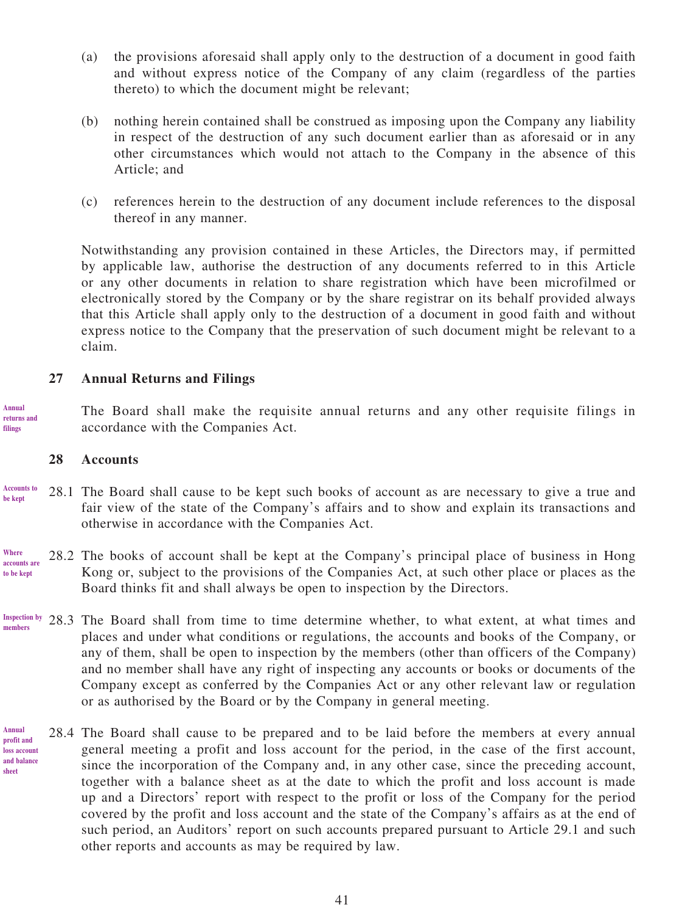(a) the provisions aforesaid shall apply only to the destruction of a document in good faith and without express notice of the Company of any claim (regardless of the parties thereto) to which the document might be relevant;

(b) nothing herein contained shall be construed as imposing upon the Company any liability in respect of the destruction of any such document earlier than as aforesaid or in any other circumstances which would not attach to the Company in the absence of this Article; and

(c) references herein to the destruction of any document include references to the disposal thereof in any manner.

Notwithstanding any provision contained in these Articles, the Directors may, if permitted by applicable law, authorise the destruction of any documents referred to in this Article or any other documents in relation to share registration which have been microfilmed or electronically stored by the Company or by the share registrar on its behalf provided always that this Article shall apply only to the destruction of a document in good faith and without express notice to the Company that the preservation of such document might be relevant to a claim.

## 27 Annual Returns and Filings

*Annual returns and filings*

The Board shall make the requisite annual returns and any other requisite filings in accordance with the Companies Act.

## 28 Accounts

*Accounts to be kept*

28.1 The Board shall cause to be kept such books of account as are necessary to give a true and fair view of the state of the Company's affairs and to show and explain its transactions and otherwise in accordance with the Companies Act.

*Where accounts are to be kept*

28.2 The books of account shall be kept at the Company's principal place of business in Hong Kong or, subject to the provisions of the Companies Act, at such other place or places as the Board thinks fit and shall always be open to inspection by the Directors.

*Inspection by members*

28.3 The Board shall from time to time determine whether, to what extent, at what times and places and under what conditions or regulations, the accounts and books of the Company, or any of them, shall be open to inspection by the members (other than officers of the Company) and no member shall have any right of inspecting any accounts or books or documents of the Company except as conferred by the Companies Act or any other relevant law or regulation or as authorised by the Board or by the Company in general meeting.

*Annual profit and loss account and balance sheet*

28.4 The Board shall cause to be prepared and to be laid before the members at every annual general meeting a profit and loss account for the period, in the case of the first account, since the incorporation of the Company and, in any other case, since the preceding account, together with a balance sheet as at the date to which the profit and loss account is made up and a Directors' report with respect to the profit or loss of the Company for the period covered by the profit and loss account and the state of the Company's affairs as at the end of such period, an Auditors' report on such accounts prepared pursuant to Article 29.1 and such other reports and accounts as may be required by law.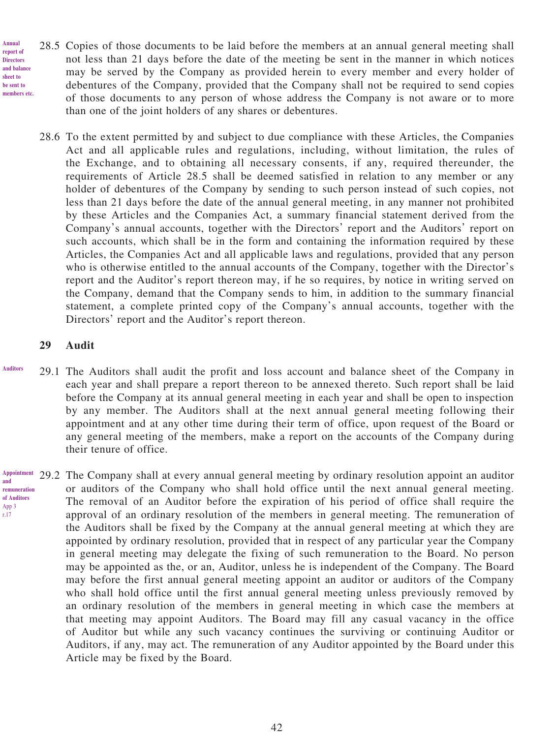Annual report of Directors and balance sheet to be sent to members etc.

28.5 Copies of those documents to be laid before the members at an annual general meeting shall not less than 21 days before the date of the meeting be sent in the manner in which notices may be served by the Company as provided herein to every member and every holder of debentures of the Company, provided that the Company shall not be required to send copies of those documents to any person of whose address the Company is not aware or to more than one of the joint holders of any shares or debentures.

28.6 To the extent permitted by and subject to due compliance with these Articles, the Companies Act and all applicable rules and regulations, including, without limitation, the rules of the Exchange, and to obtaining all necessary consents, if any, required thereunder, the requirements of Article 28.5 shall be deemed satisfied in relation to any member or any holder of debentures of the Company by sending to such person instead of such copies, not less than 21 days before the date of the annual general meeting, in any manner not prohibited by these Articles and the Companies Act, a summary financial statement derived from the Company's annual accounts, together with the Directors' report and the Auditors' report on such accounts, which shall be in the form and containing the information required by these Articles, the Companies Act and all applicable laws and regulations, provided that any person who is otherwise entitled to the annual accounts of the Company, together with the Director's report and the Auditor's report thereon may, if he so requires, by notice in writing served on the Company, demand that the Company sends to him, in addition to the summary financial statement, a complete printed copy of the Company's annual accounts, together with the Directors' report and the Auditor's report thereon.

## 29 Audit

Auditors

29.1 The Auditors shall audit the profit and loss account and balance sheet of the Company in each year and shall prepare a report thereon to be annexed thereto. Such report shall be laid before the Company at its annual general meeting in each year and shall be open to inspection by any member. The Auditors shall at the next annual general meeting following their appointment and at any other time during their term of office, upon request of the Board or any general meeting of the members, make a report on the accounts of the Company during their tenure of office.

Appointment and remuneration of Auditors
App 3 r.17

29.2 The Company shall at every annual general meeting by ordinary resolution appoint an auditor or auditors of the Company who shall hold office until the next annual general meeting. The removal of an Auditor before the expiration of his period of office shall require the approval of an ordinary resolution of the members in general meeting. The remuneration of the Auditors shall be fixed by the Company at the annual general meeting at which they are appointed by ordinary resolution, provided that in respect of any particular year the Company in general meeting may delegate the fixing of such remuneration to the Board. No person may be appointed as the, or an, Auditor, unless he is independent of the Company. The Board may before the first annual general meeting appoint an auditor or auditors of the Company who shall hold office until the first annual general meeting unless previously removed by an ordinary resolution of the members in general meeting in which case the members at that meeting may appoint Auditors. The Board may fill any casual vacancy in the office of Auditor but while any such vacancy continues the surviving or continuing Auditor or Auditors, if any, may act. The remuneration of any Auditor appointed by the Board under this Article may be fixed by the Board.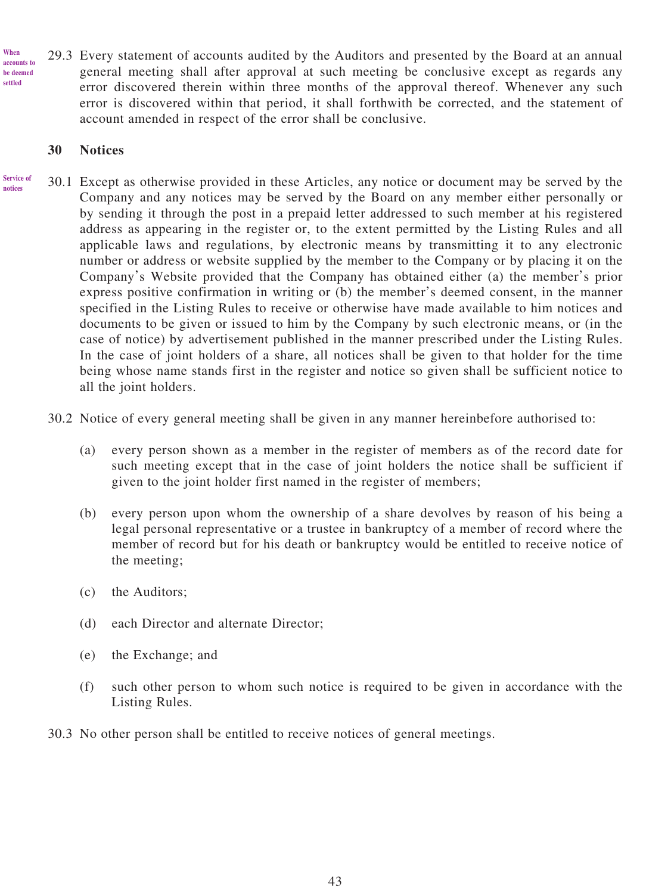**When accounts to be deemed settled**

29.3 Every statement of accounts audited by the Auditors and presented by the Board at an annual general meeting shall after approval at such meeting be conclusive except as regards any error discovered therein within three months of the approval thereof. Whenever any such error is discovered within that period, it shall forthwith be corrected, and the statement of account amended in respect of the error shall be conclusive.

## 30 Notices

**Service of notices**

30.1 Except as otherwise provided in these Articles, any notice or document may be served by the Company and any notices may be served by the Board on any member either personally or by sending it through the post in a prepaid letter addressed to such member at his registered address as appearing in the register or, to the extent permitted by the Listing Rules and all applicable laws and regulations, by electronic means by transmitting it to any electronic number or address or website supplied by the member to the Company or by placing it on the Company's Website provided that the Company has obtained either (a) the member's prior express positive confirmation in writing or (b) the member's deemed consent, in the manner specified in the Listing Rules to receive or otherwise have made available to him notices and documents to be given or issued to him by the Company by such electronic means, or (in the case of notice) by advertisement published in the manner prescribed under the Listing Rules. In the case of joint holders of a share, all notices shall be given to that holder for the time being whose name stands first in the register and notice so given shall be sufficient notice to all the joint holders.

30.2 Notice of every general meeting shall be given in any manner hereinbefore authorised to:

(a) every person shown as a member in the register of members as of the record date for such meeting except that in the case of joint holders the notice shall be sufficient if given to the joint holder first named in the register of members;

(b) every person upon whom the ownership of a share devolves by reason of his being a legal personal representative or a trustee in bankruptcy of a member of record where the member of record but for his death or bankruptcy would be entitled to receive notice of the meeting;

(c) the Auditors;

(d) each Director and alternate Director;

(e) the Exchange; and

(f) such other person to whom such notice is required to be given in accordance with the Listing Rules.

30.3 No other person shall be entitled to receive notices of general meetings.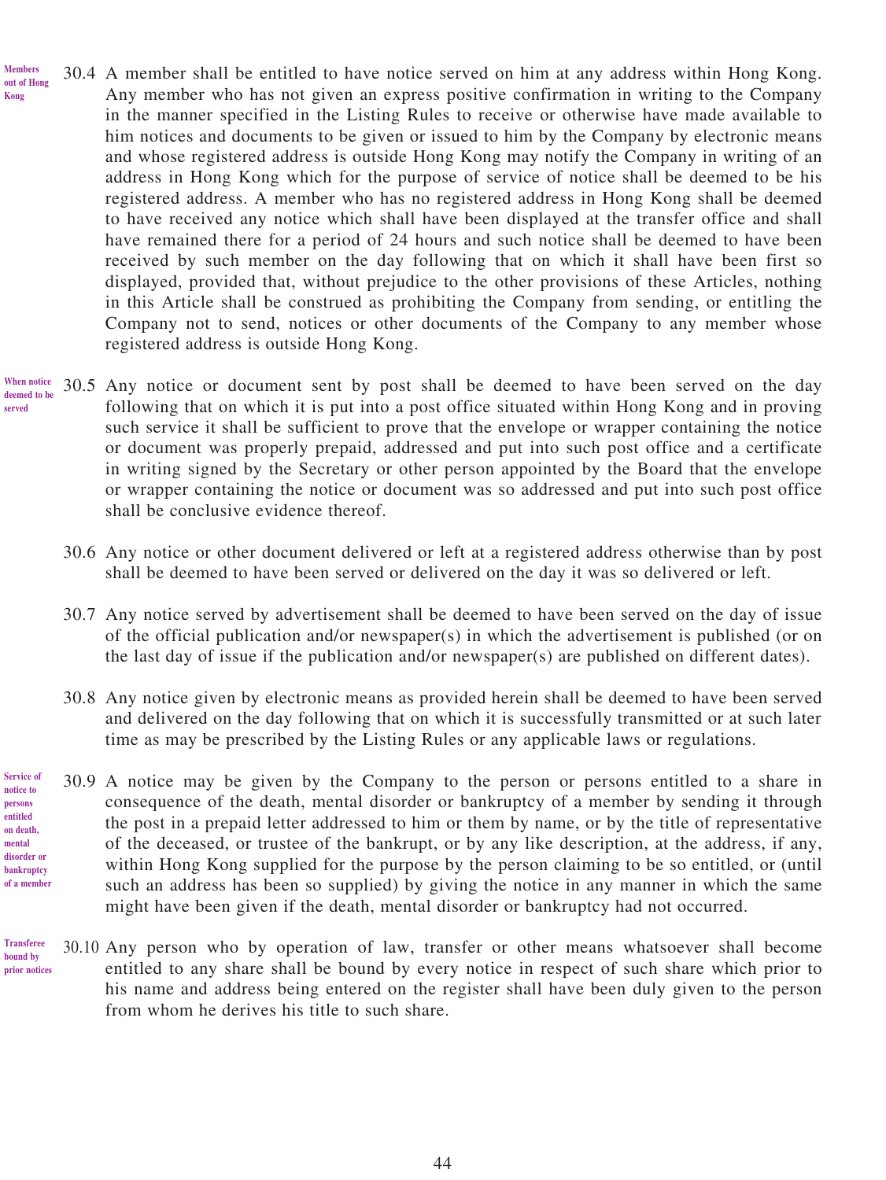**Members out of Hong Kong**

30.4 A member shall be entitled to have notice served on him at any address within Hong Kong. Any member who has not given an express positive confirmation in writing to the Company in the manner specified in the Listing Rules to receive or otherwise have made available to him notices and documents to be given or issued to him by the Company by electronic means and whose registered address is outside Hong Kong may notify the Company in writing of an address in Hong Kong which for the purpose of service of notice shall be deemed to be his registered address. A member who has no registered address in Hong Kong shall be deemed to have received any notice which shall have been displayed at the transfer office and shall have remained there for a period of 24 hours and such notice shall be deemed to have been received by such member on the day following that on which it shall have been first so displayed, provided that, without prejudice to the other provisions of these Articles, nothing in this Article shall be construed as prohibiting the Company from sending, or entitling the Company not to send, notices or other documents of the Company to any member whose registered address is outside Hong Kong.

**When notice deemed to be served**

30.5 Any notice or document sent by post shall be deemed to have been served on the day following that on which it is put into a post office situated within Hong Kong and in proving such service it shall be sufficient to prove that the envelope or wrapper containing the notice or document was properly prepaid, addressed and put into such post office and a certificate in writing signed by the Secretary or other person appointed by the Board that the envelope or wrapper containing the notice or document was so addressed and put into such post office shall be conclusive evidence thereof.

30.6 Any notice or other document delivered or left at a registered address otherwise than by post shall be deemed to have been served or delivered on the day it was so delivered or left.

30.7 Any notice served by advertisement shall be deemed to have been served on the day of issue of the official publication and/or newspaper(s) in which the advertisement is published (or on the last day of issue if the publication and/or newspaper(s) are published on different dates).

30.8 Any notice given by electronic means as provided herein shall be deemed to have been served and delivered on the day following that on which it is successfully transmitted or at such later time as may be prescribed by the Listing Rules or any applicable laws or regulations.

**Service of notice to persons entitled on death, mental disorder or bankruptcy of a member**

30.9 A notice may be given by the Company to the person or persons entitled to a share in consequence of the death, mental disorder or bankruptcy of a member by sending it through the post in a prepaid letter addressed to him or them by name, or by the title of representative of the deceased, or trustee of the bankrupt, or by any like description, at the address, if any, within Hong Kong supplied for the purpose by the person claiming to be so entitled, or (until such an address has been so supplied) by giving the notice in any manner in which the same might have been given if the death, mental disorder or bankruptcy had not occurred.

**Transferee bound by prior notices**

30.10 Any person who by operation of law, transfer or other means whatsoever shall become entitled to any share shall be bound by every notice in respect of such share which prior to his name and address being entered on the register shall have been duly given to the person from whom he derives his title to such share.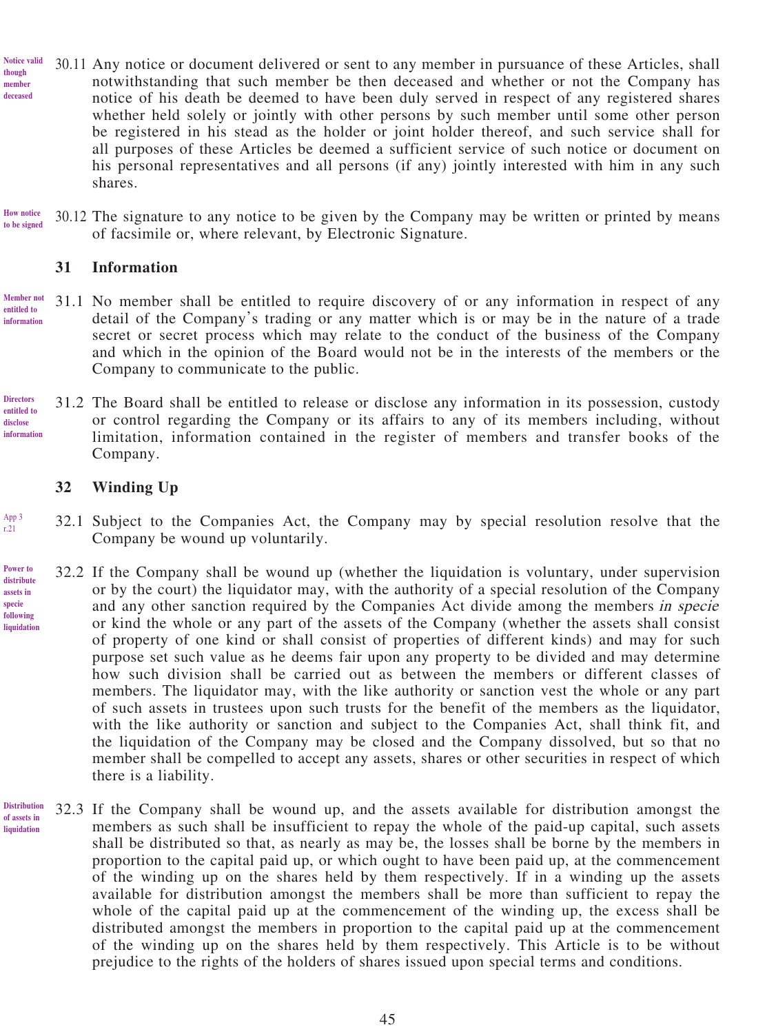30.11 Any notice or document delivered or sent to any member in pursuance of these Articles, shall notwithstanding that such member be then deceased and whether or not the Company has notice of his death be deemed to have been duly served in respect of any registered shares whether held solely or jointly with other persons by such member until some other person be registered in his stead as the holder or joint holder thereof, and such service shall for all purposes of these Articles be deemed a sufficient service of such notice or document on his personal representatives and all persons (if any) jointly interested with him in any such shares.

30.12 The signature to any notice to be given by the Company may be written or printed by means of facsimile or, where relevant, by Electronic Signature.

## 31 Information

31.1 No member shall be entitled to require discovery of or any information in respect of any detail of the Company's trading or any matter which is or may be in the nature of a trade secret or secret process which may relate to the conduct of the business of the Company and which in the opinion of the Board would not be in the interests of the members or the Company to communicate to the public.

31.2 The Board shall be entitled to release or disclose any information in its possession, custody or control regarding the Company or its affairs to any of its members including, without limitation, information contained in the register of members and transfer books of the Company.

## 32 Winding Up

32.1 Subject to the Companies Act, the Company may by special resolution resolve that the Company be wound up voluntarily.

32.2 If the Company shall be wound up (whether the liquidation is voluntary, under supervision or by the court) the liquidator may, with the authority of a special resolution of the Company and any other sanction required by the Companies Act divide among the members *in specie* or kind the whole or any part of the assets of the Company (whether the assets shall consist of property of one kind or shall consist of properties of different kinds) and may for such purpose set such value as he deems fair upon any property to be divided and may determine how such division shall be carried out as between the members or different classes of members. The liquidator may, with the like authority or sanction vest the whole or any part of such assets in trustees upon such trusts for the benefit of the members as the liquidator, with the like authority or sanction and subject to the Companies Act, shall think fit, and the liquidation of the Company may be closed and the Company dissolved, but so that no member shall be compelled to accept any assets, shares or other securities in respect of which there is a liability.

32.3 If the Company shall be wound up, and the assets available for distribution amongst the members as such shall be insufficient to repay the whole of the paid-up capital, such assets shall be distributed so that, as nearly as may be, the losses shall be borne by the members in proportion to the capital paid up, or which ought to have been paid up, at the commencement of the winding up on the shares held by them respectively. If in a winding up the assets available for distribution amongst the members shall be more than sufficient to repay the whole of the capital paid up at the commencement of the winding up, the excess shall be distributed amongst the members in proportion to the capital paid up at the commencement of the winding up on the shares held by them respectively. This Article is to be without prejudice to the rights of the holders of shares issued upon special terms and conditions.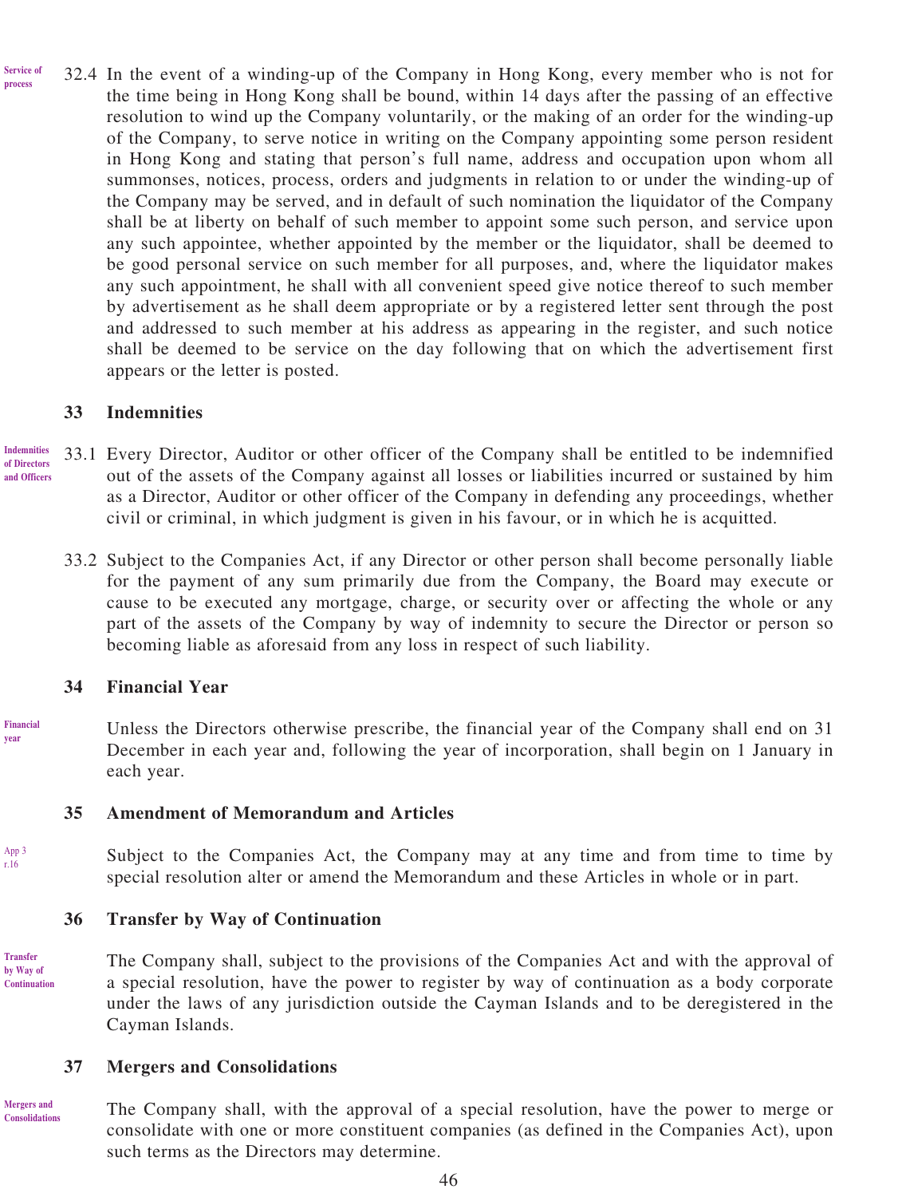Service of process

32.4 In the event of a winding-up of the Company in Hong Kong, every member who is not for the time being in Hong Kong shall be bound, within 14 days after the passing of an effective resolution to wind up the Company voluntarily, or the making of an order for the winding-up of the Company, to serve notice in writing on the Company appointing some person resident in Hong Kong and stating that person's full name, address and occupation upon whom all summonses, notices, process, orders and judgments in relation to or under the winding-up of the Company may be served, and in default of such nomination the liquidator of the Company shall be at liberty on behalf of such member to appoint some such person, and service upon any such appointee, whether appointed by the member or the liquidator, shall be deemed to be good personal service on such member for all purposes, and, where the liquidator makes any such appointment, he shall with all convenient speed give notice thereof to such member by advertisement as he shall deem appropriate or by a registered letter sent through the post and addressed to such member at his address as appearing in the register, and such notice shall be deemed to be service on the day following that on which the advertisement first appears or the letter is posted.

## 33 Indemnities

Indemnities of Directors and Officers

33.1 Every Director, Auditor or other officer of the Company shall be entitled to be indemnified out of the assets of the Company against all losses or liabilities incurred or sustained by him as a Director, Auditor or other officer of the Company in defending any proceedings, whether civil or criminal, in which judgment is given in his favour, or in which he is acquitted.

33.2 Subject to the Companies Act, if any Director or other person shall become personally liable for the payment of any sum primarily due from the Company, the Board may execute or cause to be executed any mortgage, charge, or security over or affecting the whole or any part of the assets of the Company by way of indemnity to secure the Director or person so becoming liable as aforesaid from any loss in respect of such liability.

## 34 Financial Year

Financial year

Unless the Directors otherwise prescribe, the financial year of the Company shall end on 31 December in each year and, following the year of incorporation, shall begin on 1 January in each year.

## 35 Amendment of Memorandum and Articles

App 3 r.16

Subject to the Companies Act, the Company may at any time and from time to time by special resolution alter or amend the Memorandum and these Articles in whole or in part.

## 36 Transfer by Way of Continuation

Transfer by Way of Continuation

The Company shall, subject to the provisions of the Companies Act and with the approval of a special resolution, have the power to register by way of continuation as a body corporate under the laws of any jurisdiction outside the Cayman Islands and to be deregistered in the Cayman Islands.

## 37 Mergers and Consolidations

Mergers and Consolidations

The Company shall, with the approval of a special resolution, have the power to merge or consolidate with one or more constituent companies (as defined in the Companies Act), upon such terms as the Directors may determine.